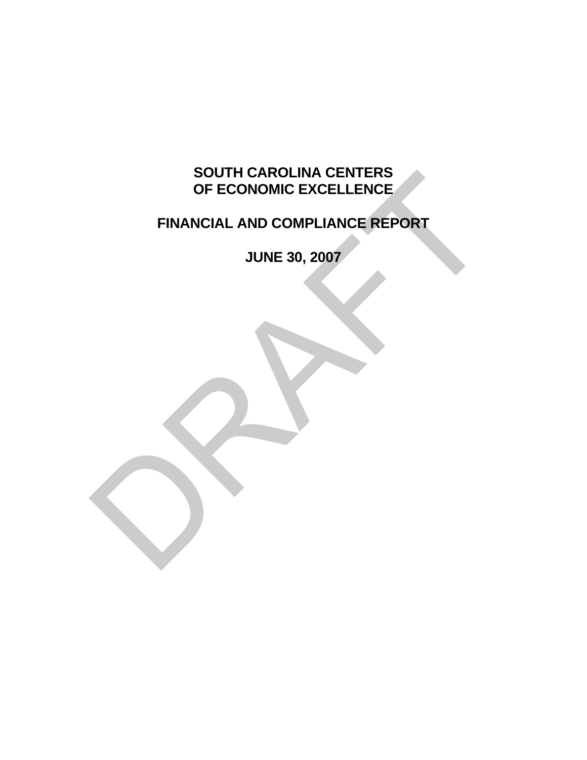# SOUTH CAROLINA CENTERS OF ECONOMIC EXCELLENCE

## FINANCIAL AND COMPLIANCE REPORT

## JUNE 30, 2007

DRAFT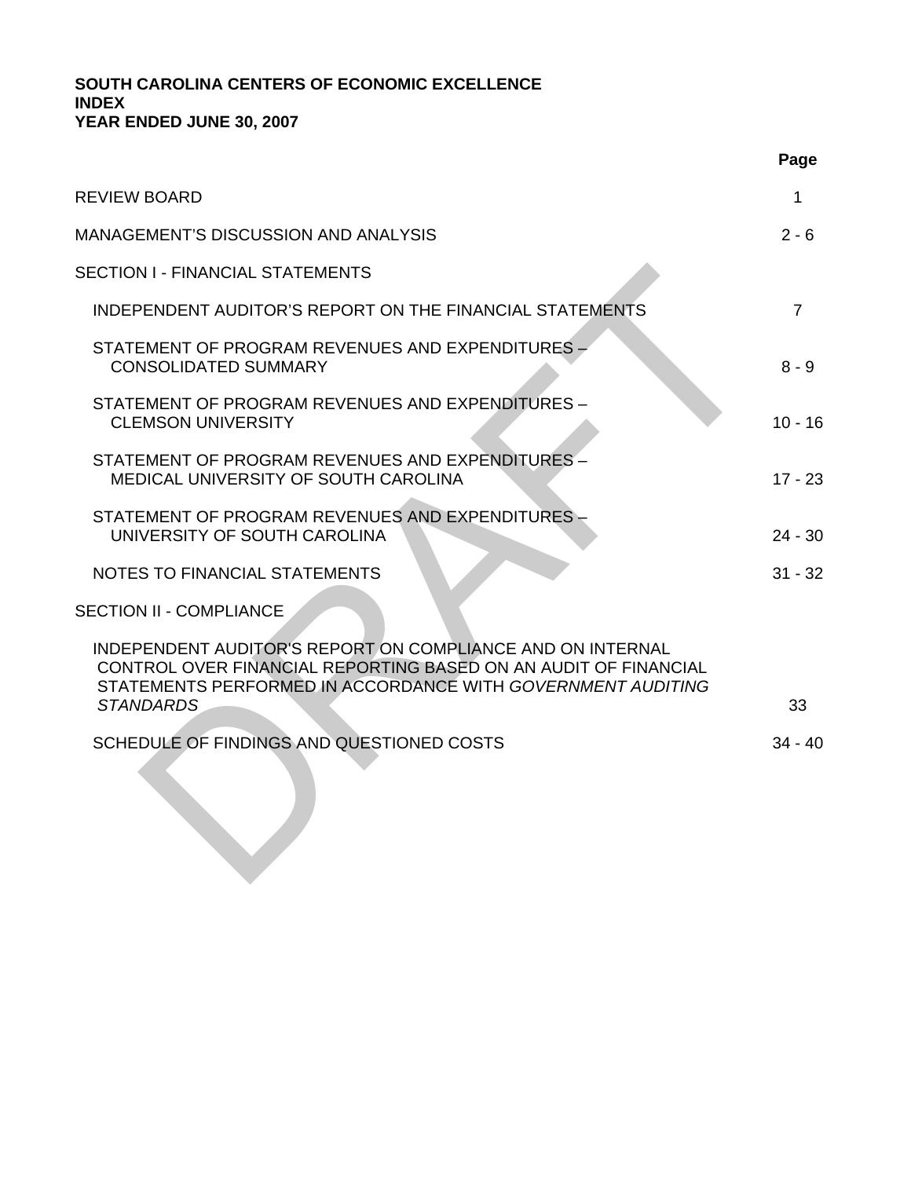**SOUTH CAROLINA CENTERS OF ECONOMIC EXCELLENCE**
**INDEX**
**YEAR ENDED JUNE 30, 2007**

| | Page |
|---|---|
| REVIEW BOARD | 1 |
| MANAGEMENT'S DISCUSSION AND ANALYSIS | 2 - 6 |
| SECTION I - FINANCIAL STATEMENTS | |
| INDEPENDENT AUDITOR'S REPORT ON THE FINANCIAL STATEMENTS | 7 |
| STATEMENT OF PROGRAM REVENUES AND EXPENDITURES – CONSOLIDATED SUMMARY | 8 - 9 |
| STATEMENT OF PROGRAM REVENUES AND EXPENDITURES – CLEMSON UNIVERSITY | 10 - 16 |
| STATEMENT OF PROGRAM REVENUES AND EXPENDITURES – MEDICAL UNIVERSITY OF SOUTH CAROLINA | 17 - 23 |
| STATEMENT OF PROGRAM REVENUES AND EXPENDITURES – UNIVERSITY OF SOUTH CAROLINA | 24 - 30 |
| NOTES TO FINANCIAL STATEMENTS | 31 - 32 |
| SECTION II - COMPLIANCE | |
| INDEPENDENT AUDITOR'S REPORT ON COMPLIANCE AND ON INTERNAL CONTROL OVER FINANCIAL REPORTING BASED ON AN AUDIT OF FINANCIAL STATEMENTS PERFORMED IN ACCORDANCE WITH *GOVERNMENT AUDITING STANDARDS* | 33 |
| SCHEDULE OF FINDINGS AND QUESTIONED COSTS | 34 - 40 |

DRAFT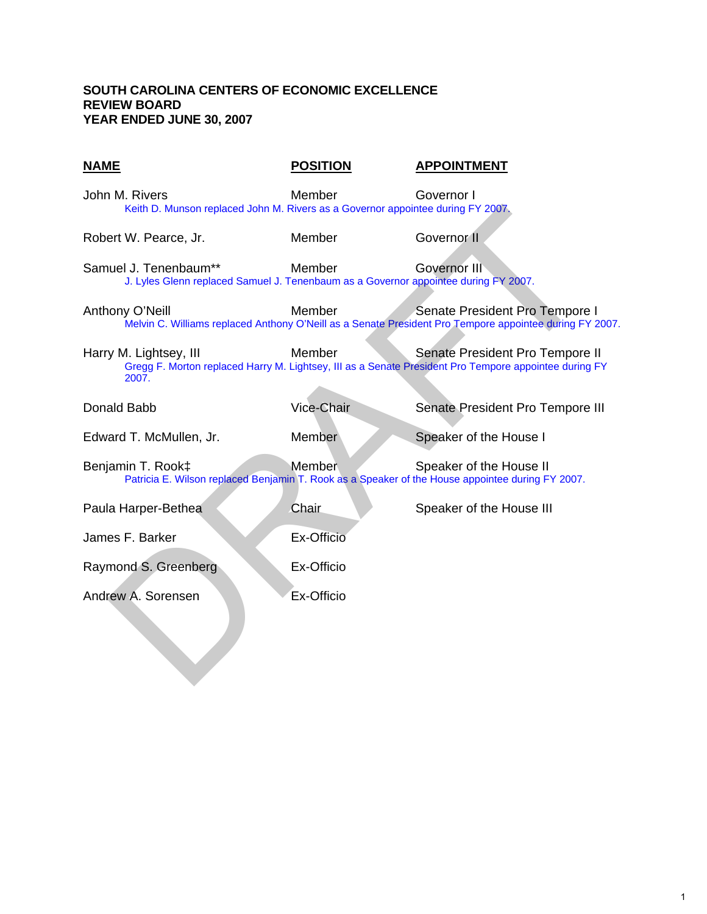**SOUTH CAROLINA CENTERS OF ECONOMIC EXCELLENCE**
**REVIEW BOARD**
**YEAR ENDED JUNE 30, 2007**

| NAME | POSITION | APPOINTMENT |
| --- | --- | --- |
| John M. Rivers | Member | Governor I |
| Keith D. Munson replaced John M. Rivers as a Governor appointee during FY 2007. | | |
| Robert W. Pearce, Jr. | Member | Governor II |
| Samuel J. Tenenbaum** | Member | Governor III |
| J. Lyles Glenn replaced Samuel J. Tenenbaum as a Governor appointee during FY 2007. | | |
| Anthony O'Neill | Member | Senate President Pro Tempore I |
| Melvin C. Williams replaced Anthony O'Neill as a Senate President Pro Tempore appointee during FY 2007. | | |
| Harry M. Lightsey, III | Member | Senate President Pro Tempore II |
| Gregg F. Morton replaced Harry M. Lightsey, III as a Senate President Pro Tempore appointee during FY 2007. | | |
| Donald Babb | Vice-Chair | Senate President Pro Tempore III |
| Edward T. McMullen, Jr. | Member | Speaker of the House I |
| Benjamin T. Rook‡ | Member | Speaker of the House II |
| Patricia E. Wilson replaced Benjamin T. Rook as a Speaker of the House appointee during FY 2007. | | |
| Paula Harper-Bethea | Chair | Speaker of the House III |
| James F. Barker | Ex-Officio | |
| Raymond S. Greenberg | Ex-Officio | |
| Andrew A. Sorensen | Ex-Officio | |

DRAFT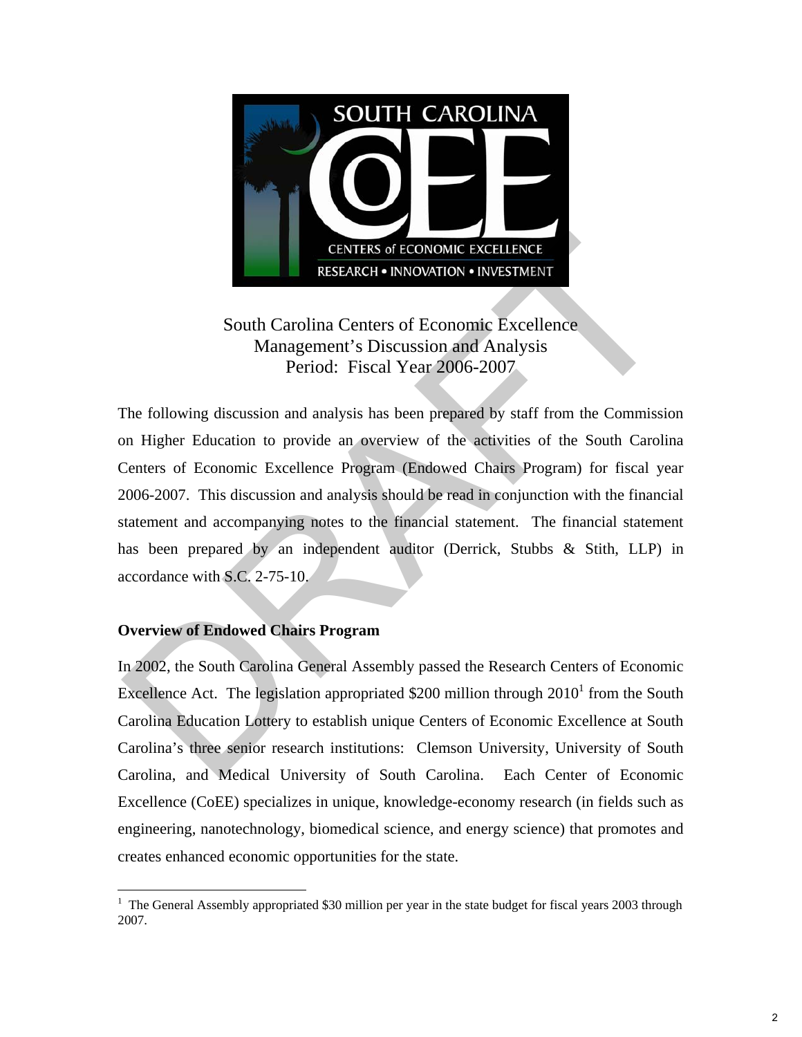South Carolina Centers of Economic Excellence
Management's Discussion and Analysis
Period: Fiscal Year 2006-2007

The following discussion and analysis has been prepared by staff from the Commission on Higher Education to provide an overview of the activities of the South Carolina Centers of Economic Excellence Program (Endowed Chairs Program) for fiscal year 2006-2007. This discussion and analysis should be read in conjunction with the financial statement and accompanying notes to the financial statement. The financial statement has been prepared by an independent auditor (Derrick, Stubbs & Stith, LLP) in accordance with S.C. 2-75-10.

**Overview of Endowed Chairs Program**

In 2002, the South Carolina General Assembly passed the Research Centers of Economic Excellence Act. The legislation appropriated $200 million through 2010[1] from the South Carolina Education Lottery to establish unique Centers of Economic Excellence at South Carolina's three senior research institutions: Clemson University, University of South Carolina, and Medical University of South Carolina. Each Center of Economic Excellence (CoEE) specializes in unique, knowledge-economy research (in fields such as engineering, nanotechnology, biomedical science, and energy science) that promotes and creates enhanced economic opportunities for the state.

[1] The General Assembly appropriated $30 million per year in the state budget for fiscal years 2003 through 2007.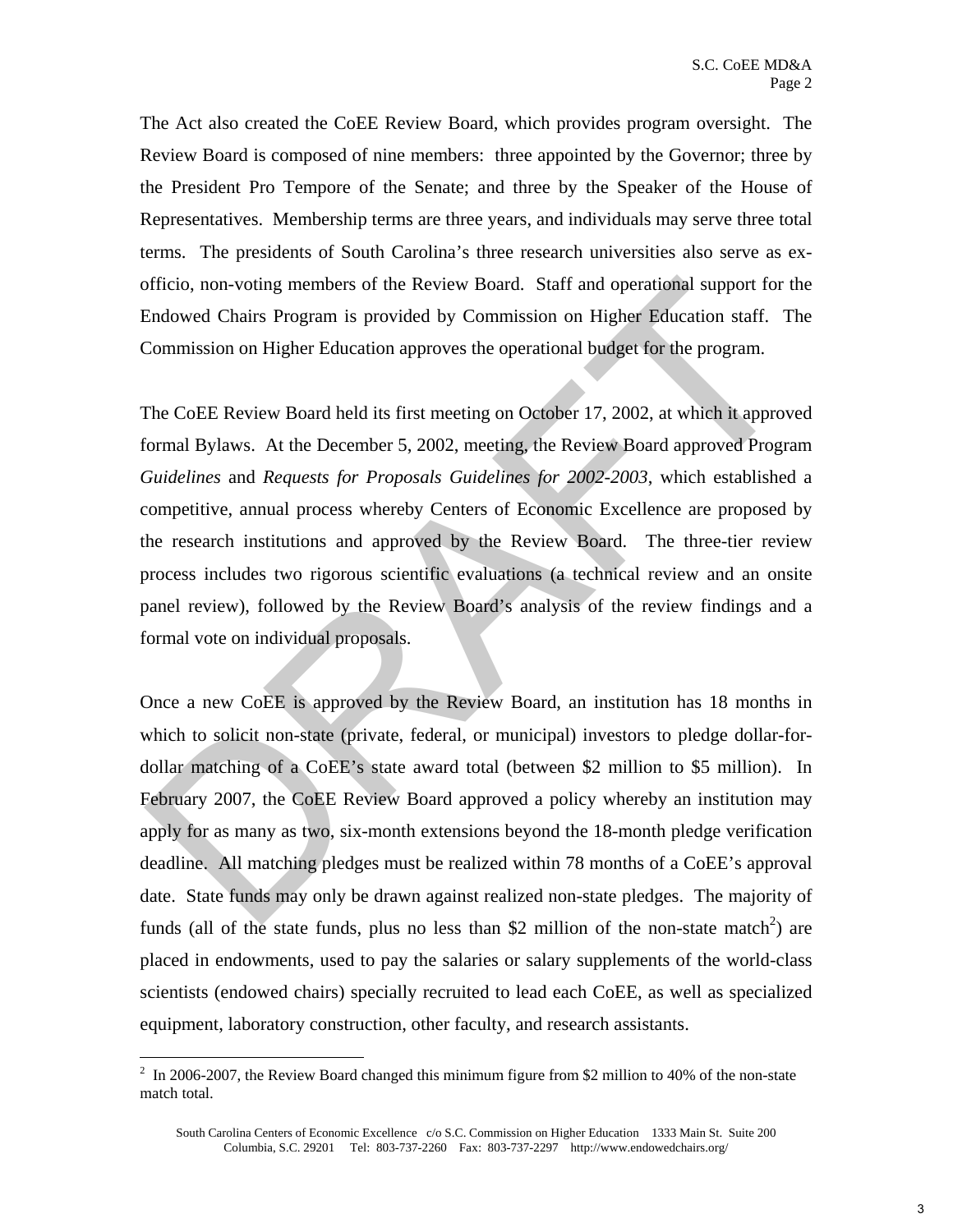The Act also created the CoEE Review Board, which provides program oversight. The Review Board is composed of nine members: three appointed by the Governor; three by the President Pro Tempore of the Senate; and three by the Speaker of the House of Representatives. Membership terms are three years, and individuals may serve three total terms. The presidents of South Carolina's three research universities also serve as ex-officio, non-voting members of the Review Board. Staff and operational support for the Endowed Chairs Program is provided by Commission on Higher Education staff. The Commission on Higher Education approves the operational budget for the program.

The CoEE Review Board held its first meeting on October 17, 2002, at which it approved formal Bylaws. At the December 5, 2002, meeting, the Review Board approved Program *Guidelines* and *Requests for Proposals Guidelines for 2002-2003*, which established a competitive, annual process whereby Centers of Economic Excellence are proposed by the research institutions and approved by the Review Board. The three-tier review process includes two rigorous scientific evaluations (a technical review and an onsite panel review), followed by the Review Board's analysis of the review findings and a formal vote on individual proposals.

Once a new CoEE is approved by the Review Board, an institution has 18 months in which to solicit non-state (private, federal, or municipal) investors to pledge dollar-for-dollar matching of a CoEE's state award total (between \$2 million to \$5 million). In February 2007, the CoEE Review Board approved a policy whereby an institution may apply for as many as two, six-month extensions beyond the 18-month pledge verification deadline. All matching pledges must be realized within 78 months of a CoEE's approval date. State funds may only be drawn against realized non-state pledges. The majority of funds (all of the state funds, plus no less than \$2 million of the non-state match[2]) are placed in endowments, used to pay the salaries or salary supplements of the world-class scientists (endowed chairs) specially recruited to lead each CoEE, as well as specialized equipment, laboratory construction, other faculty, and research assistants.

[2] In 2006-2007, the Review Board changed this minimum figure from \$2 million to 40% of the non-state match total.

South Carolina Centers of Economic Excellence c/o S.C. Commission on Higher Education 1333 Main St. Suite 200 Columbia, S.C. 29201 Tel: 803-737-2260 Fax: 803-737-2297 http://www.endowedchairs.org/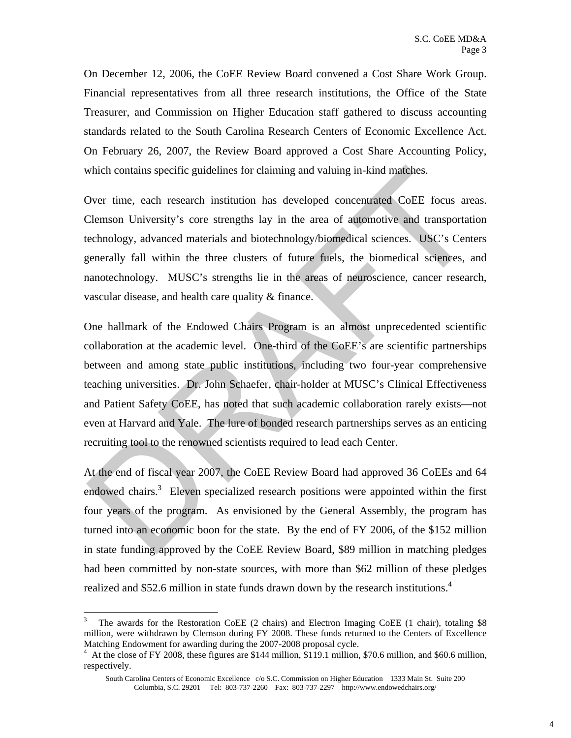On December 12, 2006, the CoEE Review Board convened a Cost Share Work Group. Financial representatives from all three research institutions, the Office of the State Treasurer, and Commission on Higher Education staff gathered to discuss accounting standards related to the South Carolina Research Centers of Economic Excellence Act. On February 26, 2007, the Review Board approved a Cost Share Accounting Policy, which contains specific guidelines for claiming and valuing in-kind matches.

Over time, each research institution has developed concentrated CoEE focus areas. Clemson University's core strengths lay in the area of automotive and transportation technology, advanced materials and biotechnology/biomedical sciences. USC's Centers generally fall within the three clusters of future fuels, the biomedical sciences, and nanotechnology. MUSC's strengths lie in the areas of neuroscience, cancer research, vascular disease, and health care quality & finance.

One hallmark of the Endowed Chairs Program is an almost unprecedented scientific collaboration at the academic level. One-third of the CoEE's are scientific partnerships between and among state public institutions, including two four-year comprehensive teaching universities. Dr. John Schaefer, chair-holder at MUSC's Clinical Effectiveness and Patient Safety CoEE, has noted that such academic collaboration rarely exists—not even at Harvard and Yale. The lure of bonded research partnerships serves as an enticing recruiting tool to the renowned scientists required to lead each Center.

At the end of fiscal year 2007, the CoEE Review Board had approved 36 CoEEs and 64 endowed chairs.[3] Eleven specialized research positions were appointed within the first four years of the program. As envisioned by the General Assembly, the program has turned into an economic boon for the state. By the end of FY 2006, of the $152 million in state funding approved by the CoEE Review Board, $89 million in matching pledges had been committed by non-state sources, with more than $62 million of these pledges realized and $52.6 million in state funds drawn down by the research institutions.[4]

---

[3] The awards for the Restoration CoEE (2 chairs) and Electron Imaging CoEE (1 chair), totaling $8 million, were withdrawn by Clemson during FY 2008. These funds returned to the Centers of Excellence Matching Endowment for awarding during the 2007-2008 proposal cycle.

[4] At the close of FY 2008, these figures are $144 million, $119.1 million, $70.6 million, and $60.6 million, respectively.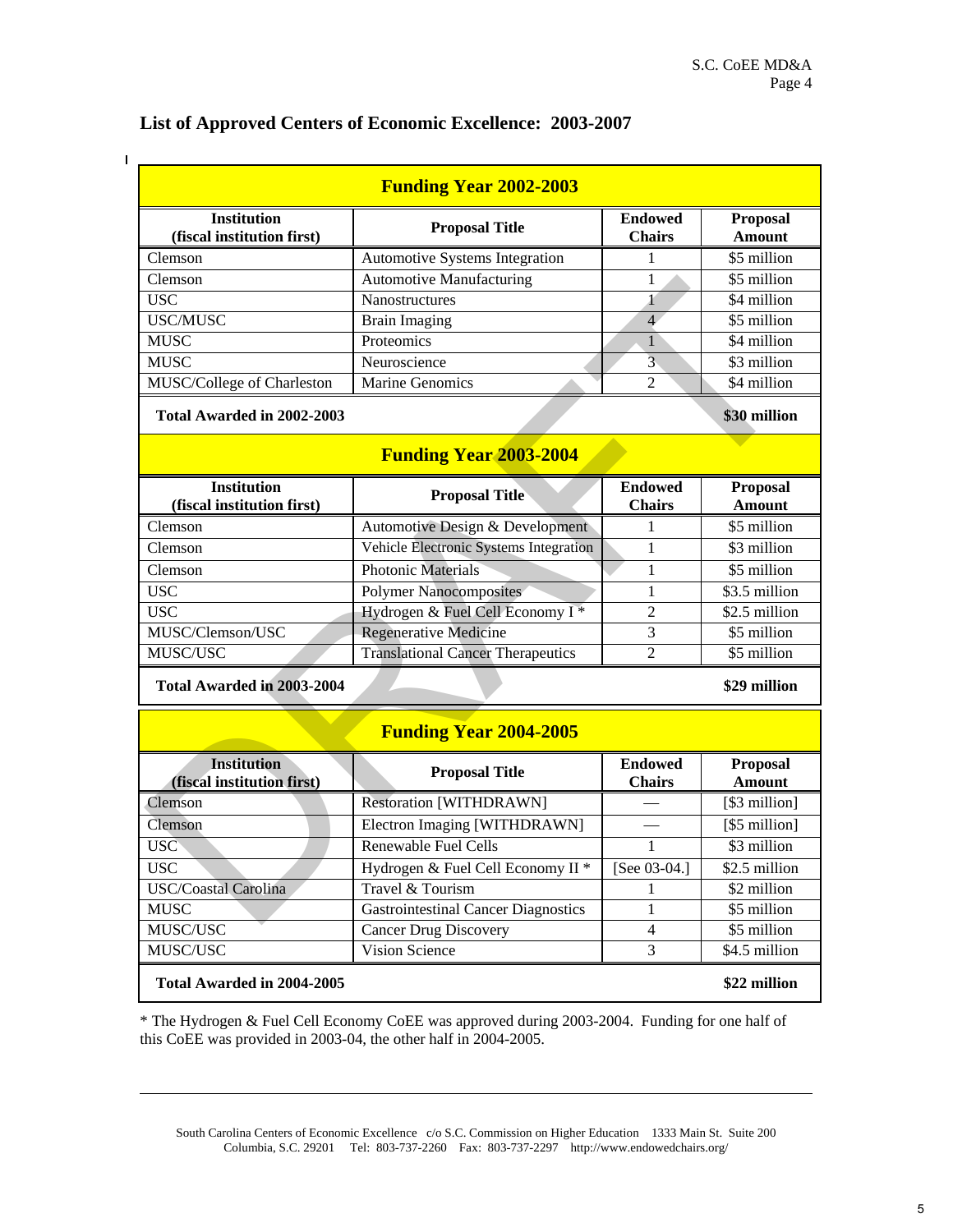## List of Approved Centers of Economic Excellence: 2003-2007

| Funding Year 2002-2003 | | | |
|---|---|---|---|
| **Institution (fiscal institution first)** | **Proposal Title** | **Endowed Chairs** | **Proposal Amount** |
| Clemson | Automotive Systems Integration | 1 | $5 million |
| Clemson | Automotive Manufacturing | 1 | $5 million |
| USC | Nanostructures | 1 | $4 million |
| USC/MUSC | Brain Imaging | 4 | $5 million |
| MUSC | Proteomics | 1 | $4 million |
| MUSC | Neuroscience | 3 | $3 million |
| MUSC/College of Charleston | Marine Genomics | 2 | $4 million |
| **Total Awarded in 2002-2003** | | | **$30 million** |

| Funding Year 2003-2004 | | | |
|---|---|---|---|
| **Institution (fiscal institution first)** | **Proposal Title** | **Endowed Chairs** | **Proposal Amount** |
| Clemson | Automotive Design & Development | 1 | $5 million |
| Clemson | Vehicle Electronic Systems Integration | 1 | $3 million |
| Clemson | Photonic Materials | 1 | $5 million |
| USC | Polymer Nanocomposites | 1 | $3.5 million |
| USC | Hydrogen & Fuel Cell Economy I * | 2 | $2.5 million |
| MUSC/Clemson/USC | Regenerative Medicine | 3 | $5 million |
| MUSC/USC | Translational Cancer Therapeutics | 2 | $5 million |
| **Total Awarded in 2003-2004** | | | **$29 million** |

| Funding Year 2004-2005 | | | |
|---|---|---|---|
| **Institution (fiscal institution first)** | **Proposal Title** | **Endowed Chairs** | **Proposal Amount** |
| Clemson | Restoration [WITHDRAWN] | — | [$3 million] |
| Clemson | Electron Imaging [WITHDRAWN] | — | [$5 million] |
| USC | Renewable Fuel Cells | 1 | $3 million |
| USC | Hydrogen & Fuel Cell Economy II * | [See 03-04.] | $2.5 million |
| USC/Coastal Carolina | Travel & Tourism | 1 | $2 million |
| MUSC | Gastrointestinal Cancer Diagnostics | 1 | $5 million |
| MUSC/USC | Cancer Drug Discovery | 4 | $5 million |
| MUSC/USC | Vision Science | 3 | $4.5 million |
| **Total Awarded in 2004-2005** | | | **$22 million** |

* The Hydrogen & Fuel Cell Economy CoEE was approved during 2003-2004. Funding for one half of this CoEE was provided in 2003-04, the other half in 2004-2005.

South Carolina Centers of Economic Excellence c/o S.C. Commission on Higher Education 1333 Main St. Suite 200 Columbia, S.C. 29201 Tel: 803-737-2260 Fax: 803-737-2297 http://www.endowedchairs.org/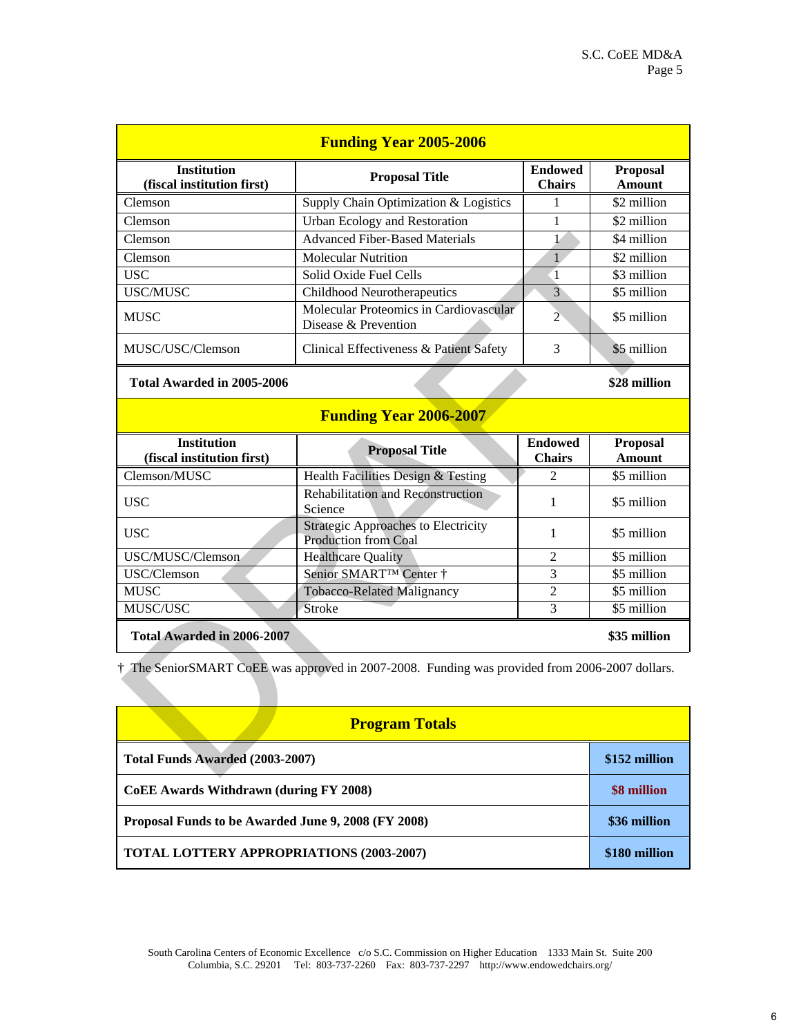| Funding Year 2005-2006 | | | |
|---|---|---|---|
| **Institution (fiscal institution first)** | **Proposal Title** | **Endowed Chairs** | **Proposal Amount** |
| Clemson | Supply Chain Optimization & Logistics | 1 | $2 million |
| Clemson | Urban Ecology and Restoration | 1 | $2 million |
| Clemson | Advanced Fiber-Based Materials | 1 | $4 million |
| Clemson | Molecular Nutrition | 1 | $2 million |
| USC | Solid Oxide Fuel Cells | 1 | $3 million |
| USC/MUSC | Childhood Neurotherapeutics | 3 | $5 million |
| MUSC | Molecular Proteomics in Cardiovascular Disease & Prevention | 2 | $5 million |
| MUSC/USC/Clemson | Clinical Effectiveness & Patient Safety | 3 | $5 million |
| **Total Awarded in 2005-2006** | | | **$28 million** |

| Funding Year 2006-2007 | | | |
|---|---|---|---|
| **Institution (fiscal institution first)** | **Proposal Title** | **Endowed Chairs** | **Proposal Amount** |
| Clemson/MUSC | Health Facilities Design & Testing | 2 | $5 million |
| USC | Rehabilitation and Reconstruction Science | 1 | $5 million |
| USC | Strategic Approaches to Electricity Production from Coal | 1 | $5 million |
| USC/MUSC/Clemson | Healthcare Quality | 2 | $5 million |
| USC/Clemson | Senior SMART™ Center † | 3 | $5 million |
| MUSC | Tobacco-Related Malignancy | 2 | $5 million |
| MUSC/USC | Stroke | 3 | $5 million |
| **Total Awarded in 2006-2007** | | | **$35 million** |

† The SeniorSMART CoEE was approved in 2007-2008. Funding was provided from 2006-2007 dollars.

| Program Totals | |
|---|---|
| **Total Funds Awarded (2003-2007)** | **$152 million** |
| **CoEE Awards Withdrawn (during FY 2008)** | **$8 million** |
| **Proposal Funds to be Awarded June 9, 2008 (FY 2008)** | **$36 million** |
| **TOTAL LOTTERY APPROPRIATIONS (2003-2007)** | **$180 million** |

South Carolina Centers of Economic Excellence c/o S.C. Commission on Higher Education 1333 Main St. Suite 200 Columbia, S.C. 29201 Tel: 803-737-2260 Fax: 803-737-2297 http://www.endowedchairs.org/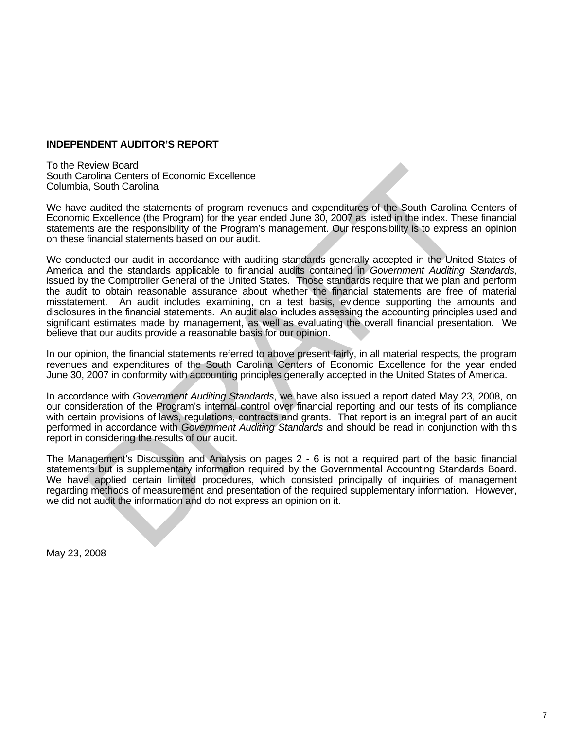**INDEPENDENT AUDITOR'S REPORT**

To the Review Board
South Carolina Centers of Economic Excellence
Columbia, South Carolina

We have audited the statements of program revenues and expenditures of the South Carolina Centers of Economic Excellence (the Program) for the year ended June 30, 2007 as listed in the index. These financial statements are the responsibility of the Program's management. Our responsibility is to express an opinion on these financial statements based on our audit.

We conducted our audit in accordance with auditing standards generally accepted in the United States of America and the standards applicable to financial audits contained in *Government Auditing Standards*, issued by the Comptroller General of the United States. Those standards require that we plan and perform the audit to obtain reasonable assurance about whether the financial statements are free of material misstatement. An audit includes examining, on a test basis, evidence supporting the amounts and disclosures in the financial statements. An audit also includes assessing the accounting principles used and significant estimates made by management, as well as evaluating the overall financial presentation. We believe that our audits provide a reasonable basis for our opinion.

In our opinion, the financial statements referred to above present fairly, in all material respects, the program revenues and expenditures of the South Carolina Centers of Economic Excellence for the year ended June 30, 2007 in conformity with accounting principles generally accepted in the United States of America.

In accordance with *Government Auditing Standards*, we have also issued a report dated May 23, 2008, on our consideration of the Program's internal control over financial reporting and our tests of its compliance with certain provisions of laws, regulations, contracts and grants. That report is an integral part of an audit performed in accordance with *Government Auditing Standards* and should be read in conjunction with this report in considering the results of our audit.

The Management's Discussion and Analysis on pages 2 - 6 is not a required part of the basic financial statements but is supplementary information required by the Governmental Accounting Standards Board. We have applied certain limited procedures, which consisted principally of inquiries of management regarding methods of measurement and presentation of the required supplementary information. However, we did not audit the information and do not express an opinion on it.

May 23, 2008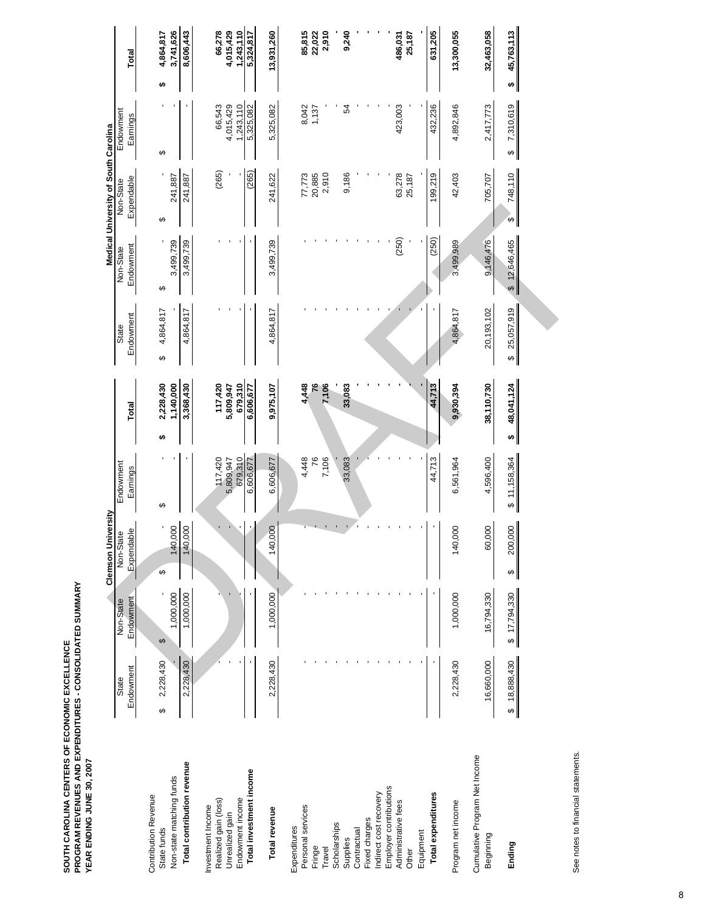**SOUTH CAROLINA CENTERS OF ECONOMIC EXCELLENCE**
**PROGRAM REVENUES AND EXPENDITURES - CONSOLIDATED SUMMARY**
**YEAR ENDING JUNE 30, 2007**

| | Clemson University | | | | | Medical University of South Carolina | | | | | |
|---|---|---|---|---|---|---|---|---|---|---|---|
| | State Endowment | Non-State Endowment | Non-State Expendable | Endowment Earnings | **Total** | State Endowment | Non-State Endowment | Non-State Expendable | Endowment Earnings | **Total** |
| Contribution Revenue | | | | | | | | | | |
| State funds | $ 2,228,430 | $ - | $ - | $ - | **$ 2,228,430** | $ 4,864,817 | $ - | $ - | $ - | **$ 4,864,817** |
| Non-state matching funds | - | 1,000,000 | 140,000 | - | **1,140,000** | - | 3,499,739 | 241,887 | - | **3,741,626** |
| **Total contribution revenue** | 2,228,430 | 1,000,000 | 140,000 | - | **3,368,430** | 4,864,817 | 3,499,739 | 241,887 | - | **8,606,443** |
| Investment Income | | | | | | | | | | |
| Realized gain (loss) | - | - | - | 117,420 | **117,420** | - | - | (265) | 66,543 | **66,278** |
| Unrealized gain | - | - | - | 5,809,947 | **5,809,947** | - | - | - | 4,015,429 | **4,015,429** |
| Endowment income | - | - | - | 679,310 | **679,310** | - | - | - | 1,243,110 | **1,243,110** |
| **Total investment income** | - | - | - | 6,606,677 | **6,606,677** | - | - | (265) | 5,325,082 | **5,324,817** |
| **Total revenue** | 2,228,430 | 1,000,000 | 140,000 | 6,606,677 | **9,975,107** | 4,864,817 | 3,499,739 | 241,622 | 5,325,082 | **13,931,260** |
| Expenditures | | | | | | | | | | |
| Personal services | - | - | - | 4,448 | **4,448** | - | - | 77,773 | 8,042 | **85,815** |
| Fringe | - | - | - | 76 | **76** | - | - | 20,885 | 1,137 | **22,022** |
| Travel | - | - | - | 7,106 | **7,106** | - | - | 2,910 | - | **2,910** |
| Scholarships | - | - | - | - | **-** | - | - | - | - | **-** |
| Supplies | - | - | - | 33,083 | **33,083** | - | - | 9,186 | 54 | **9,240** |
| Contractual | - | - | - | - | **-** | - | - | - | - | **-** |
| Fixed charges | - | - | - | - | **-** | - | - | - | - | **-** |
| Indirect cost recovery | - | - | - | - | **-** | - | - | - | - | **-** |
| Employer contributions | - | - | - | - | **-** | - | - | - | - | **-** |
| Administrative fees | - | - | - | - | **-** | - | (250) | 63,278 | 423,003 | **486,031** |
| Other | - | - | - | - | **-** | - | - | 25,187 | - | **25,187** |
| Equipment | - | - | - | - | **-** | - | - | - | - | **-** |
| **Total expenditures** | - | - | - | 44,713 | **44,713** | - | (250) | 199,219 | 432,236 | **631,205** |
| Program net income | 2,228,430 | 1,000,000 | 140,000 | 6,561,964 | **9,930,394** | 4,864,817 | 3,499,989 | 42,403 | 4,892,846 | **13,300,055** |
| Cumulative Program Net Income | | | | | | | | | | |
| Beginning | 16,660,000 | 16,794,330 | 60,000 | 4,596,400 | **38,110,730** | 20,193,102 | 9,146,476 | 705,707 | 2,417,773 | **32,463,058** |
| **Ending** | $ 18,888,430 | $ 17,794,330 | $ 200,000 | $ 11,158,364 | **$ 48,041,124** | $ 25,057,919 | $ 12,646,465 | $ 748,110 | $ 7,310,619 | **$ 45,763,113** |

See notes to financial statements.

DRAFT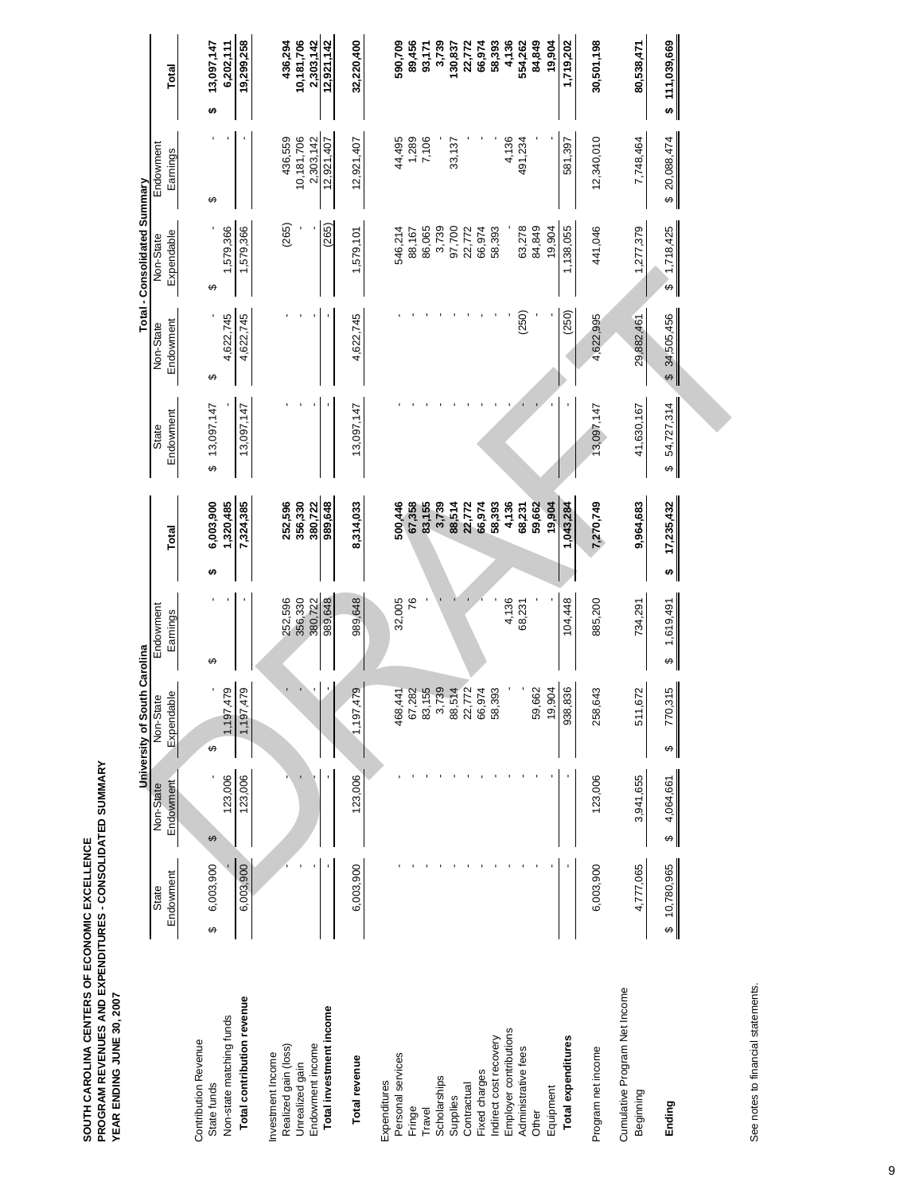**SOUTH CAROLINA CENTERS OF ECONOMIC EXCELLENCE**
**PROGRAM REVENUES AND EXPENDITURES - CONSOLIDATED SUMMARY**
**YEAR ENDING JUNE 30, 2007**

| | University of South Carolina | | | | | Total - Consolidated Summary | | | | |
|---|---|---|---|---|---|---|---|---|---|---|
| | State Endowment | Non-State Endowment | Non-State Expendable | Endowment Earnings | Total | State Endowment | Non-State Endowment | Non-State Expendable | Endowment Earnings | Total |
| Contribution Revenue | | | | | | | | | | |
| State funds | $ 6,003,900 | $ - | $ - | $ - | $ 6,003,900 | $ 13,097,147 | $ - | $ - | $ - | $ 13,097,147 |
| Non-state matching funds | - | 123,006 | 1,197,479 | - | 1,320,485 | - | 4,622,745 | 1,579,366 | - | 6,202,111 |
| **Total contribution revenue** | 6,003,900 | 123,006 | 1,197,479 | - | 7,324,385 | 13,097,147 | 4,622,745 | 1,579,366 | - | 19,299,258 |
| Investment Income | | | | | | | | | | |
| Realized gain (loss) | - | - | - | 252,596 | 252,596 | - | - | (265) | 436,559 | 436,294 |
| Unrealized gain | - | - | - | 356,330 | 356,330 | - | - | - | 10,181,706 | 10,181,706 |
| Endowment income | - | - | - | 380,722 | 380,722 | - | - | - | 2,303,142 | 2,303,142 |
| **Total investment income** | - | - | - | 989,648 | 989,648 | - | - | (265) | 12,921,407 | 12,921,142 |
| **Total revenue** | 6,003,900 | 123,006 | 1,197,479 | 989,648 | 8,314,033 | 13,097,147 | 4,622,745 | 1,579,101 | 12,921,407 | 32,220,400 |
| Expenditures | | | | | | | | | | |
| Personal services | - | - | 468,441 | 32,005 | 500,446 | - | - | 546,214 | 44,495 | 590,709 |
| Fringe | - | - | 67,282 | 76 | 67,358 | - | - | 88,167 | 1,289 | 89,456 |
| Travel | - | - | 83,155 | - | 83,155 | - | - | 86,065 | 7,106 | 93,171 |
| Scholarships | - | - | 3,739 | - | 3,739 | - | - | 3,739 | - | 3,739 |
| Supplies | - | - | 88,514 | - | 88,514 | - | - | 97,700 | 33,137 | 130,837 |
| Contractual | - | - | 22,772 | - | 22,772 | - | - | 22,772 | - | 22,772 |
| Fixed charges | - | - | 66,974 | - | 66,974 | - | - | 66,974 | - | 66,974 |
| Indirect cost recovery | - | - | 58,393 | - | 58,393 | - | - | 58,393 | - | 58,393 |
| Employer contributions | - | - | - | 4,136 | 4,136 | - | - | - | 4,136 | 4,136 |
| Administrative fees | - | - | - | 68,231 | 68,231 | - | (250) | 63,278 | 491,234 | 554,262 |
| Other | - | - | 59,662 | - | 59,662 | - | - | 84,849 | - | 84,849 |
| Equipment | - | - | 19,904 | - | 19,904 | - | - | 19,904 | - | 19,904 |
| **Total expenditures** | - | - | 938,836 | 104,448 | 1,043,284 | - | (250) | 1,138,055 | 581,397 | 1,719,202 |
| Program net income | 6,003,900 | 123,006 | 258,643 | 885,200 | 7,270,749 | 13,097,147 | 4,622,995 | 441,046 | 12,340,010 | 30,501,198 |
| Cumulative Program Net Income | | | | | | | | | | |
| Beginning | 4,777,065 | 3,941,655 | 511,672 | 734,291 | 9,964,683 | 41,630,167 | 29,882,461 | 1,277,379 | 7,748,464 | 80,538,471 |
| **Ending** | $ 10,780,965 | $ 4,064,661 | $ 770,315 | $ 1,619,491 | $ 17,235,432 | $ 54,727,314 | $ 34,505,456 | $ 1,718,425 | $ 20,088,474 | $ 111,039,669 |

See notes to financial statements.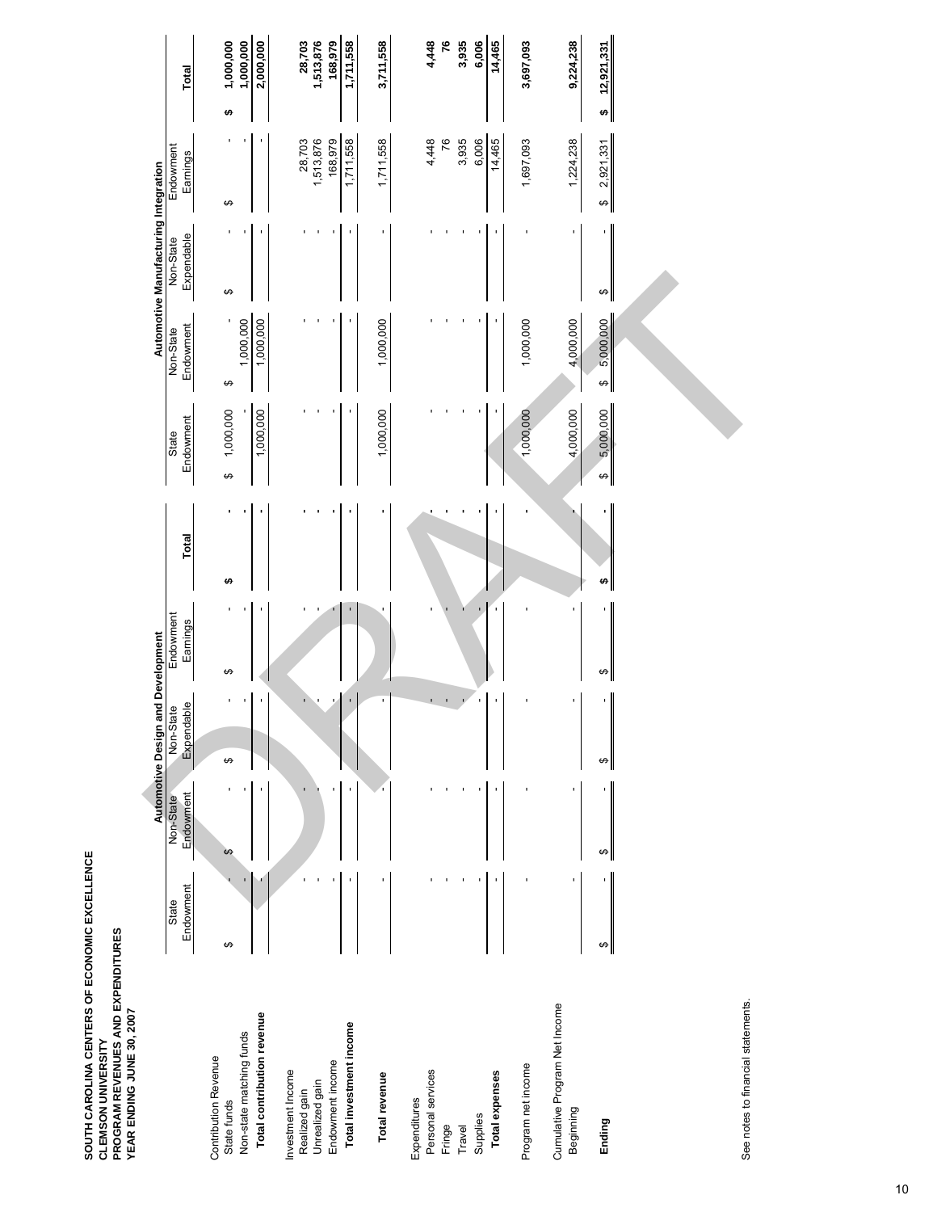**SOUTH CAROLINA CENTERS OF ECONOMIC EXCELLENCE**
**CLEMSON UNIVERSITY**
**PROGRAM REVENUES AND EXPENDITURES**
**YEAR ENDING JUNE 30, 2007**

| | Automotive Design and Development | | | | | Automotive Manufacturing Integration | | | | |
|---|---|---|---|---|---|---|---|---|---|---|
| | State Endowment | Non-State Endowment | Non-State Expendable | Endowment Earnings | **Total** | State Endowment | Non-State Endowment | Non-State Expendable | Endowment Earnings | **Total** |
| Contribution Revenue | | | | | | | | | | |
| State funds | $ - | $ - | $ - | $ - | $ - | $ 1,000,000 | $ - | $ - | $ - | $ 1,000,000 |
| Non-state matching funds | - | - | - | - | - | - | 1,000,000 | - | - | 1,000,000 |
| **Total contribution revenue** | - | - | - | - | - | 1,000,000 | 1,000,000 | - | - | 2,000,000 |
| Investment Income | | | | | | | | | | |
| Realized gain | - | - | - | - | - | - | - | - | 28,703 | 28,703 |
| Unrealized gain | - | - | - | - | - | - | - | - | 1,513,876 | 1,513,876 |
| Endowment income | - | - | - | - | - | - | - | - | 168,979 | 168,979 |
| **Total investment income** | - | - | - | - | - | - | - | - | 1,711,558 | 1,711,558 |
| **Total revenue** | - | - | - | - | - | 1,000,000 | 1,000,000 | - | 1,711,558 | 3,711,558 |
| Expenditures | | | | | | | | | | |
| Personal services | - | - | - | - | - | - | - | - | 4,448 | 4,448 |
| Fringe | - | - | - | - | - | - | - | - | 76 | 76 |
| Travel | - | - | - | - | - | - | - | - | 3,935 | 3,935 |
| Supplies | - | - | - | - | - | - | - | - | 6,006 | 6,006 |
| **Total expenses** | - | - | - | - | - | - | - | - | 14,465 | 14,465 |
| Program net income | - | - | - | - | - | 1,000,000 | 1,000,000 | - | 1,697,093 | 3,697,093 |
| Cumulative Program Net Income | | | | | | | | | | |
| Beginning | - | - | - | - | - | 4,000,000 | 4,000,000 | - | 1,224,238 | 9,224,238 |
| **Ending** | $ - | $ - | $ - | $ - | $ - | $ 5,000,000 | $ 5,000,000 | $ - | $ 2,921,331 | $ 12,921,331 |

See notes to financial statements.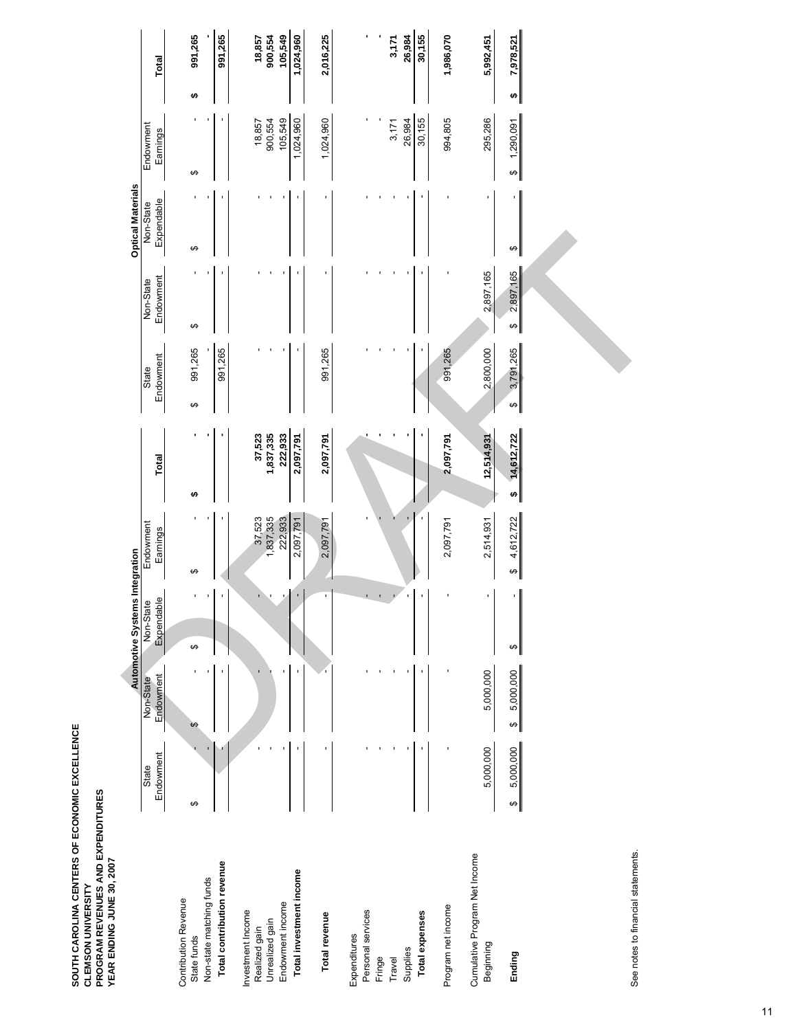**SOUTH CAROLINA CENTERS OF ECONOMIC EXCELLENCE**
**CLEMSON UNIVERSITY**
**PROGRAM REVENUES AND EXPENDITURES**
**YEAR ENDING JUNE 30, 2007**

| | Automotive Systems Integration | | | | | Optical Materials | | | | |
|---|---|---|---|---|---|---|---|---|---|---|
| | State Endowment | Non-State Endowment | Non-State Expendable | Endowment Earnings | Total | State Endowment | Non-State Endowment | Non-State Expendable | Endowment Earnings | Total |
| Contribution Revenue | | | | | | | | | | |
| State funds | $ - | $ - | $ - | $ - | $ - | $ 991,265 | $ - | $ - | $ - | $ 991,265 |
| Non-state matching funds | - | - | - | - | - | - | - | - | - | - |
| **Total contribution revenue** | - | - | - | - | - | 991,265 | - | - | - | **991,265** |
| Investment Income | | | | | | | | | | |
| Realized gain | - | - | - | 37,523 | **37,523** | - | - | - | 18,857 | **18,857** |
| Unrealized gain | - | - | - | 1,837,335 | **1,837,335** | - | - | - | 900,554 | **900,554** |
| Endowment income | - | - | - | 222,933 | **222,933** | - | - | - | 105,549 | **105,549** |
| **Total investment income** | - | - | - | 2,097,791 | **2,097,791** | - | - | - | 1,024,960 | **1,024,960** |
| **Total revenue** | - | - | - | 2,097,791 | **2,097,791** | 991,265 | - | - | 1,024,960 | **2,016,225** |
| Expenditures | | | | | | | | | | |
| Personal services | - | - | - | - | - | - | - | - | - | - |
| Fringe | - | - | - | - | - | - | - | - | - | - |
| Travel | - | - | - | - | - | - | - | - | 3,171 | **3,171** |
| Supplies | - | - | - | - | - | - | - | - | 26,984 | **26,984** |
| **Total expenses** | - | - | - | - | - | - | - | - | 30,155 | **30,155** |
| Program net income | - | - | - | 2,097,791 | **2,097,791** | 991,265 | - | - | 994,805 | **1,986,070** |
| Cumulative Program Net Income | | | | | | | | | | |
| Beginning | 5,000,000 | 5,000,000 | - | 2,514,931 | **12,514,931** | 2,800,000 | 2,897,165 | - | 295,286 | **5,992,451** |
| **Ending** | $ 5,000,000 | $ 5,000,000 | $ - | $ 4,612,722 | **$ 14,612,722** | $ 3,791,265 | $ 2,897,165 | $ - | $ 1,290,091 | **$ 7,978,521** |

See notes to financial statements.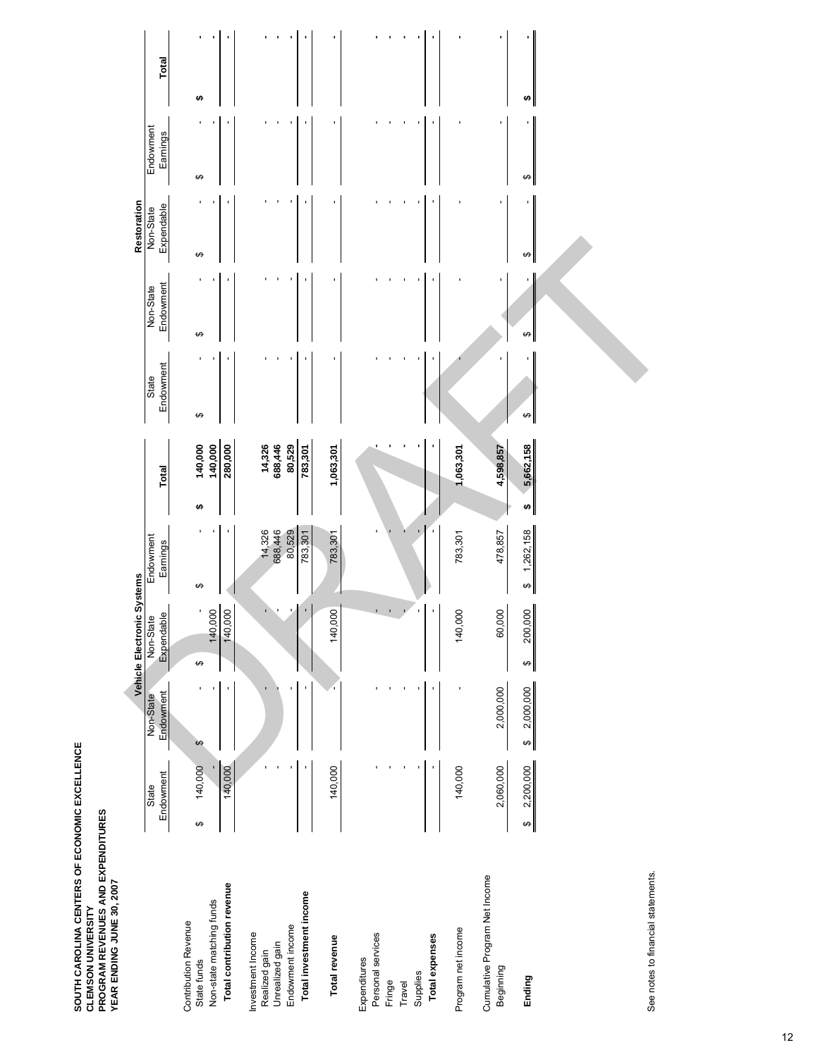**SOUTH CAROLINA CENTERS OF ECONOMIC EXCELLENCE**
**CLEMSON UNIVERSITY**
**PROGRAM REVENUES AND EXPENDITURES**
**YEAR ENDING JUNE 30, 2007**

| | Vehicle Electronic Systems | | | | | Restoration | | | | |
|---|---|---|---|---|---|---|---|---|---|---|
| | State Endowment | Non-State Endowment | Non-State Expendable | Endowment Earnings | Total | State Endowment | Non-State Endowment | Non-State Expendable | Endowment Earnings | Total |
| Contribution Revenue | | | | | | | | | | |
| State funds | $ 140,000 | $ - | $ - | $ - | $ 140,000 | $ - | $ - | $ - | $ - | $ - |
| Non-state matching funds | - | - | 140,000 | - | 140,000 | - | - | - | - | - |
| **Total contribution revenue** | 140,000 | - | 140,000 | - | 280,000 | - | - | - | - | - |
| Investment Income | | | | | | | | | | |
| Realized gain | - | - | - | 14,326 | 14,326 | - | - | - | - | - |
| Unrealized gain | - | - | - | 688,446 | 688,446 | - | - | - | - | - |
| Endowment income | - | - | - | 80,529 | 80,529 | - | - | - | - | - |
| **Total investment income** | - | - | - | 783,301 | 783,301 | - | - | - | - | - |
| **Total revenue** | 140,000 | - | 140,000 | 783,301 | 1,063,301 | - | - | - | - | - |
| Expenditures | | | | | | | | | | |
| Personal services | - | - | - | - | - | - | - | - | - | - |
| Fringe | - | - | - | - | - | - | - | - | - | - |
| Travel | - | - | - | - | - | - | - | - | - | - |
| Supplies | - | - | - | - | - | - | - | - | - | - |
| **Total expenses** | - | - | - | - | - | - | - | - | - | - |
| Program net income | 140,000 | - | 140,000 | 783,301 | 1,063,301 | - | - | - | - | - |
| Cumulative Program Net Income | | | | | | | | | | |
| Beginning | 2,060,000 | 2,000,000 | 60,000 | 478,857 | 4,598,857 | - | - | - | - | - |
| **Ending** | $ 2,200,000 | $ 2,000,000 | $ 200,000 | $ 1,262,158 | $ 5,662,158 | $ - | $ - | $ - | $ - | $ - |

See notes to financial statements.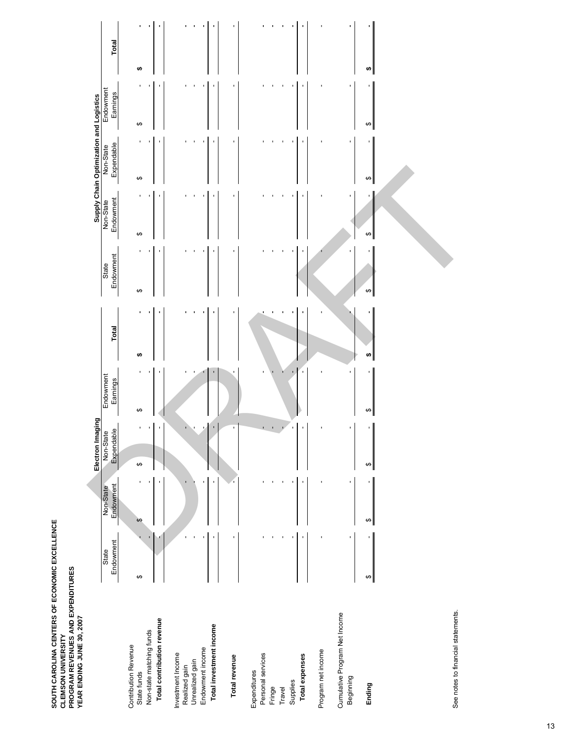**SOUTH CAROLINA CENTERS OF ECONOMIC EXCELLENCE**
**CLEMSON UNIVERSITY**
**PROGRAM REVENUES AND EXPENDITURES**
**YEAR ENDING JUNE 30, 2007**

| | Electron Imaging | | | | | Supply Chain Optimization and Logistics | | | | |
|---|---|---|---|---|---|---|---|---|---|---|
| | State Endowment | Non-State Endowment | Non-State Expendable | Endowment Earnings | **Total** | State Endowment | Non-State Endowment | Non-State Expendable | Endowment Earnings | **Total** |
| Contribution Revenue | | | | | | | | | | |
| State funds | $ - | $ - | $ - | $ - | **$ -** | $ - | $ - | $ - | $ - | **$ -** |
| Non-state matching funds | - | - | - | - | - | - | - | - | - | - |
| **Total contribution revenue** | - | - | - | - | - | - | - | - | - | - |
| Investment Income | | | | | | | | | | |
| Realized gain | - | - | - | - | - | - | - | - | - | - |
| Unrealized gain | - | - | - | - | - | - | - | - | - | - |
| Endowment income | - | - | - | - | - | - | - | - | - | - |
| **Total investment income** | - | - | - | - | - | - | - | - | - | - |
| **Total revenue** | - | - | - | - | - | - | - | - | - | - |
| Expenditures | | | | | | | | | | |
| Personal services | - | - | - | - | - | - | - | - | - | - |
| Fringe | - | - | - | - | - | - | - | - | - | - |
| Travel | - | - | - | - | - | - | - | - | - | - |
| Supplies | - | - | - | - | - | - | - | - | - | - |
| **Total expenses** | - | - | - | - | - | - | - | - | - | - |
| Program net income | - | - | - | - | - | - | - | - | - | - |
| Cumulative Program Net Income | | | | | | | | | | |
| Beginning | - | - | - | - | - | - | - | - | - | - |
| **Ending** | $ - | $ - | $ - | $ - | **$ -** | $ - | $ - | $ - | $ - | **$ -** |

See notes to financial statements.

DRAFT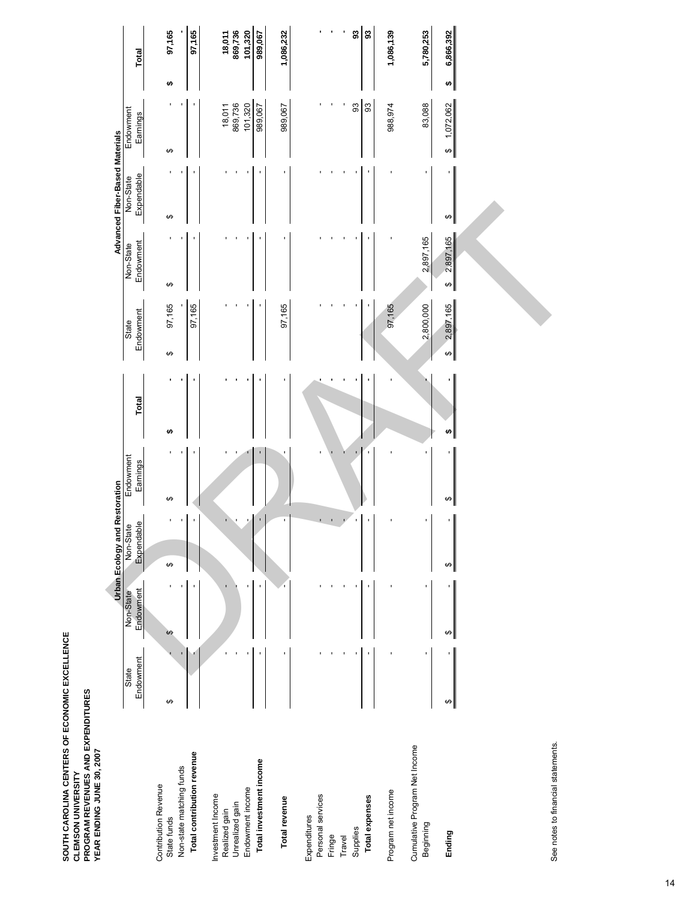**SOUTH CAROLINA CENTERS OF ECONOMIC EXCELLENCE**
**CLEMSON UNIVERSITY**
**PROGRAM REVENUES AND EXPENDITURES**
**YEAR ENDING JUNE 30, 2007**

| | Urban Ecology and Restoration | | | | | Advanced Fiber-Based Materials | | | | |
|---|---|---|---|---|---|---|---|---|---|---|
| | State Endowment | Non-State Endowment | Non-State Expendable | Endowment Earnings | Total | State Endowment | Non-State Endowment | Non-State Expendable | Endowment Earnings | Total |
| Contribution Revenue | | | | | | | | | | |
| State funds | $ - | $ - | $ - | $ - | $ - | $ 97,165 | $ - | $ - | $ - | $ 97,165 |
| Non-state matching funds | - | - | - | - | - | - | - | - | - | - |
| **Total contribution revenue** | - | - | - | - | - | 97,165 | - | - | - | 97,165 |
| Investment Income | | | | | | | | | | |
| Realized gain | - | - | - | - | - | - | - | - | 18,011 | 18,011 |
| Unrealized gain | - | - | - | - | - | - | - | - | 869,736 | 869,736 |
| Endowment income | - | - | - | - | - | - | - | - | 101,320 | 101,320 |
| **Total investment income** | - | - | - | - | - | - | - | - | 989,067 | 989,067 |
| **Total revenue** | - | - | - | - | - | 97,165 | - | - | 989,067 | 1,086,232 |
| Expenditures | | | | | | | | | | |
| Personal services | - | - | - | - | - | - | - | - | - | - |
| Fringe | - | - | - | - | - | - | - | - | - | - |
| Travel | - | - | - | - | - | - | - | - | - | - |
| Supplies | - | - | - | - | - | - | - | - | 93 | 93 |
| **Total expenses** | - | - | - | - | - | - | - | - | 93 | 93 |
| Program net income | - | - | - | - | - | 97,165 | - | - | 988,974 | 1,086,139 |
| Cumulative Program Net Income | | | | | | | | | | |
| Beginning | - | - | - | - | - | 2,800,000 | 2,897,165 | - | 83,088 | 5,780,253 |
| **Ending** | $ - | $ - | $ - | $ - | $ - | $ 2,897,165 | $ 2,897,165 | $ - | $ 1,072,062 | $ 6,866,392 |

See notes to financial statements.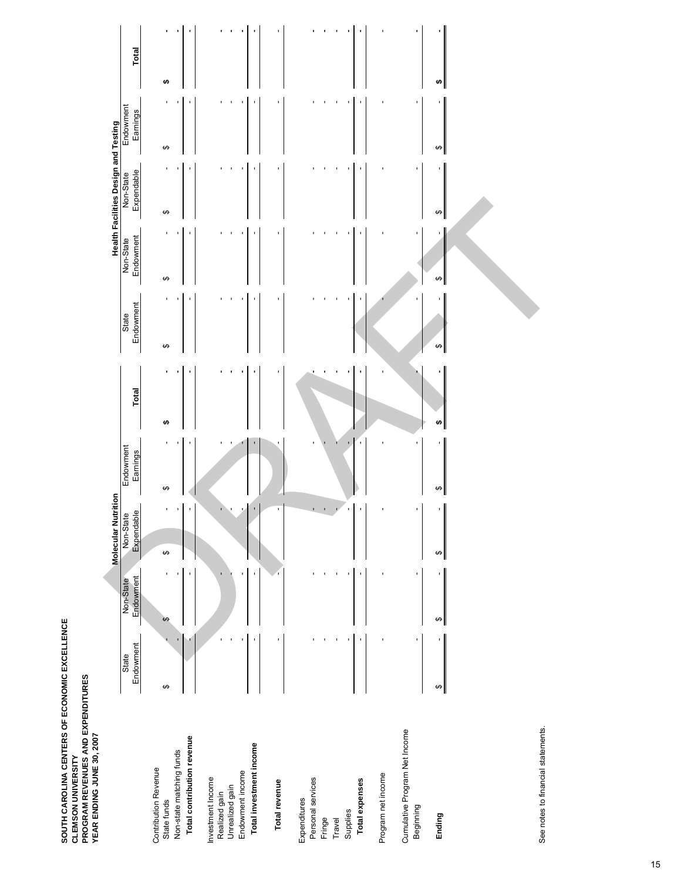**SOUTH CAROLINA CENTERS OF ECONOMIC EXCELLENCE**
**CLEMSON UNIVERSITY**
**PROGRAM REVENUES AND EXPENDITURES**
**YEAR ENDING JUNE 30, 2007**

| | Molecular Nutrition | | | | | Health Facilities Design and Testing | | | | |
|---|---|---|---|---|---|---|---|---|---|---|
| | State Endowment | Non-State Endowment | Non-State Expendable | Endowment Earnings | **Total** | State Endowment | Non-State Endowment | Non-State Expendable | Endowment Earnings | **Total** |
| Contribution Revenue | | | | | | | | | | |
| State funds | $ - | $ - | $ - | $ - | **$ -** | $ - | $ - | $ - | $ - | **$ -** |
| Non-state matching funds | - | - | - | - | **-** | - | - | - | - | - |
| **Total contribution revenue** | - | - | - | - | **-** | - | - | - | - | - |
| Investment Income | | | | | | | | | | |
| Realized gain | - | - | - | - | **-** | - | - | - | - | - |
| Unrealized gain | - | - | - | - | **-** | - | - | - | - | - |
| Endowment income | - | - | - | - | **-** | - | - | - | - | - |
| **Total investment income** | - | - | - | - | **-** | - | - | - | - | - |
| **Total revenue** | - | - | - | - | **-** | - | - | - | - | - |
| Expenditures | | | | | | | | | | |
| Personal services | - | - | - | - | **-** | - | - | - | - | - |
| Fringe | - | - | - | - | **-** | - | - | - | - | - |
| Travel | - | - | - | - | **-** | - | - | - | - | - |
| Supplies | - | - | - | - | **-** | - | - | - | - | - |
| **Total expenses** | - | - | - | - | **-** | - | - | - | - | - |
| Program net income | - | - | - | - | **-** | - | - | - | - | - |
| Cumulative Program Net Income | | | | | | | | | | |
| Beginning | - | - | - | - | **-** | - | - | - | - | - |
| **Ending** | $ - | $ - | $ - | $ - | **$ -** | $ - | $ - | $ - | $ - | **$ -** |

See notes to financial statements.

DRAFT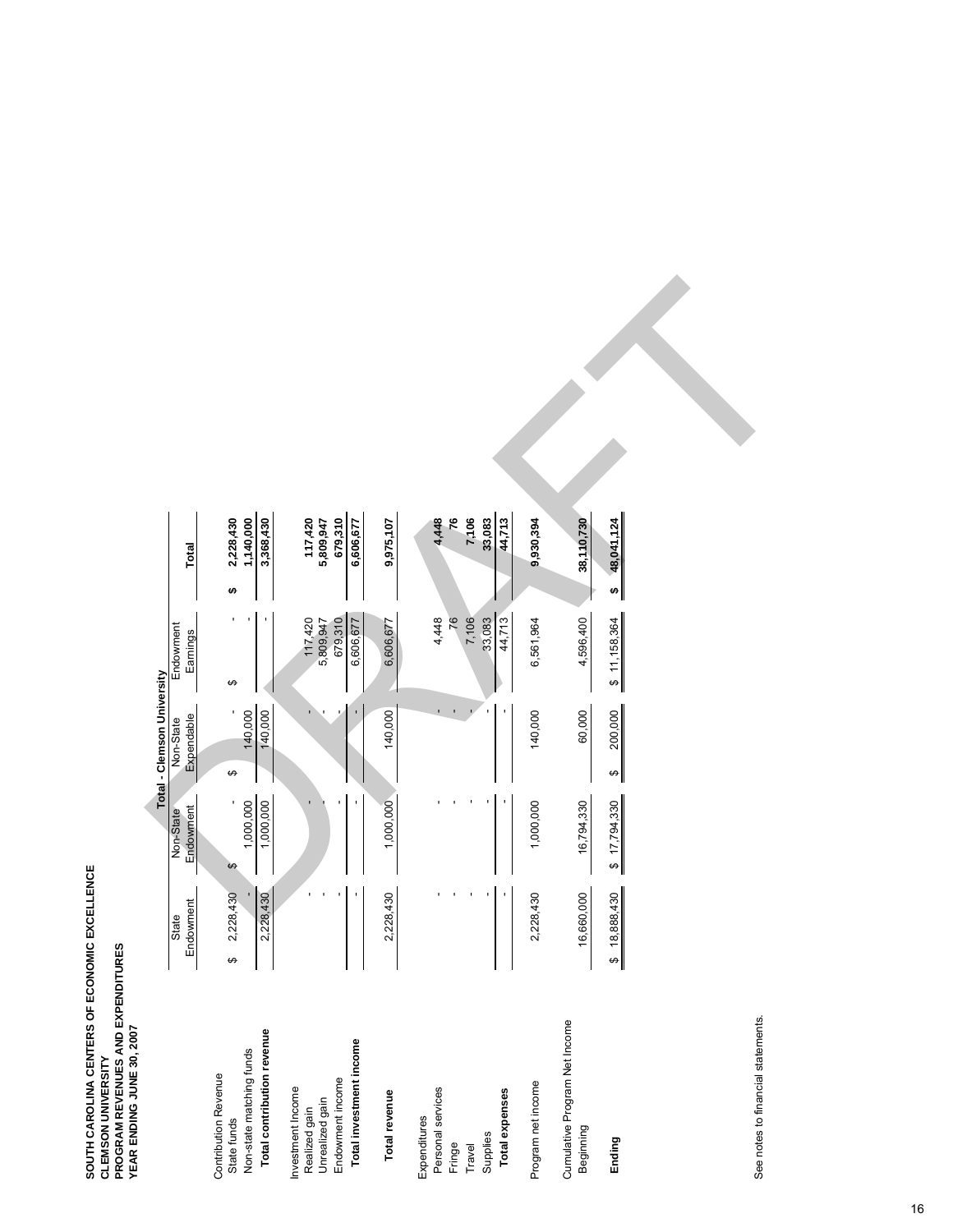**SOUTH CAROLINA CENTERS OF ECONOMIC EXCELLENCE**
**CLEMSON UNIVERSITY**
**PROGRAM REVENUES AND EXPENDITURES**
**YEAR ENDING JUNE 30, 2007**

| | Total - Clemson University | | | | |
|---|---|---|---|---|---|
| | State Endowment | Non-State Endowment | Non-State Expendable | Endowment Earnings | Total |
| Contribution Revenue | | | | | |
| State funds | $ 2,228,430 | $ - | $ - | $ - | **$ 2,228,430** |
| Non-state matching funds | - | 1,000,000 | 140,000 | - | **1,140,000** |
| **Total contribution revenue** | 2,228,430 | 1,000,000 | 140,000 | - | **3,368,430** |
| Investment Income | | | | | |
| Realized gain | - | - | - | 117,420 | **117,420** |
| Unrealized gain | - | - | - | 5,809,947 | **5,809,947** |
| Endowment income | - | - | - | 679,310 | **679,310** |
| **Total investment income** | - | - | - | 6,606,677 | **6,606,677** |
| **Total revenue** | 2,228,430 | 1,000,000 | 140,000 | 6,606,677 | **9,975,107** |
| Expenditures | | | | | |
| Personal services | - | - | - | 4,448 | **4,448** |
| Fringe | - | - | - | 76 | **76** |
| Travel | - | - | - | 7,106 | **7,106** |
| Supplies | - | - | - | 33,083 | **33,083** |
| **Total expenses** | - | - | - | 44,713 | **44,713** |
| Program net income | 2,228,430 | 1,000,000 | 140,000 | 6,561,964 | **9,930,394** |
| Cumulative Program Net Income | | | | | |
| Beginning | 16,660,000 | 16,794,330 | 60,000 | 4,596,400 | **38,110,730** |
| **Ending** | $ 18,888,430 | $ 17,794,330 | $ 200,000 | $ 11,158,364 | **$ 48,041,124** |

See notes to financial statements.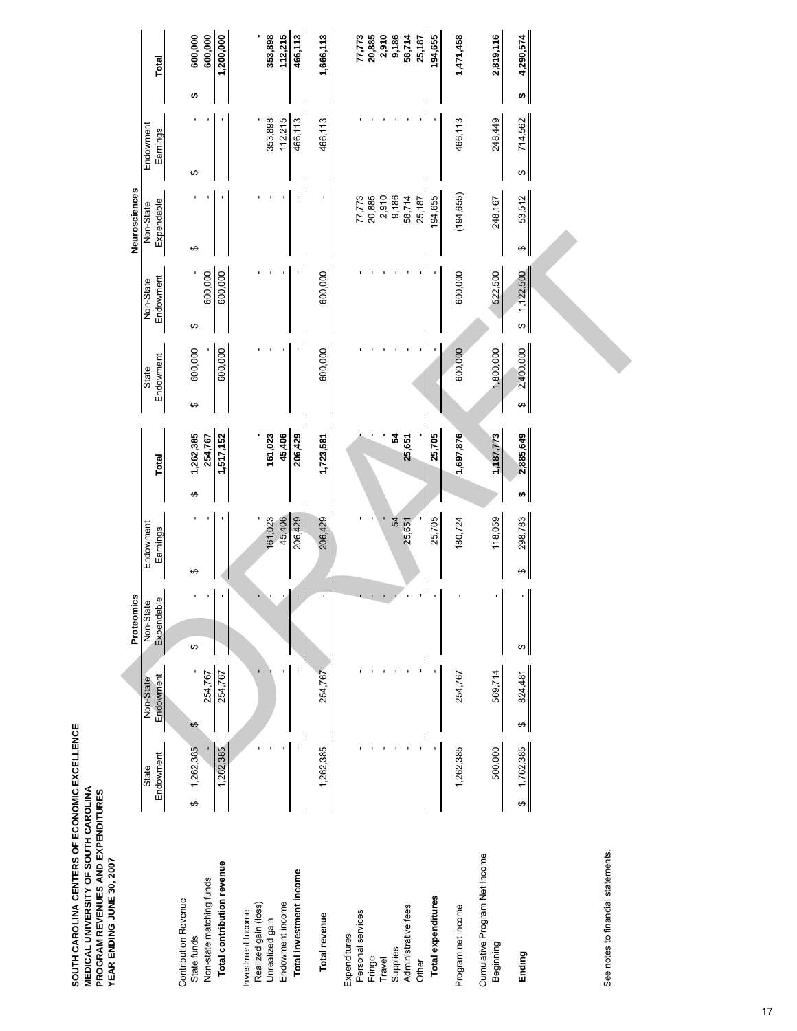**SOUTH CAROLINA CENTERS OF ECONOMIC EXCELLENCE**
**MEDICAL UNIVERSITY OF SOUTH CAROLINA**
**PROGRAM REVENUES AND EXPENDITURES**
**YEAR ENDING JUNE 30, 2007**

| | Proteomics | | | | | Neurosciences | | | | |
|---|---|---|---|---|---|---|---|---|---|---|
| | State Endowment | Non-State Endowment | Non-State Expendable | Endowment Earnings | **Total** | State Endowment | Non-State Endowment | Non-State Expendable | Endowment Earnings | **Total** |
| Contribution Revenue | | | | | | | | | | |
| State funds | $ 1,262,385 | $ - | $ - | $ - | **$ 1,262,385** | $ 600,000 | $ - | $ - | $ - | **$ 600,000** |
| Non-state matching funds | - | 254,767 | - | - | **254,767** | - | 600,000 | - | - | **600,000** |
| **Total contribution revenue** | 1,262,385 | 254,767 | - | - | **1,517,152** | 600,000 | 600,000 | - | - | **1,200,000** |
| Investment Income | | | | | | | | | | |
| Realized gain (loss) | - | - | - | - | **-** | - | - | - | - | **-** |
| Unrealized gain | - | - | - | 161,023 | **161,023** | - | - | - | 353,898 | **353,898** |
| Endowment income | - | - | - | 45,406 | **45,406** | - | - | - | 112,215 | **112,215** |
| **Total investment income** | - | - | - | 206,429 | **206,429** | - | - | - | 466,113 | **466,113** |
| **Total revenue** | 1,262,385 | 254,767 | - | 206,429 | **1,723,581** | 600,000 | 600,000 | - | 466,113 | **1,666,113** |
| Expenditures | | | | | | | | | | |
| Personal services | - | - | - | - | **-** | - | - | 77,773 | - | **77,773** |
| Fringe | - | - | - | - | **-** | - | - | 20,885 | - | **20,885** |
| Travel | - | - | - | - | **-** | - | - | 2,910 | - | **2,910** |
| Supplies | - | - | - | 54 | **54** | - | - | 9,186 | - | **9,186** |
| Administrative fees | - | - | - | 25,651 | **25,651** | - | - | 58,714 | - | **58,714** |
| Other | - | - | - | - | **-** | - | - | 25,187 | - | **25,187** |
| **Total expenditures** | - | - | - | 25,705 | **25,705** | - | - | 194,655 | - | **194,655** |
| Program net income | 1,262,385 | 254,767 | - | 180,724 | **1,697,876** | 600,000 | 600,000 | (194,655) | 466,113 | **1,471,458** |
| Cumulative Program Net Income | | | | | | | | | | |
| Beginning | 500,000 | 569,714 | - | 118,059 | **1,187,773** | 1,800,000 | 522,500 | 248,167 | 248,449 | **2,819,116** |
| **Ending** | $ 1,762,385 | $ 824,481 | $ - | $ 298,783 | **$ 2,885,649** | $ 2,400,000 | $ 1,122,500 | $ 53,512 | $ 714,562 | **$ 4,290,574** |

See notes to financial statements.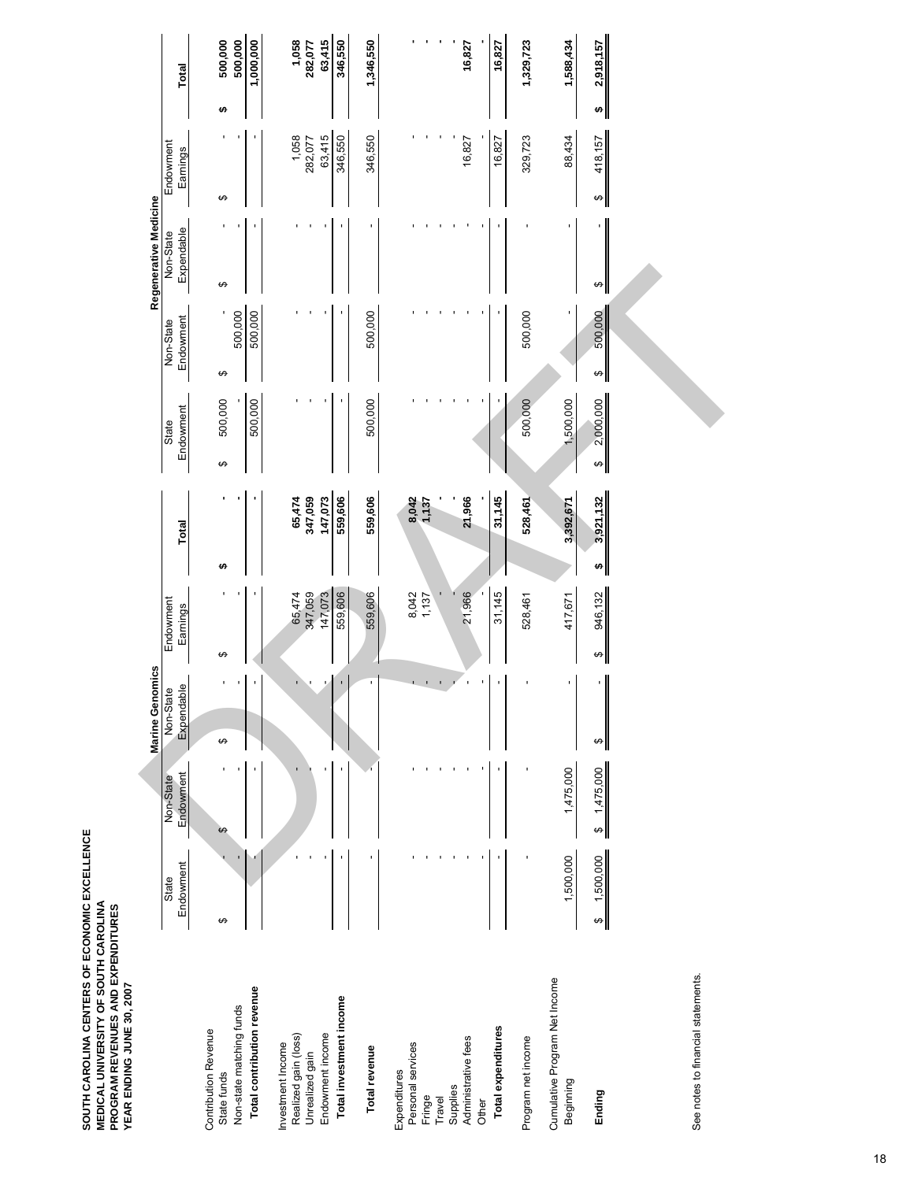**SOUTH CAROLINA CENTERS OF ECONOMIC EXCELLENCE**
**MEDICAL UNIVERSITY OF SOUTH CAROLINA**
**PROGRAM REVENUES AND EXPENDITURES**
**YEAR ENDING JUNE 30, 2007**

| | Marine Genomics | | | | | Regenerative Medicine | | | | |
|---|---|---|---|---|---|---|---|---|---|---|
| | State Endowment | Non-State Endowment | Non-State Expendable | Endowment Earnings | **Total** | State Endowment | Non-State Endowment | Non-State Expendable | Endowment Earnings | **Total** |
| Contribution Revenue | | | | | | | | | | |
| State funds | $ - | $ - | $ - | $ - | **$ -** | $ 500,000 | $ - | $ - | $ - | **$ 500,000** |
| Non-state matching funds | - | - | - | - | **-** | - | 500,000 | - | - | **500,000** |
| **Total contribution revenue** | - | - | - | - | **-** | 500,000 | 500,000 | - | - | **1,000,000** |
| Investment Income | | | | | | | | | | |
| Realized gain (loss) | - | - | - | 65,474 | **65,474** | - | - | - | 1,058 | **1,058** |
| Unrealized gain | - | - | - | 347,059 | **347,059** | - | - | - | 282,077 | **282,077** |
| Endowment income | - | - | - | 147,073 | **147,073** | - | - | - | 63,415 | **63,415** |
| **Total investment income** | - | - | - | 559,606 | **559,606** | - | - | - | 346,550 | **346,550** |
| **Total revenue** | - | - | - | 559,606 | **559,606** | 500,000 | 500,000 | - | 346,550 | **1,346,550** |
| Expenditures | | | | | | | | | | |
| Personal services | - | - | - | 8,042 | **8,042** | - | - | - | - | **-** |
| Fringe | - | - | - | 1,137 | **1,137** | - | - | - | - | **-** |
| Travel | - | - | - | - | **-** | - | - | - | - | **-** |
| Supplies | - | - | - | - | **-** | - | - | - | - | **-** |
| Administrative fees | - | - | - | 21,966 | **21,966** | - | - | - | 16,827 | **16,827** |
| Other | - | - | - | - | **-** | - | - | - | - | **-** |
| **Total expenditures** | - | - | - | 31,145 | **31,145** | - | - | - | 16,827 | **16,827** |
| Program net income | - | - | - | 528,461 | **528,461** | 500,000 | 500,000 | - | 329,723 | **1,329,723** |
| Cumulative Program Net Income | | | | | | | | | | |
| Beginning | 1,500,000 | 1,475,000 | - | 417,671 | **3,392,671** | 1,500,000 | - | - | 88,434 | **1,588,434** |
| **Ending** | $ 1,500,000 | $ 1,475,000 | $ - | $ 946,132 | **$ 3,921,132** | $ 2,000,000 | $ 500,000 | $ - | $ 418,157 | **$ 2,918,157** |

See notes to financial statements.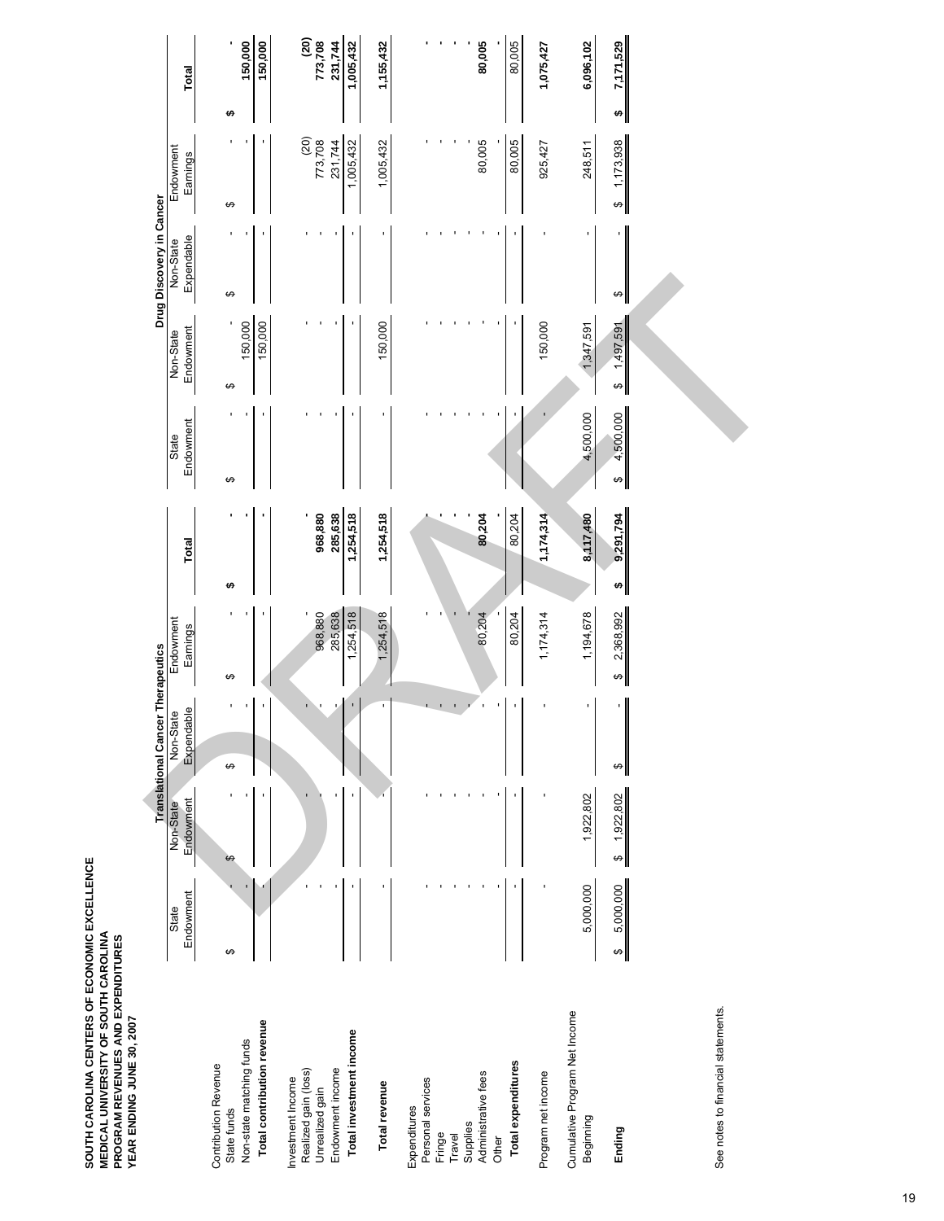**SOUTH CAROLINA CENTERS OF ECONOMIC EXCELLENCE**
**MEDICAL UNIVERSITY OF SOUTH CAROLINA**
**PROGRAM REVENUES AND EXPENDITURES**
**YEAR ENDING JUNE 30, 2007**

| | Translational Cancer Therapeutics | | | | | Drug Discovery in Cancer | | | | |
|---|---|---|---|---|---|---|---|---|---|---|
| | State Endowment | Non-State Endowment | Non-State Expendable | Endowment Earnings | Total | State Endowment | Non-State Endowment | Non-State Expendable | Endowment Earnings | Total |
| Contribution Revenue | | | | | | | | | | |
| State funds | $ - | $ - | $ - | $ - | $ - | $ - | $ - | $ - | $ - | $ - |
| Non-state matching funds | - | - | - | - | - | - | 150,000 | - | - | 150,000 |
| **Total contribution revenue** | - | - | - | - | - | - | 150,000 | - | - | 150,000 |
| Investment Income | | | | | | | | | | |
| Realized gain (loss) | - | - | - | - | - | - | - | - | (20) | (20) |
| Unrealized gain | - | - | - | 968,880 | 968,880 | - | - | - | 773,708 | 773,708 |
| Endowment income | - | - | - | 285,638 | 285,638 | - | - | - | 231,744 | 231,744 |
| **Total investment income** | - | - | - | 1,254,518 | 1,254,518 | - | - | - | 1,005,432 | 1,005,432 |
| **Total revenue** | - | - | - | 1,254,518 | 1,254,518 | - | 150,000 | - | 1,005,432 | 1,155,432 |
| Expenditures | | | | | | | | | | |
| Personal services | - | - | - | - | - | - | - | - | - | - |
| Fringe | - | - | - | - | - | - | - | - | - | - |
| Travel | - | - | - | - | - | - | - | - | - | - |
| Supplies | - | - | - | - | - | - | - | - | - | - |
| Administrative fees | - | - | - | 80,204 | 80,204 | - | - | - | 80,005 | 80,005 |
| Other | - | - | - | - | - | - | - | - | - | - |
| **Total expenditures** | - | - | - | 80,204 | 80,204 | - | - | - | 80,005 | 80,005 |
| Program net income | - | - | - | 1,174,314 | 1,174,314 | - | 150,000 | - | 925,427 | 1,075,427 |
| Cumulative Program Net Income | | | | | | | | | | |
| Beginning | 5,000,000 | 1,922,802 | - | 1,194,678 | 8,117,480 | 4,500,000 | 1,347,591 | - | 248,511 | 6,096,102 |
| **Ending** | $ 5,000,000 | $ 1,922,802 | $ - | $ 2,368,992 | $ 9,291,794 | $ 4,500,000 | $ 1,497,591 | $ - | $ 1,173,938 | $ 7,171,529 |

See notes to financial statements.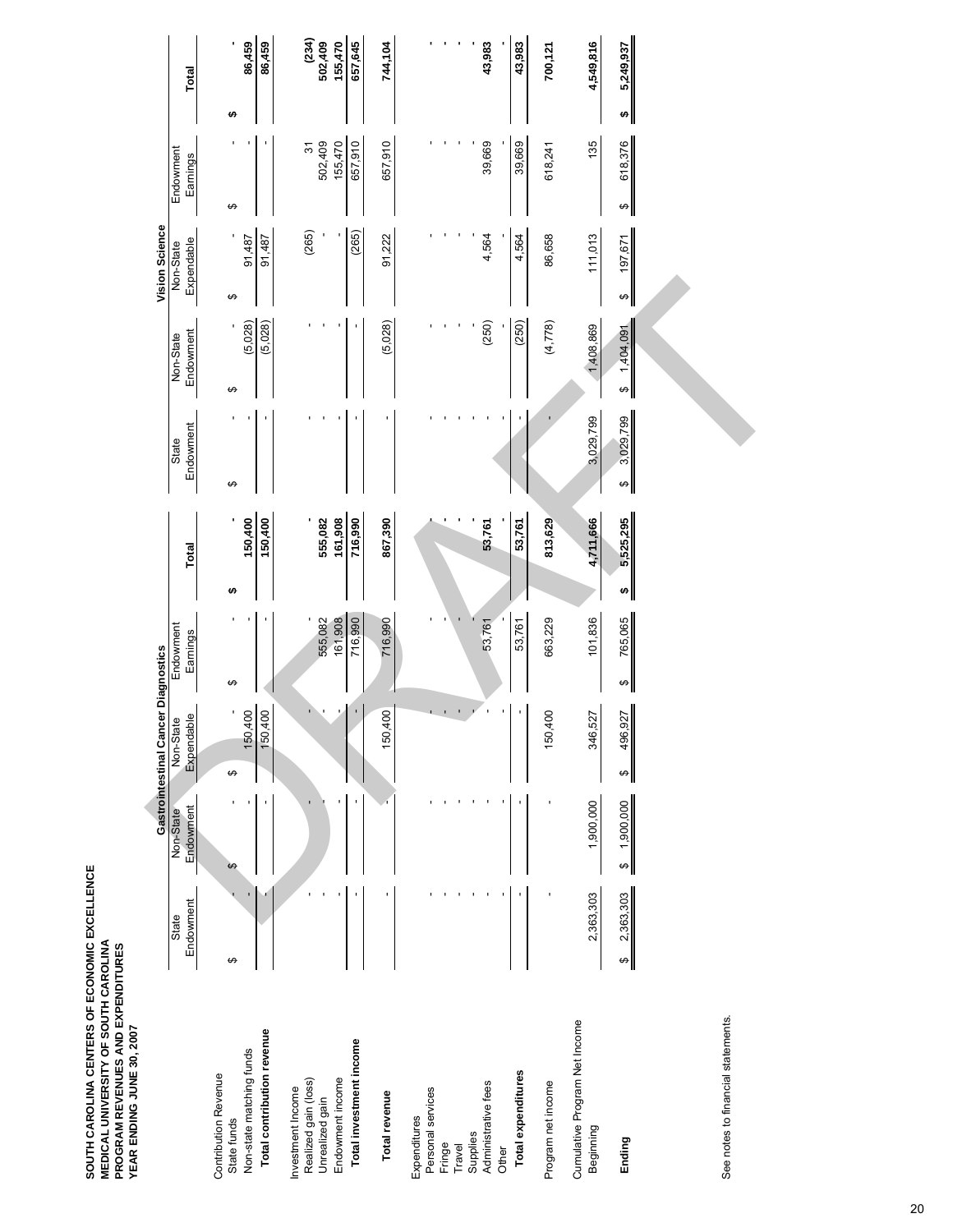**SOUTH CAROLINA CENTERS OF ECONOMIC EXCELLENCE**
**MEDICAL UNIVERSITY OF SOUTH CAROLINA**
**PROGRAM REVENUES AND EXPENDITURES**
**YEAR ENDING JUNE 30, 2007**

| | Gastrointestinal Cancer Diagnostics | | | | | Vision Science | | | | |
|---|---|---|---|---|---|---|---|---|---|---|
| | State Endowment | Non-State Endowment | Non-State Expendable | Endowment Earnings | **Total** | State Endowment | Non-State Endowment | Non-State Expendable | Endowment Earnings | **Total** |
| Contribution Revenue | | | | | | | | | | |
| State funds | $ - | $ - | $ - | $ - | $ - | $ - | $ - | $ - | $ - | $ - |
| Non-state matching funds | - | - | 150,400 | - | **150,400** | - | (5,028) | 91,487 | - | **86,459** |
| **Total contribution revenue** | - | - | 150,400 | - | **150,400** | - | (5,028) | 91,487 | - | **86,459** |
| Investment Income | | | | | | | | | | |
| Realized gain (loss) | - | - | - | - | **-** | - | - | (265) | 31 | **(234)** |
| Unrealized gain | - | - | - | 555,082 | **555,082** | - | - | - | 502,409 | **502,409** |
| Endowment income | - | - | - | 161,908 | **161,908** | - | - | - | 155,470 | **155,470** |
| **Total investment income** | - | - | - | 716,990 | **716,990** | - | - | (265) | 657,910 | **657,645** |
| **Total revenue** | - | - | 150,400 | 716,990 | **867,390** | - | (5,028) | 91,222 | 657,910 | **744,104** |
| Expenditures | | | | | | | | | | |
| Personal services | - | - | - | - | **-** | - | - | - | - | **-** |
| Fringe | - | - | - | - | **-** | - | - | - | - | **-** |
| Travel | - | - | - | - | **-** | - | - | - | - | **-** |
| Supplies | - | - | - | - | **-** | - | - | - | - | **-** |
| Administrative fees | - | - | - | 53,761 | **53,761** | - | (250) | 4,564 | 39,669 | **43,983** |
| Other | - | - | - | - | **-** | - | - | - | - | **-** |
| **Total expenditures** | - | - | - | 53,761 | **53,761** | - | (250) | 4,564 | 39,669 | **43,983** |
| Program net income | - | - | 150,400 | 663,229 | **813,629** | - | (4,778) | 86,658 | 618,241 | **700,121** |
| Cumulative Program Net Income | | | | | | | | | | |
| Beginning | 2,363,303 | 1,900,000 | 346,527 | 101,836 | **4,711,666** | 3,029,799 | 1,408,869 | 111,013 | 135 | **4,549,816** |
| **Ending** | $ 2,363,303 | $ 1,900,000 | $ 496,927 | $ 765,065 | **$ 5,525,295** | $ 3,029,799 | $ 1,404,091 | $ 197,671 | $ 618,376 | **$ 5,249,937** |

See notes to financial statements.

DRAFT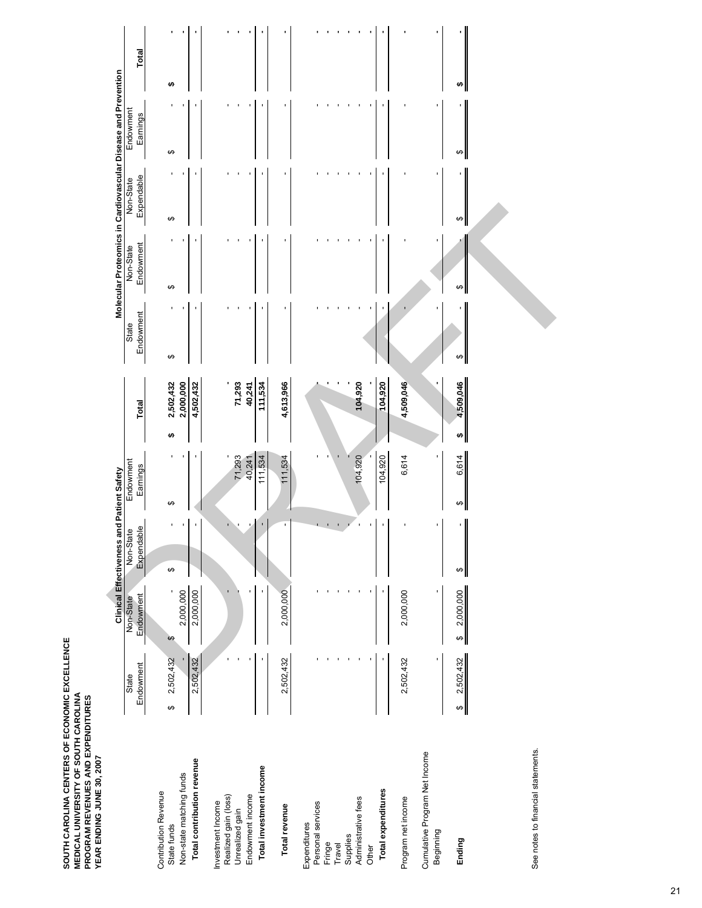**SOUTH CAROLINA CENTERS OF ECONOMIC EXCELLENCE**
**MEDICAL UNIVERSITY OF SOUTH CAROLINA**
**PROGRAM REVENUES AND EXPENDITURES**
**YEAR ENDING JUNE 30, 2007**

| | Clinical Effectiveness and Patient Safety | | | | | Molecular Proteomics in Cardiovascular Disease and Prevention | | | | |
|---|---|---|---|---|---|---|---|---|---|---|
| | State Endowment | Non-State Endowment | Non-State Expendable | Endowment Earnings | Total | State Endowment | Non-State Endowment | Non-State Expendable | Endowment Earnings | Total |
| Contribution Revenue | | | | | | | | | | |
| State funds | $ 2,502,432 | $ - | $ - | $ - | $ 2,502,432 | $ - | $ - | $ - | $ - | $ - |
| Non-state matching funds | - | 2,000,000 | - | - | 2,000,000 | - | - | - | - | - |
| **Total contribution revenue** | 2,502,432 | 2,000,000 | - | - | 4,502,432 | - | - | - | - | - |
| Investment Income | | | | | | | | | | |
| Realized gain (loss) | - | - | - | - | - | - | - | - | - | - |
| Unrealized gain | - | - | - | 71,293 | 71,293 | - | - | - | - | - |
| Endowment income | - | - | - | 40,241 | 40,241 | - | - | - | - | - |
| **Total investment income** | - | - | - | 111,534 | 111,534 | - | - | - | - | - |
| **Total revenue** | 2,502,432 | 2,000,000 | - | 111,534 | 4,613,966 | - | - | - | - | - |
| Expenditures | | | | | | | | | | |
| Personal services | - | - | - | - | - | - | - | - | - | - |
| Fringe | - | - | - | - | - | - | - | - | - | - |
| Travel | - | - | - | - | - | - | - | - | - | - |
| Supplies | - | - | - | - | - | - | - | - | - | - |
| Administrative fees | - | - | - | 104,920 | 104,920 | - | - | - | - | - |
| Other | - | - | - | - | - | - | - | - | - | - |
| **Total expenditures** | - | - | - | 104,920 | 104,920 | - | - | - | - | - |
| Program net income | 2,502,432 | 2,000,000 | - | 6,614 | 4,509,046 | - | - | - | - | - |
| Cumulative Program Net Income | | | | | | | | | | |
| Beginning | - | - | - | - | - | - | - | - | - | - |
| **Ending** | $ 2,502,432 | $ 2,000,000 | $ - | $ 6,614 | $ 4,509,046 | $ - | $ - | $ - | $ - | $ - |

See notes to financial statements.

DRAFT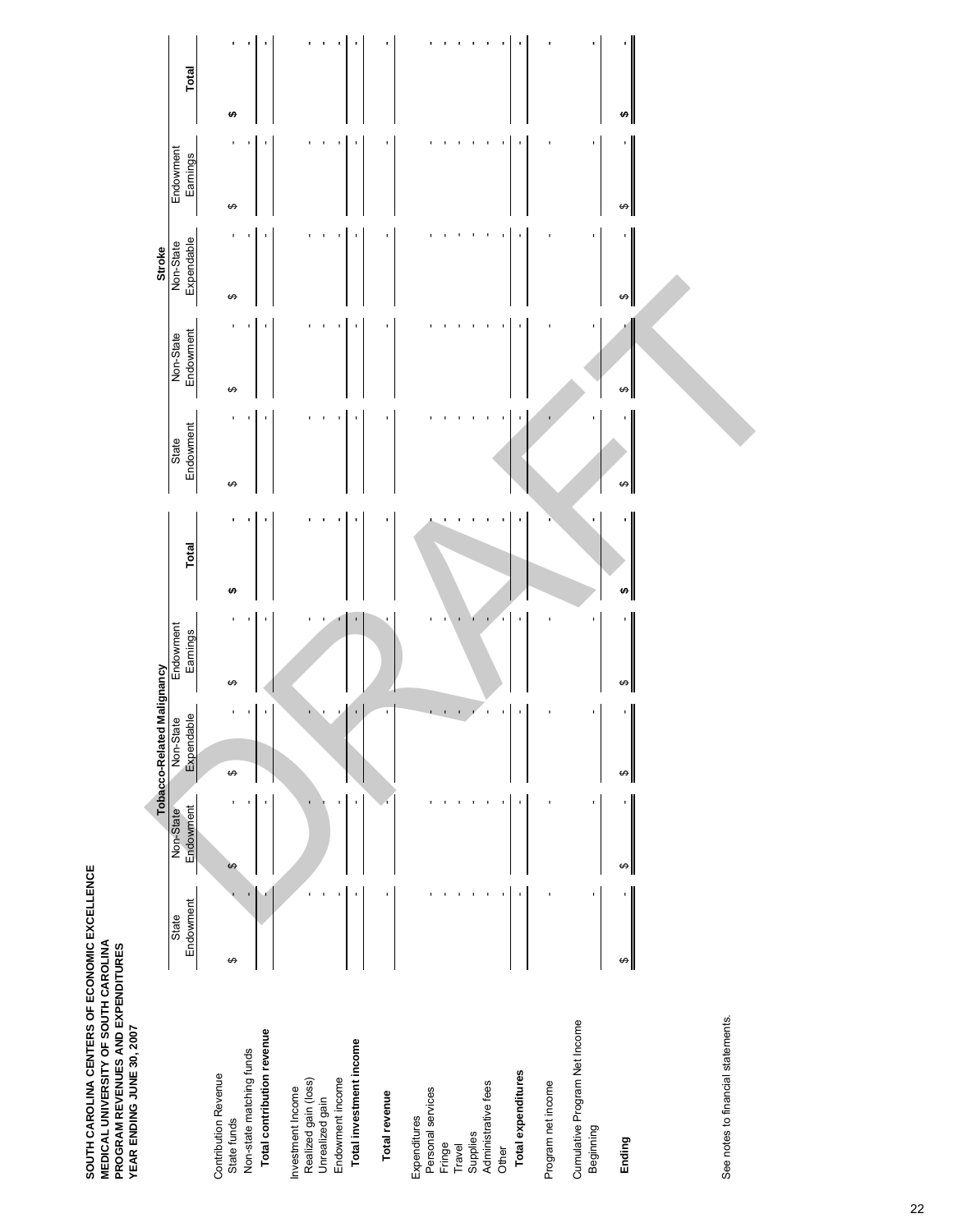**SOUTH CAROLINA CENTERS OF ECONOMIC EXCELLENCE**
**MEDICAL UNIVERSITY OF SOUTH CAROLINA**
**PROGRAM REVENUES AND EXPENDITURES**
**YEAR ENDING JUNE 30, 2007**

| | Tobacco-Related Malignancy | | | | | Stroke | | | | |
|---|---|---|---|---|---|---|---|---|---|---|
| | State Endowment | Non-State Endowment | Non-State Expendable | Endowment Earnings | **Total** | State Endowment | Non-State Endowment | Non-State Expendable | Endowment Earnings | **Total** |
| Contribution Revenue | | | | | | | | | | |
| State funds | $ - | $ - | $ - | $ - | **$ -** | $ - | $ - | $ - | $ - | **$ -** |
| Non-state matching funds | - | - | - | - | - | - | - | - | - | - |
| **Total contribution revenue** | - | - | - | - | - | - | - | - | - | - |
| Investment Income | | | | | | | | | | |
| Realized gain (loss) | - | - | - | - | - | - | - | - | - | - |
| Unrealized gain | - | - | - | - | - | - | - | - | - | - |
| Endowment income | - | - | - | - | - | - | - | - | - | - |
| **Total investment income** | - | - | - | - | - | - | - | - | - | - |
| **Total revenue** | - | - | - | - | - | - | - | - | - | - |
| Expenditures | | | | | | | | | | |
| Personal services | - | - | - | - | - | - | - | - | - | - |
| Fringe | - | - | - | - | - | - | - | - | - | - |
| Travel | - | - | - | - | - | - | - | - | - | - |
| Supplies | - | - | - | - | - | - | - | - | - | - |
| Administrative fees | - | - | - | - | - | - | - | - | - | - |
| Other | - | - | - | - | - | - | - | - | - | - |
| **Total expenditures** | - | - | - | - | - | - | - | - | - | - |
| Program net income | - | - | - | - | - | - | - | - | - | - |
| Cumulative Program Net Income | | | | | | | | | | |
| Beginning | - | - | - | - | - | - | - | - | - | - |
| **Ending** | $ - | $ - | $ - | $ - | **$ -** | $ - | $ - | $ - | $ - | **$ -** |

See notes to financial statements.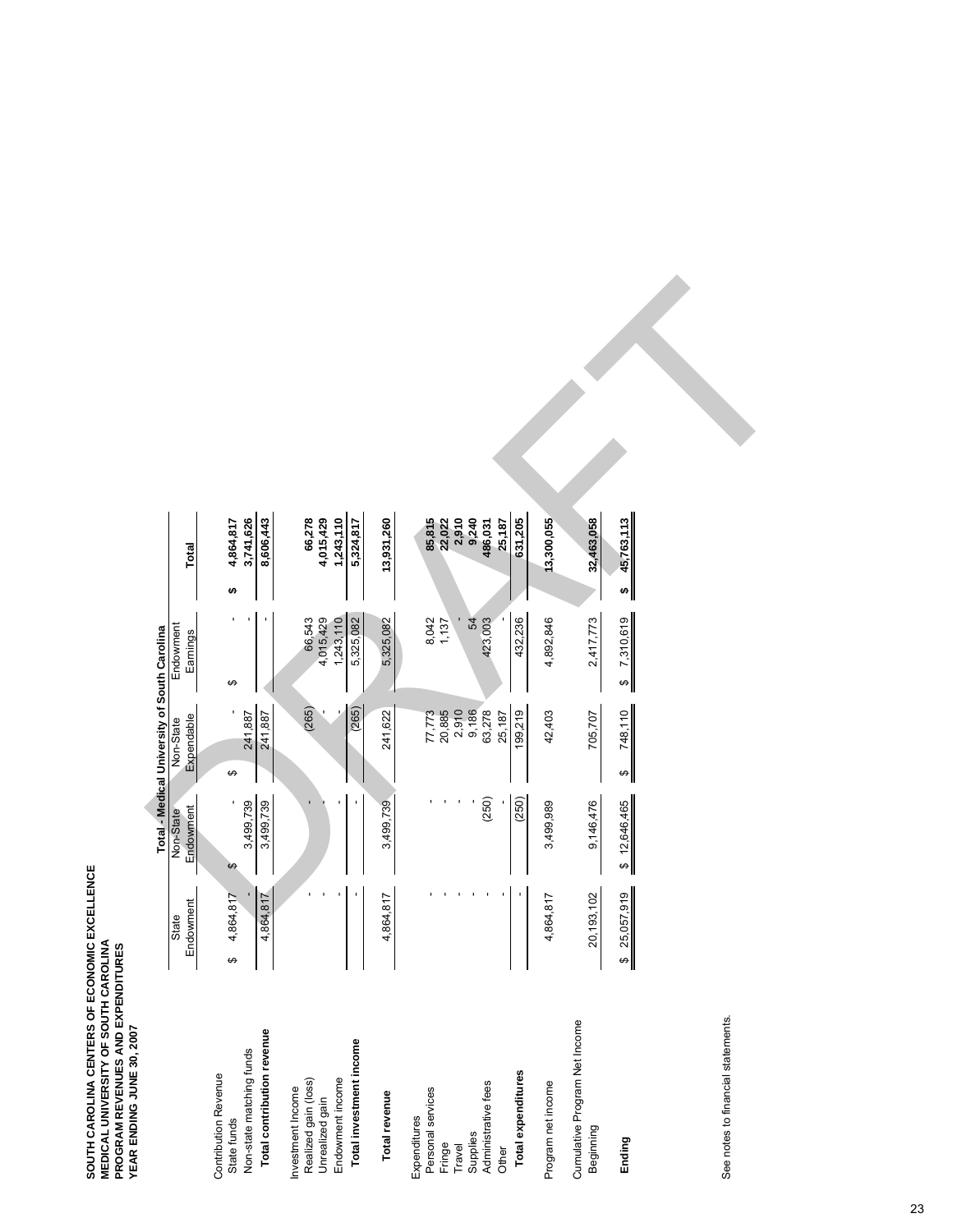**SOUTH CAROLINA CENTERS OF ECONOMIC EXCELLENCE**
**MEDICAL UNIVERSITY OF SOUTH CAROLINA**
**PROGRAM REVENUES AND EXPENDITURES**
**YEAR ENDING JUNE 30, 2007**

| | Total - Medical University of South Carolina | | | | |
|---|---|---|---|---|---|
| | State Endowment | Non-State Endowment | Non-State Expendable | Endowment Earnings | Total |
| Contribution Revenue | | | | | |
| State funds | $ 4,864,817 | $ - | $ - | $ - | $ 4,864,817 |
| Non-state matching funds | - | 3,499,739 | 241,887 | - | 3,741,626 |
| **Total contribution revenue** | 4,864,817 | 3,499,739 | 241,887 | - | 8,606,443 |
| Investment Income | | | | | |
| Realized gain (loss) | - | - | (265) | 66,543 | 66,278 |
| Unrealized gain | - | - | - | 4,015,429 | 4,015,429 |
| Endowment income | - | - | - | 1,243,110 | 1,243,110 |
| **Total investment income** | - | - | (265) | 5,325,082 | 5,324,817 |
| **Total revenue** | 4,864,817 | 3,499,739 | 241,622 | 5,325,082 | 13,931,260 |
| Expenditures | | | | | |
| Personal services | - | - | 77,773 | 8,042 | 85,815 |
| Fringe | - | - | 20,885 | 1,137 | 22,022 |
| Travel | - | - | 2,910 | - | 2,910 |
| Supplies | - | - | 9,186 | 54 | 9,240 |
| Administrative fees | - | (250) | 63,278 | 423,003 | 486,031 |
| Other | - | - | 25,187 | - | 25,187 |
| **Total expenditures** | - | (250) | 199,219 | 432,236 | 631,205 |
| Program net income | 4,864,817 | 3,499,989 | 42,403 | 4,892,846 | 13,300,055 |
| Cumulative Program Net Income | | | | | |
| Beginning | 20,193,102 | 9,146,476 | 705,707 | 2,417,773 | 32,463,058 |
| **Ending** | $ 25,057,919 | $ 12,646,465 | $ 748,110 | $ 7,310,619 | $ 45,763,113 |

See notes to financial statements.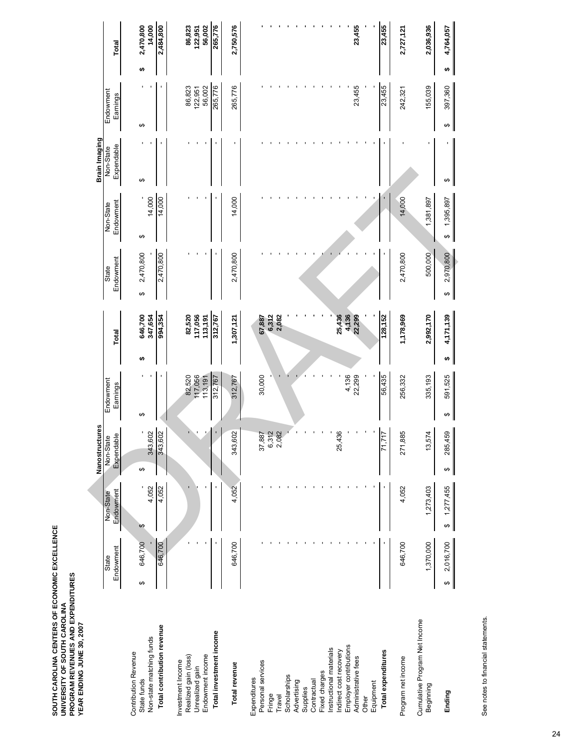**SOUTH CAROLINA CENTERS OF ECONOMIC EXCELLENCE**
**UNIVERSITY OF SOUTH CAROLINA**
**PROGRAM REVENUES AND EXPENDITURES**
**YEAR ENDING JUNE 30, 2007**

| | Nanostructures | | | | | Brain Imaging | | | | |
|---|---|---|---|---|---|---|---|---|---|---|
| | State Endowment | Non-State Endowment | Non-State Expendable | Endowment Earnings | Total | State Endowment | Non-State Endowment | Non-State Expendable | Endowment Earnings | Total |
| Contribution Revenue | | | | | | | | | | |
| State funds | $ 646,700 | $ - | $ - | $ - | $ 646,700 | $ 2,470,800 | $ - | $ - | $ - | $ 2,470,800 |
| Non-state matching funds | - | 4,052 | 343,602 | - | 347,654 | - | 14,000 | - | - | 14,000 |
| **Total contribution revenue** | 646,700 | 4,052 | 343,602 | - | **994,354** | 2,470,800 | 14,000 | - | - | **2,484,800** |
| Investment Income | | | | | | | | | | |
| Realized gain (loss) | - | - | - | 82,520 | **82,520** | - | - | - | 86,823 | **86,823** |
| Unrealized gain | - | - | - | 117,056 | **117,056** | - | - | - | 122,951 | **122,951** |
| Endowment income | - | - | - | 113,191 | **113,191** | - | - | - | 56,002 | **56,002** |
| **Total investment income** | - | - | - | 312,767 | **312,767** | - | - | - | 265,776 | **265,776** |
| **Total revenue** | 646,700 | 4,052 | 343,602 | 312,767 | **1,307,121** | 2,470,800 | 14,000 | - | 265,776 | **2,750,576** |
| Expenditures | | | | | | | | | | |
| Personal services | - | - | 37,887 | 30,000 | **67,887** | - | - | - | - | - |
| Fringe | - | - | 6,312 | - | **6,312** | - | - | - | - | - |
| Travel | - | - | 2,082 | - | **2,082** | - | - | - | - | - |
| Scholarships | - | - | - | - | - | - | - | - | - | - |
| Advertising | - | - | - | - | - | - | - | - | - | - |
| Supplies | - | - | - | - | - | - | - | - | - | - |
| Contractual | - | - | - | - | - | - | - | - | - | - |
| Fixed charges | - | - | - | - | - | - | - | - | - | - |
| Instructional materials | - | - | - | - | - | - | - | - | - | - |
| Indirect cost recovery | - | - | 25,436 | - | **25,436** | - | - | - | - | - |
| Employer contributions | - | - | - | 4,136 | **4,136** | - | - | - | - | - |
| Administrative fees | - | - | - | 22,299 | **22,299** | - | - | - | 23,455 | **23,455** |
| Other | - | - | - | - | - | - | - | - | - | - |
| Equipment | - | - | - | - | - | - | - | - | - | - |
| **Total expenditures** | - | - | 71,717 | 56,435 | **128,152** | - | - | - | 23,455 | **23,455** |
| Program net income | 646,700 | 4,052 | 271,885 | 256,332 | **1,178,969** | 2,470,800 | 14,000 | - | 242,321 | **2,727,121** |
| Cumulative Program Net Income | | | | | | | | | | |
| Beginning | 1,370,000 | 1,273,403 | 13,574 | 335,193 | **2,992,170** | 500,000 | 1,381,897 | - | 155,039 | **2,036,936** |
| **Ending** | $ 2,016,700 | $ 1,277,455 | $ 285,459 | $ 591,525 | **$ 4,171,139** | $ 2,970,800 | $ 1,395,897 | $ - | $ 397,360 | **$ 4,764,057** |

See notes to financial statements.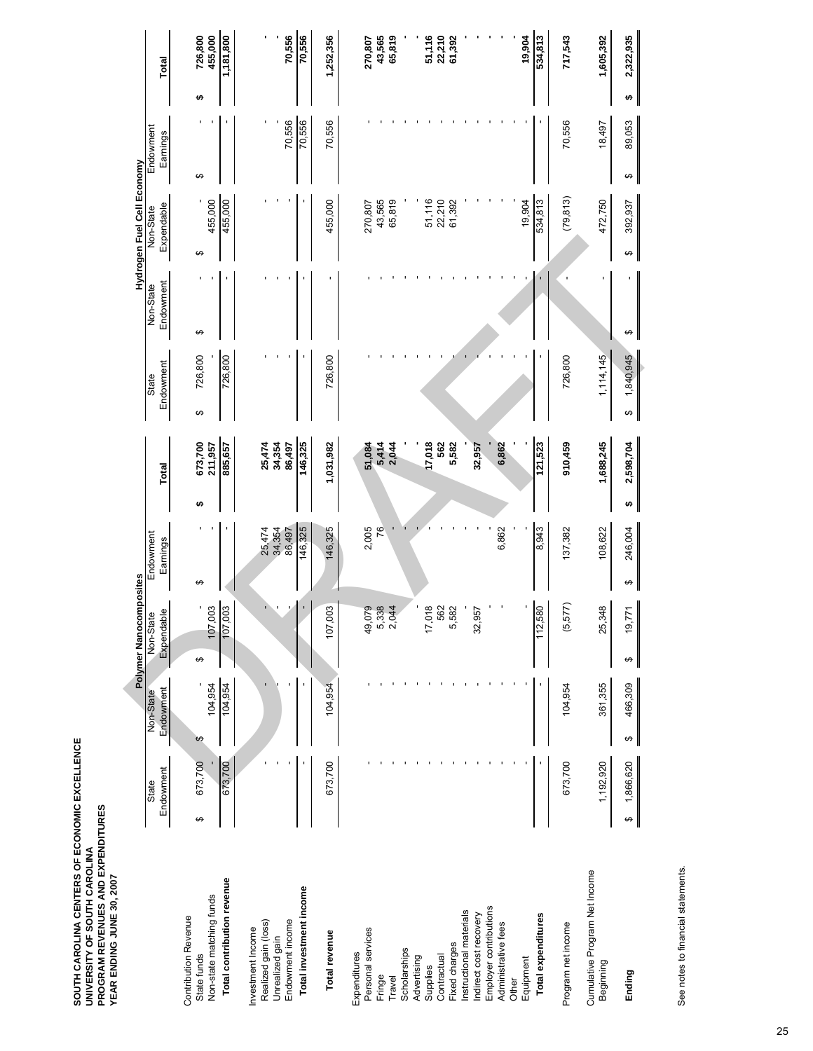**SOUTH CAROLINA CENTERS OF ECONOMIC EXCELLENCE**
**UNIVERSITY OF SOUTH CAROLINA**
**PROGRAM REVENUES AND EXPENDITURES**
**YEAR ENDING JUNE 30, 2007**

| | Polymer Nanocomposites | | | | | Hydrogen Fuel Cell Economy | | | | |
|---|---|---|---|---|---|---|---|---|---|---|
| | State Endowment | Non-State Endowment | Non-State Expendable | Endowment Earnings | Total | State Endowment | Non-State Endowment | Non-State Expendable | Endowment Earnings | Total |
| Contribution Revenue | | | | | | | | | | |
| State funds | $ 673,700 | $ - | $ - | $ - | **$ 673,700** | $ 726,800 | $ - | $ - | $ - | **$ 726,800** |
| Non-state matching funds | - | 104,954 | 107,003 | - | **211,957** | - | - | 455,000 | - | **455,000** |
| **Total contribution revenue** | 673,700 | 104,954 | 107,003 | - | **885,657** | 726,800 | - | 455,000 | - | **1,181,800** |
| Investment Income | | | | | | | | | | |
| Realized gain (loss) | - | - | - | 25,474 | **25,474** | - | - | - | - | **-** |
| Unrealized gain | - | - | - | 34,354 | **34,354** | - | - | - | - | **-** |
| Endowment income | - | - | - | 86,497 | **86,497** | - | - | - | 70,556 | **70,556** |
| **Total investment income** | - | - | - | 146,325 | **146,325** | - | - | - | 70,556 | **70,556** |
| **Total revenue** | 673,700 | 104,954 | 107,003 | 146,325 | **1,031,982** | 726,800 | - | 455,000 | 70,556 | **1,252,356** |
| Expenditures | | | | | | | | | | |
| Personal services | - | - | 49,079 | 2,005 | **51,084** | - | - | 270,807 | - | **270,807** |
| Fringe | - | - | 5,338 | 76 | **5,414** | - | - | 43,565 | - | **43,565** |
| Travel | - | - | 2,044 | - | **2,044** | - | - | 65,819 | - | **65,819** |
| Scholarships | - | - | - | - | **-** | - | - | - | - | **-** |
| Advertising | - | - | - | - | **-** | - | - | - | - | **-** |
| Supplies | - | - | 17,018 | - | **17,018** | - | - | 51,116 | - | **51,116** |
| Contractual | - | - | 562 | - | **562** | - | - | 22,210 | - | **22,210** |
| Fixed charges | - | - | 5,582 | - | **5,582** | - | - | 61,392 | - | **61,392** |
| Instructional materials | - | - | - | - | **-** | - | - | - | - | **-** |
| Indirect cost recovery | - | - | 32,957 | - | **32,957** | - | - | - | - | **-** |
| Employer contributions | - | - | - | - | **-** | - | - | - | - | **-** |
| Administrative fees | - | - | - | 6,862 | **6,862** | - | - | - | - | **-** |
| Other | - | - | - | - | **-** | - | - | - | - | **-** |
| Equipment | - | - | - | - | **-** | - | - | 19,904 | - | **19,904** |
| **Total expenditures** | - | - | 112,580 | 8,943 | **121,523** | - | - | 534,813 | - | **534,813** |
| Program net income | 673,700 | 104,954 | (5,577) | 137,382 | **910,459** | 726,800 | - | (79,813) | 70,556 | **717,543** |
| Cumulative Program Net Income | | | | | | | | | | |
| Beginning | 1,192,920 | 361,355 | 25,348 | 108,622 | **1,688,245** | 1,114,145 | - | 472,750 | 18,497 | **1,605,392** |
| **Ending** | $ 1,866,620 | $ 466,309 | $ 19,771 | $ 246,004 | **$ 2,598,704** | $ 1,840,945 | $ - | $ 392,937 | $ 89,053 | **$ 2,322,935** |

See notes to financial statements.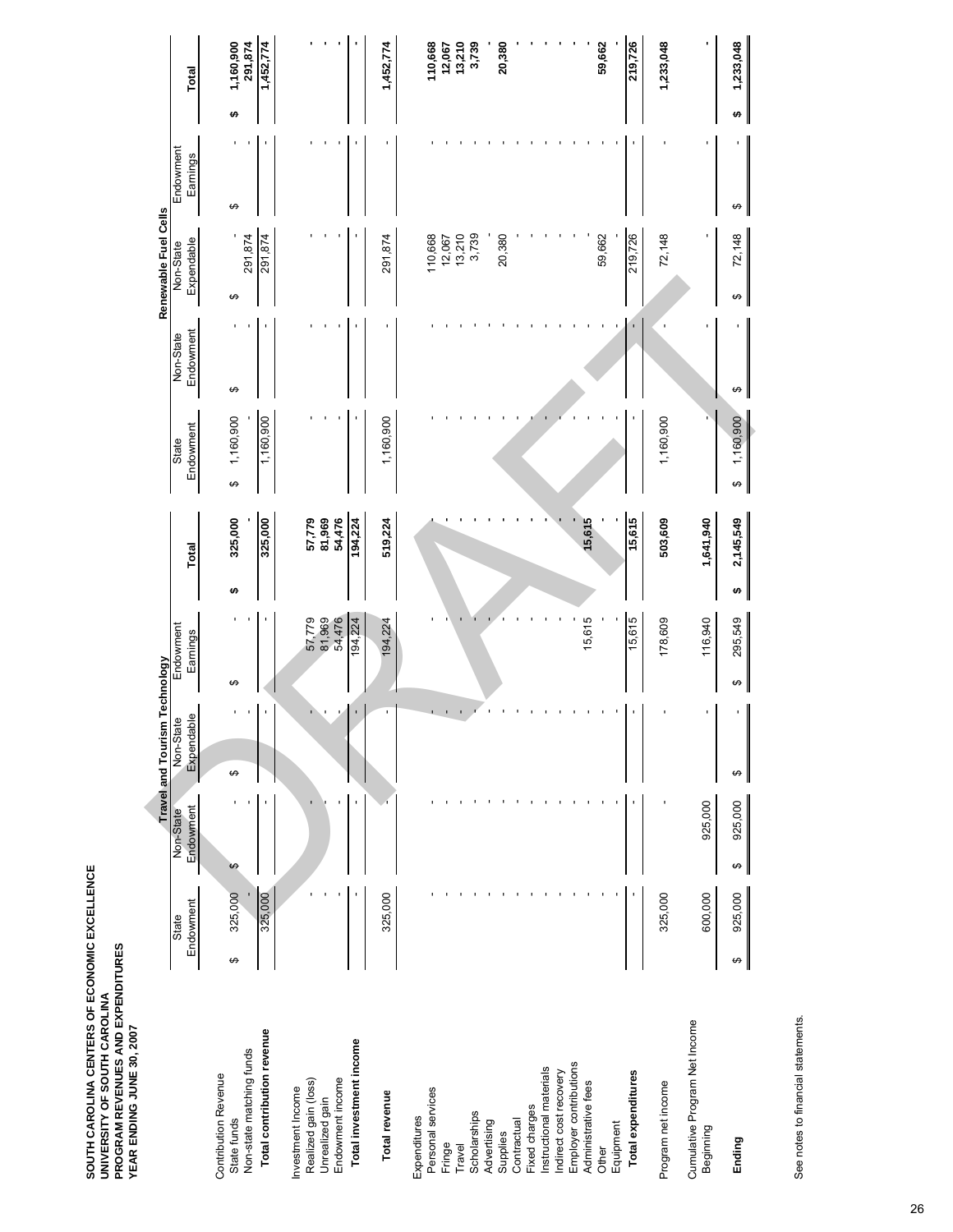**SOUTH CAROLINA CENTERS OF ECONOMIC EXCELLENCE**
**UNIVERSITY OF SOUTH CAROLINA**
**PROGRAM REVENUES AND EXPENDITURES**
**YEAR ENDING JUNE 30, 2007**

| | Travel and Tourism Technology | | | | | Renewable Fuel Cells | | | | |
|---|---|---|---|---|---|---|---|---|---|---|
| | State Endowment | Non-State Endowment | Non-State Expendable | Endowment Earnings | Total | State Endowment | Non-State Endowment | Non-State Expendable | Endowment Earnings | Total |
| Contribution Revenue | | | | | | | | | | |
| State funds | $ 325,000 | $ - | $ - | $ - | $ 325,000 | $ 1,160,900 | $ - | $ - | $ - | $ 1,160,900 |
| Non-state matching funds | - | - | - | - | - | - | - | 291,874 | - | 291,874 |
| **Total contribution revenue** | 325,000 | - | - | - | 325,000 | 1,160,900 | - | 291,874 | - | 1,452,774 |
| Investment Income | | | | | | | | | | |
| Realized gain (loss) | - | - | - | 57,779 | 57,779 | - | - | - | - | - |
| Unrealized gain | - | - | - | 81,969 | 81,969 | - | - | - | - | - |
| Endowment income | - | - | - | 54,476 | 54,476 | - | - | - | - | - |
| **Total investment income** | - | - | - | 194,224 | 194,224 | - | - | - | - | - |
| **Total revenue** | 325,000 | - | - | 194,224 | 519,224 | 1,160,900 | - | 291,874 | - | 1,452,774 |
| Expenditures | | | | | | | | | | |
| Personal services | - | - | - | - | - | - | - | 110,668 | - | 110,668 |
| Fringe | - | - | - | - | - | - | - | 12,067 | - | 12,067 |
| Travel | - | - | - | - | - | - | - | 13,210 | - | 13,210 |
| Scholarships | - | - | - | - | - | - | - | 3,739 | - | 3,739 |
| Advertising | - | - | - | - | - | - | - | - | - | - |
| Supplies | - | - | - | - | - | - | - | 20,380 | - | 20,380 |
| Contractual | - | - | - | - | - | - | - | - | - | - |
| Fixed charges | - | - | - | - | - | - | - | - | - | - |
| Instructional materials | - | - | - | - | - | - | - | - | - | - |
| Indirect cost recovery | - | - | - | - | - | - | - | - | - | - |
| Employer contributions | - | - | - | - | - | - | - | - | - | - |
| Administrative fees | - | - | - | 15,615 | 15,615 | - | - | - | - | - |
| Other | - | - | - | - | - | - | - | 59,662 | - | 59,662 |
| Equipment | - | - | - | - | - | - | - | - | - | - |
| **Total expenditures** | - | - | - | 15,615 | 15,615 | - | - | 219,726 | - | 219,726 |
| Program net income | 325,000 | - | - | 178,609 | 503,609 | 1,160,900 | - | 72,148 | - | 1,233,048 |
| Cumulative Program Net Income | | | | | | | | | | |
| Beginning | 600,000 | 925,000 | - | 116,940 | 1,641,940 | - | - | - | - | - |
| **Ending** | $ 925,000 | $ 925,000 | $ - | $ 295,549 | $ 2,145,549 | $ 1,160,900 | $ - | $ 72,148 | $ - | $ 1,233,048 |

See notes to financial statements.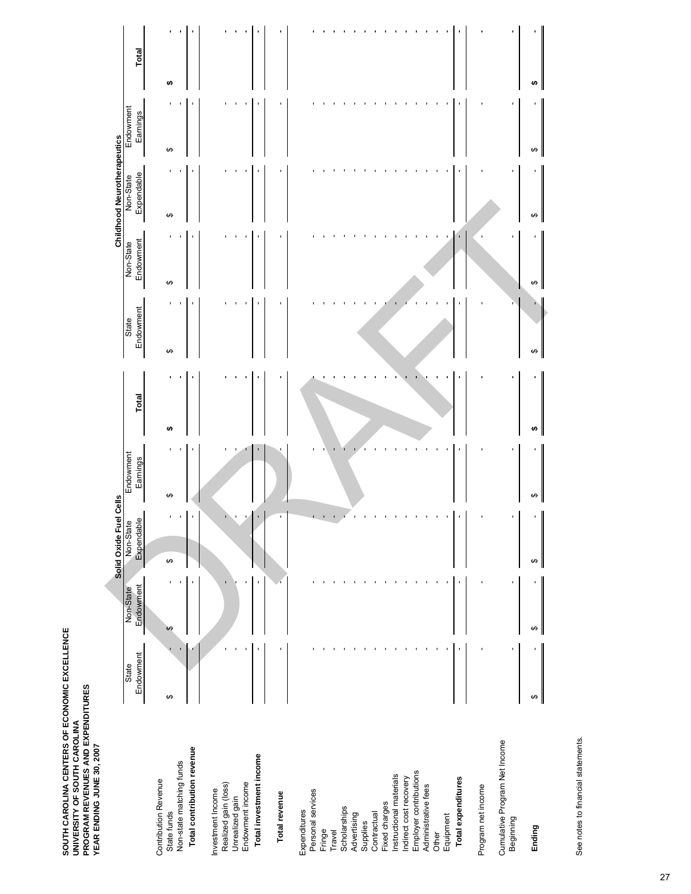**SOUTH CAROLINA CENTERS OF ECONOMIC EXCELLENCE**
**UNIVERSITY OF SOUTH CAROLINA**
**PROGRAM REVENUES AND EXPENDITURES**
**YEAR ENDING JUNE 30, 2007**

| | Solid Oxide Fuel Cells | | | | | Childhood Neurotherapeutics | | | | |
|---|---|---|---|---|---|---|---|---|---|---|
| | State Endowment | Non-State Endowment | Non-State Expendable | Endowment Earnings | Total | State Endowment | Non-State Endowment | Non-State Expendable | Endowment Earnings | Total |
| Contribution Revenue | | | | | | | | | | |
| State funds | $ - | $ - | $ - | $ - | $ - | $ - | $ - | $ - | $ - | $ - |
| Non-state matching funds | - | - | - | - | - | - | - | - | - | - |
| **Total contribution revenue** | - | - | - | - | - | - | - | - | - | - |
| Investment Income | | | | | | | | | | |
| Realized gain (loss) | - | - | - | - | - | - | - | - | - | - |
| Unrealized gain | - | - | - | - | - | - | - | - | - | - |
| Endowment income | - | - | - | - | - | - | - | - | - | - |
| **Total investment income** | - | - | - | - | - | - | - | - | - | - |
| **Total revenue** | - | - | - | - | - | - | - | - | - | - |
| Expenditures | | | | | | | | | | |
| Personal services | - | - | - | - | - | - | - | - | - | - |
| Fringe | - | - | - | - | - | - | - | - | - | - |
| Travel | - | - | - | - | - | - | - | - | - | - |
| Scholarships | - | - | - | - | - | - | - | - | - | - |
| Advertising | - | - | - | - | - | - | - | - | - | - |
| Supplies | - | - | - | - | - | - | - | - | - | - |
| Contractual | - | - | - | - | - | - | - | - | - | - |
| Fixed charges | - | - | - | - | - | - | - | - | - | - |
| Instructional materials | - | - | - | - | - | - | - | - | - | - |
| Indirect cost recovery | - | - | - | - | - | - | - | - | - | - |
| Employer contributions | - | - | - | - | - | - | - | - | - | - |
| Administrative fees | - | - | - | - | - | - | - | - | - | - |
| Other | - | - | - | - | - | - | - | - | - | - |
| Equipment | - | - | - | - | - | - | - | - | - | - |
| **Total expenditures** | - | - | - | - | - | - | - | - | - | - |
| Program net income | - | - | - | - | - | - | - | - | - | - |
| Cumulative Program Net Income | | | | | | | | | | |
| Beginning | - | - | - | - | - | - | - | - | - | - |
| **Ending** | $ - | $ - | $ - | $ - | $ - | $ - | $ - | $ - | $ - | $ - |

See notes to financial statements.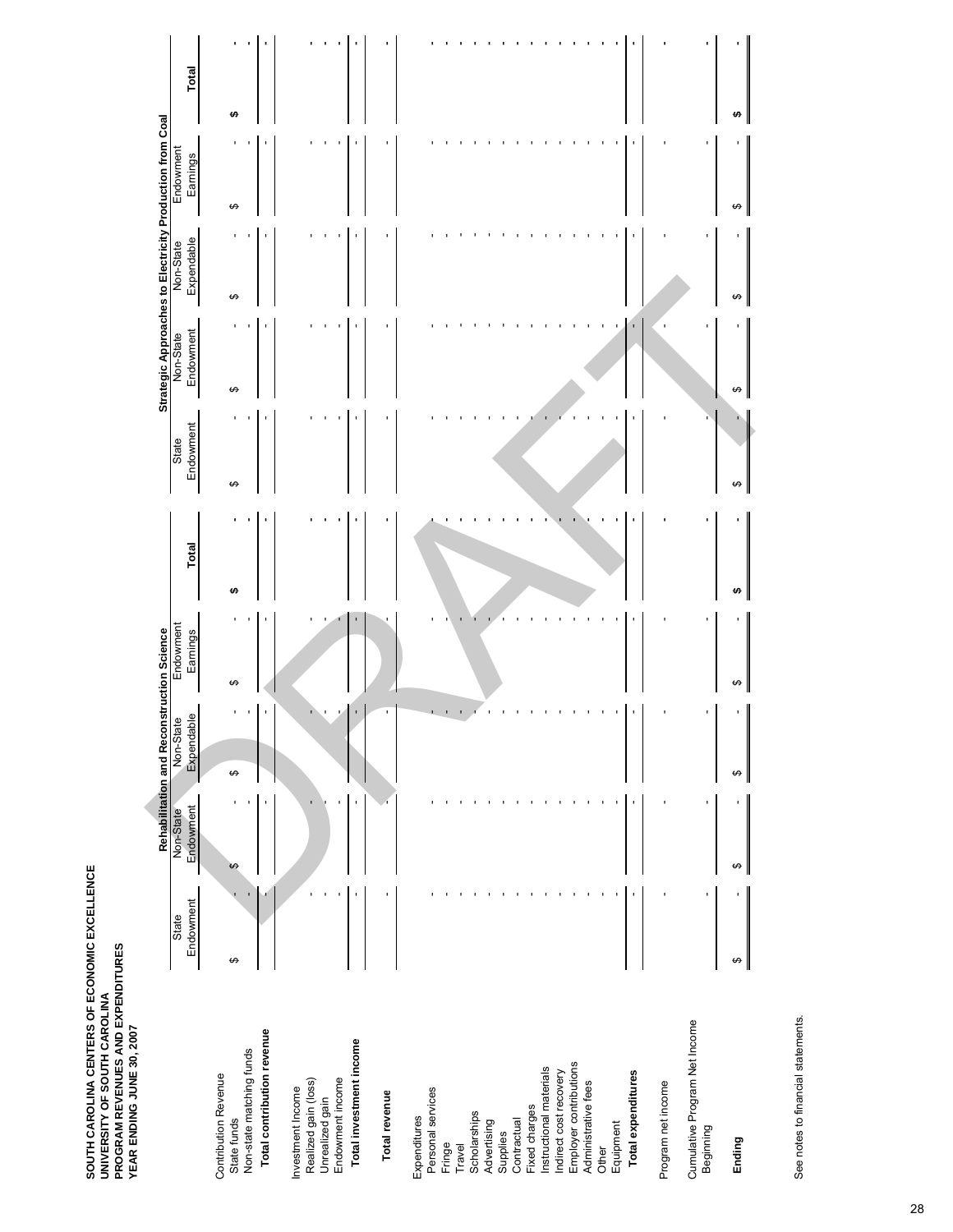**SOUTH CAROLINA CENTERS OF ECONOMIC EXCELLENCE**
**UNIVERSITY OF SOUTH CAROLINA**
**PROGRAM REVENUES AND EXPENDITURES**
**YEAR ENDING JUNE 30, 2007**

DRAFT

| | Rehabilitation and Reconstruction Science | | | | | Strategic Approaches to Electricity Production from Coal | | | | |
|---|---|---|---|---|---|---|---|---|---|---|
| | State Endowment | Non-State Endowment | Non-State Expendable | Endowment Earnings | **Total** | State Endowment | Non-State Endowment | Non-State Expendable | Endowment Earnings | **Total** |
| Contribution Revenue | | | | | | | | | | |
| State funds | $ - | $ - | $ - | $ - | **$ -** | $ - | $ - | $ - | $ - | **$ -** |
| Non-state matching funds | - | - | - | - | - | - | - | - | - | - |
| **Total contribution revenue** | - | - | - | - | - | - | - | - | - | - |
| Investment Income | | | | | | | | | | |
| Realized gain (loss) | - | - | - | - | - | - | - | - | - | - |
| Unrealized gain | - | - | - | - | - | - | - | - | - | - |
| Endowment income | - | - | - | - | - | - | - | - | - | - |
| **Total investment income** | - | - | - | - | - | - | - | - | - | - |
| **Total revenue** | - | - | - | - | - | - | - | - | - | - |
| Expenditures | | | | | | | | | | |
| Personal services | - | - | - | - | - | - | - | - | - | - |
| Fringe | - | - | - | - | - | - | - | - | - | - |
| Travel | - | - | - | - | - | - | - | - | - | - |
| Scholarships | - | - | - | - | - | - | - | - | - | - |
| Advertising | - | - | - | - | - | - | - | - | - | - |
| Supplies | - | - | - | - | - | - | - | - | - | - |
| Contractual | - | - | - | - | - | - | - | - | - | - |
| Fixed charges | - | - | - | - | - | - | - | - | - | - |
| Instructional materials | - | - | - | - | - | - | - | - | - | - |
| Indirect cost recovery | - | - | - | - | - | - | - | - | - | - |
| Employer contributions | - | - | - | - | - | - | - | - | - | - |
| Administrative fees | - | - | - | - | - | - | - | - | - | - |
| Other | - | - | - | - | - | - | - | - | - | - |
| Equipment | - | - | - | - | - | - | - | - | - | - |
| **Total expenditures** | - | - | - | - | - | - | - | - | - | - |
| Program net income | - | - | - | - | - | - | - | - | - | - |
| Cumulative Program Net Income | | | | | | | | | | |
| Beginning | - | - | - | - | - | - | - | - | - | - |
| **Ending** | $ - | $ - | $ - | $ - | **$ -** | $ - | $ - | $ - | $ - | **$ -** |

See notes to financial statements.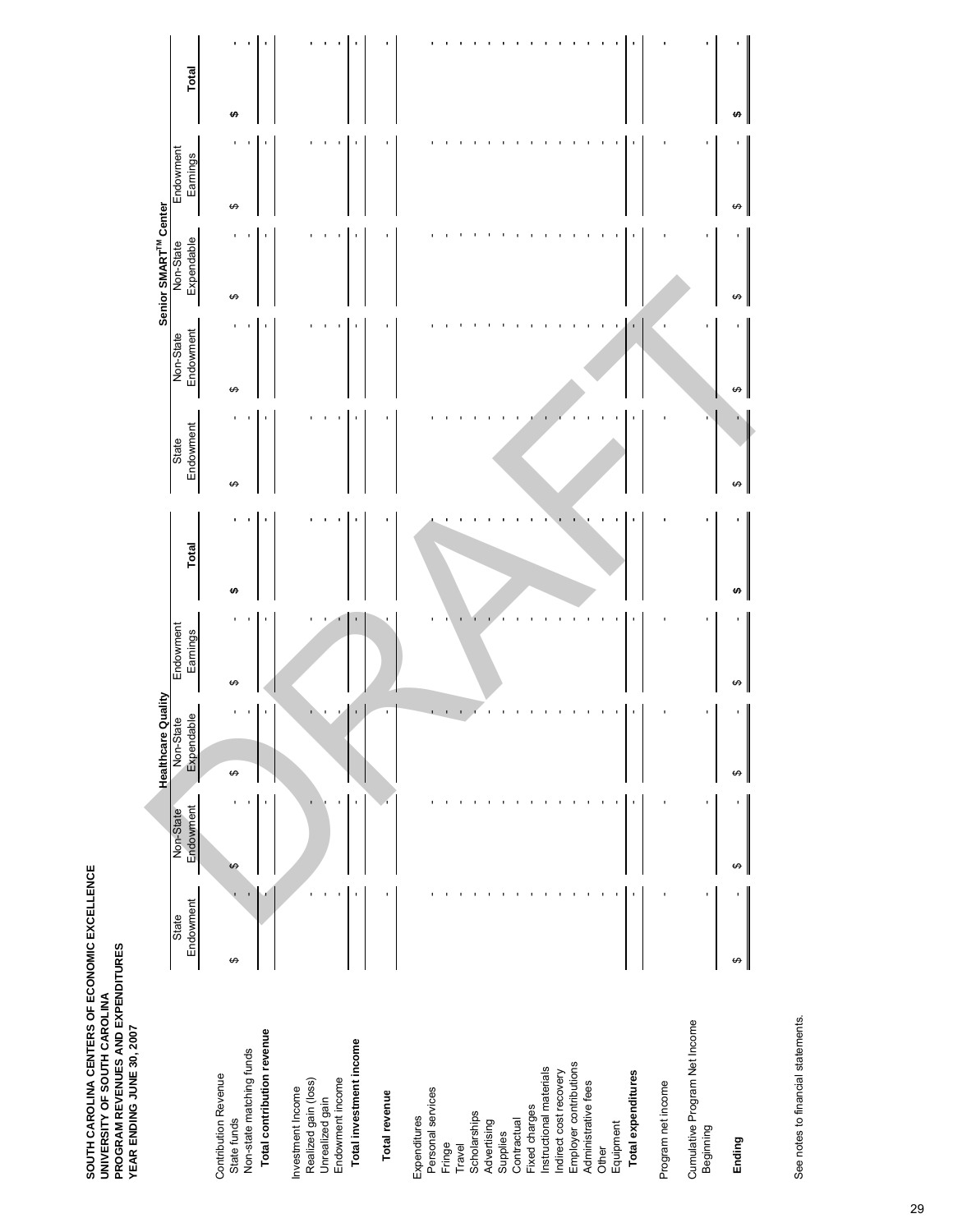**SOUTH CAROLINA CENTERS OF ECONOMIC EXCELLENCE**
**UNIVERSITY OF SOUTH CAROLINA**
**PROGRAM REVENUES AND EXPENDITURES**
**YEAR ENDING JUNE 30, 2007**

| | Healthcare Quality | | | | | Senior SMART[TM] Center | | | | |
|---|---|---|---|---|---|---|---|---|---|---|
| | State Endowment | Non-State Endowment | Non-State Expendable | Endowment Earnings | **Total** | State Endowment | Non-State Endowment | Non-State Expendable | Endowment Earnings | **Total** |
| Contribution Revenue | | | | | | | | | | |
| State funds | $ - | $ - | $ - | $ - | **$ -** | $ - | $ - | $ - | $ - | **$ -** |
| Non-state matching funds | - | - | - | - | - | - | - | - | - | - |
| **Total contribution revenue** | - | - | - | - | - | - | - | - | - | - |
| Investment Income | | | | | | | | | | |
| Realized gain (loss) | - | - | - | - | - | - | - | - | - | - |
| Unrealized gain | - | - | - | - | - | - | - | - | - | - |
| Endowment income | - | - | - | - | - | - | - | - | - | - |
| **Total investment income** | - | - | - | - | - | - | - | - | - | - |
| **Total revenue** | - | - | - | - | - | - | - | - | - | - |
| Expenditures | | | | | | | | | | |
| Personal services | - | - | - | - | - | - | - | - | - | - |
| Fringe | - | - | - | - | - | - | - | - | - | - |
| Travel | - | - | - | - | - | - | - | - | - | - |
| Scholarships | - | - | - | - | - | - | - | - | - | - |
| Advertising | - | - | - | - | - | - | - | - | - | - |
| Supplies | - | - | - | - | - | - | - | - | - | - |
| Contractual | - | - | - | - | - | - | - | - | - | - |
| Fixed charges | - | - | - | - | - | - | - | - | - | - |
| Instructional materials | - | - | - | - | - | - | - | - | - | - |
| Indirect cost recovery | - | - | - | - | - | - | - | - | - | - |
| Employer contributions | - | - | - | - | - | - | - | - | - | - |
| Administrative fees | - | - | - | - | - | - | - | - | - | - |
| Other | - | - | - | - | - | - | - | - | - | - |
| Equipment | - | - | - | - | - | - | - | - | - | - |
| **Total expenditures** | - | - | - | - | - | - | - | - | - | - |
| Program net income | - | - | - | - | - | - | - | - | - | - |
| Cumulative Program Net Income | | | | | | | | | | |
| Beginning | - | - | - | - | - | - | - | - | - | - |
| **Ending** | $ - | $ - | $ - | $ - | **$ -** | $ - | $ - | $ - | $ - | **$ -** |

See notes to financial statements.

DRAFT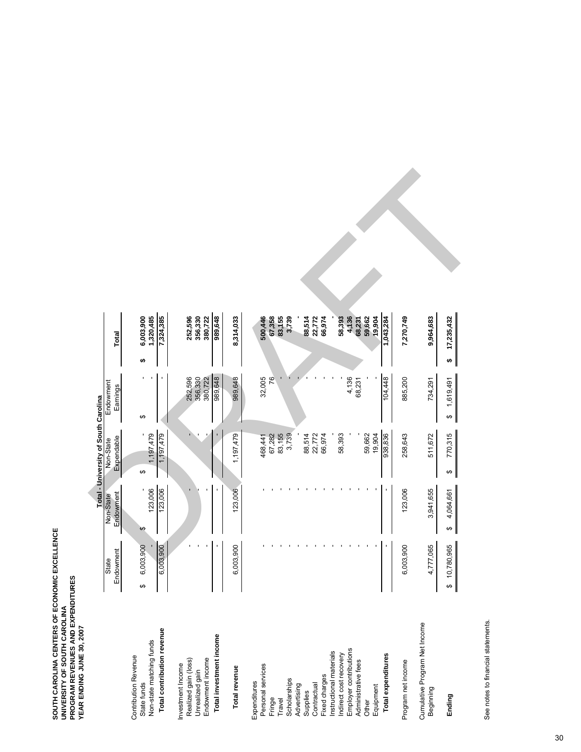**SOUTH CAROLINA CENTERS OF ECONOMIC EXCELLENCE**
**UNIVERSITY OF SOUTH CAROLINA**
**PROGRAM REVENUES AND EXPENDITURES**
**YEAR ENDING JUNE 30, 2007**

| | Total - University of South Carolina | | | | |
|---|---|---|---|---|---|
| | State Endowment | Non-State Endowment | Non-State Expendable | Endowment Earnings | Total |
| Contribution Revenue | | | | | |
| State funds | $ 6,003,900 | $ - | $ - | $ - | $ 6,003,900 |
| Non-state matching funds | - | 123,006 | 1,197,479 | - | 1,320,485 |
| **Total contribution revenue** | 6,003,900 | 123,006 | 1,197,479 | - | **7,324,385** |
| Investment Income | | | | | |
| Realized gain (loss) | - | - | - | 252,596 | 252,596 |
| Unrealized gain | - | - | - | 356,330 | 356,330 |
| Endowment income | - | - | - | 380,722 | 380,722 |
| **Total investment income** | - | - | - | 989,648 | **989,648** |
| **Total revenue** | 6,003,900 | 123,006 | 1,197,479 | 989,648 | **8,314,033** |
| Expenditures | | | | | |
| Personal services | - | - | 468,441 | 32,005 | **500,446** |
| Fringe | - | - | 67,282 | 76 | **67,358** |
| Travel | - | - | 83,155 | - | **83,155** |
| Scholarships | - | - | 3,739 | - | **3,739** |
| Advertising | - | - | - | - | **-** |
| Supplies | - | - | 88,514 | - | **88,514** |
| Contractual | - | - | 22,772 | - | **22,772** |
| Fixed charges | - | - | 66,974 | - | **66,974** |
| Instructional materials | - | - | - | - | **-** |
| Indirect cost recovery | - | - | 58,393 | - | **58,393** |
| Employer contributions | - | - | - | 4,136 | **4,136** |
| Administrative fees | - | - | - | 68,231 | **68,231** |
| Other | - | - | 59,662 | - | **59,662** |
| Equipment | - | - | 19,904 | - | **19,904** |
| **Total expenditures** | - | - | 938,836 | 104,448 | **1,043,284** |
| Program net income | 6,003,900 | 123,006 | 258,643 | 885,200 | **7,270,749** |
| Cumulative Program Net Income | | | | | |
| Beginning | 4,777,065 | 3,941,655 | 511,672 | 734,291 | **9,964,683** |
| **Ending** | $ 10,780,965 | $ 4,064,661 | $ 770,315 | $ 1,619,491 | **$ 17,235,432** |

See notes to financial statements.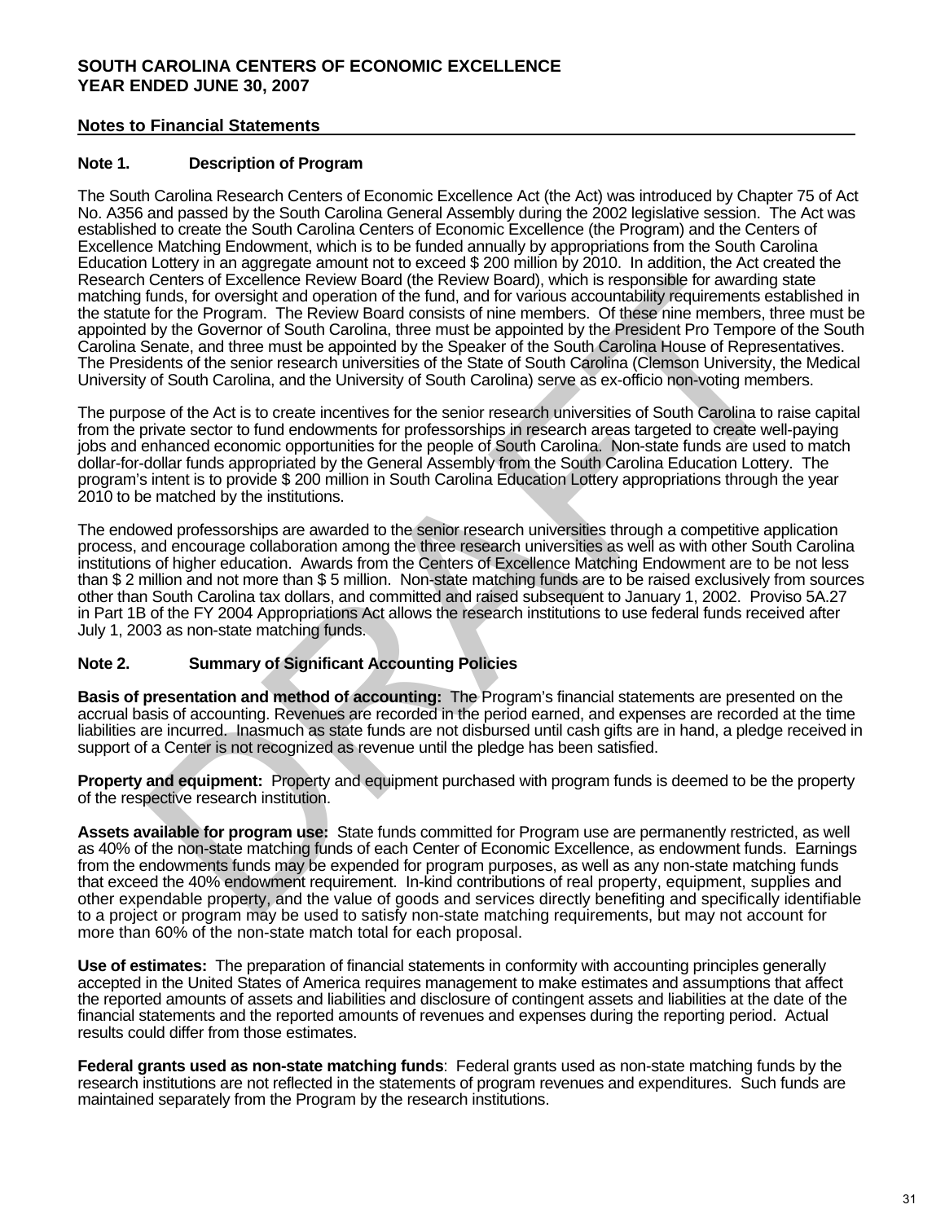**SOUTH CAROLINA CENTERS OF ECONOMIC EXCELLENCE**
**YEAR ENDED JUNE 30, 2007**

## Notes to Financial Statements

### Note 1. Description of Program

The South Carolina Research Centers of Economic Excellence Act (the Act) was introduced by Chapter 75 of Act No. A356 and passed by the South Carolina General Assembly during the 2002 legislative session. The Act was established to create the South Carolina Centers of Economic Excellence (the Program) and the Centers of Excellence Matching Endowment, which is to be funded annually by appropriations from the South Carolina Education Lottery in an aggregate amount not to exceed $ 200 million by 2010. In addition, the Act created the Research Centers of Excellence Review Board (the Review Board), which is responsible for awarding state matching funds, for oversight and operation of the fund, and for various accountability requirements established in the statute for the Program. The Review Board consists of nine members. Of these nine members, three must be appointed by the Governor of South Carolina, three must be appointed by the President Pro Tempore of the South Carolina Senate, and three must be appointed by the Speaker of the South Carolina House of Representatives. The Presidents of the senior research universities of the State of South Carolina (Clemson University, the Medical University of South Carolina, and the University of South Carolina) serve as ex-officio non-voting members.

The purpose of the Act is to create incentives for the senior research universities of South Carolina to raise capital from the private sector to fund endowments for professorships in research areas targeted to create well-paying jobs and enhanced economic opportunities for the people of South Carolina. Non-state funds are used to match dollar-for-dollar funds appropriated by the General Assembly from the South Carolina Education Lottery. The program's intent is to provide $ 200 million in South Carolina Education Lottery appropriations through the year 2010 to be matched by the institutions.

The endowed professorships are awarded to the senior research universities through a competitive application process, and encourage collaboration among the three research universities as well as with other South Carolina institutions of higher education. Awards from the Centers of Excellence Matching Endowment are to be not less than $ 2 million and not more than $ 5 million. Non-state matching funds are to be raised exclusively from sources other than South Carolina tax dollars, and committed and raised subsequent to January 1, 2002. Proviso 5A.27 in Part 1B of the FY 2004 Appropriations Act allows the research institutions to use federal funds received after July 1, 2003 as non-state matching funds.

### Note 2. Summary of Significant Accounting Policies

**Basis of presentation and method of accounting:** The Program's financial statements are presented on the accrual basis of accounting. Revenues are recorded in the period earned, and expenses are recorded at the time liabilities are incurred. Inasmuch as state funds are not disbursed until cash gifts are in hand, a pledge received in support of a Center is not recognized as revenue until the pledge has been satisfied.

**Property and equipment:** Property and equipment purchased with program funds is deemed to be the property of the respective research institution.

**Assets available for program use:** State funds committed for Program use are permanently restricted, as well as 40% of the non-state matching funds of each Center of Economic Excellence, as endowment funds. Earnings from the endowments funds may be expended for program purposes, as well as any non-state matching funds that exceed the 40% endowment requirement. In-kind contributions of real property, equipment, supplies and other expendable property, and the value of goods and services directly benefiting and specifically identifiable to a project or program may be used to satisfy non-state matching requirements, but may not account for more than 60% of the non-state match total for each proposal.

**Use of estimates:** The preparation of financial statements in conformity with accounting principles generally accepted in the United States of America requires management to make estimates and assumptions that affect the reported amounts of assets and liabilities and disclosure of contingent assets and liabilities at the date of the financial statements and the reported amounts of revenues and expenses during the reporting period. Actual results could differ from those estimates.

**Federal grants used as non-state matching funds**: Federal grants used as non-state matching funds by the research institutions are not reflected in the statements of program revenues and expenditures. Such funds are maintained separately from the Program by the research institutions.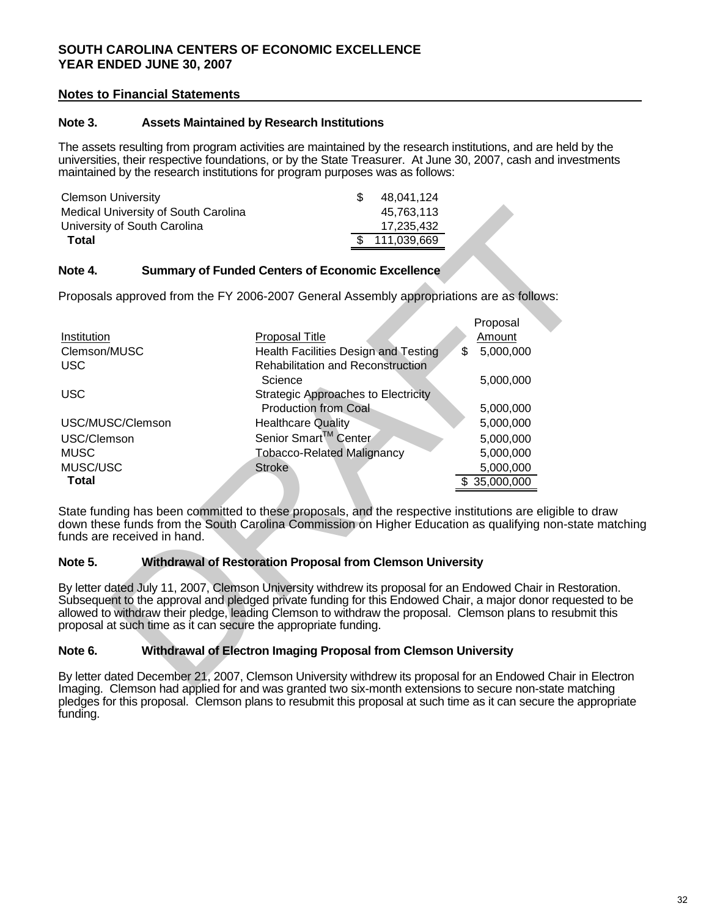**SOUTH CAROLINA CENTERS OF ECONOMIC EXCELLENCE**
**YEAR ENDED JUNE 30, 2007**

## Notes to Financial Statements

### Note 3. Assets Maintained by Research Institutions

The assets resulting from program activities are maintained by the research institutions, and are held by the universities, their respective foundations, or by the State Treasurer. At June 30, 2007, cash and investments maintained by the research institutions for program purposes was as follows:

| | |
|---|---|
| Clemson University | $ 48,041,124 |
| Medical University of South Carolina | 45,763,113 |
| University of South Carolina | 17,235,432 |
| **Total** | $ 111,039,669 |

### Note 4. Summary of Funded Centers of Economic Excellence

Proposals approved from the FY 2006-2007 General Assembly appropriations are as follows:

| Institution | Proposal Title | Proposal Amount |
|---|---|---|
| Clemson/MUSC | Health Facilities Design and Testing | $ 5,000,000 |
| USC | Rehabilitation and Reconstruction Science | 5,000,000 |
| USC | Strategic Approaches to Electricity Production from Coal | 5,000,000 |
| USC/MUSC/Clemson | Healthcare Quality | 5,000,000 |
| USC/Clemson | Senior Smart™ Center | 5,000,000 |
| MUSC | Tobacco-Related Malignancy | 5,000,000 |
| MUSC/USC | Stroke | 5,000,000 |
| **Total** | | $ 35,000,000 |

State funding has been committed to these proposals, and the respective institutions are eligible to draw down these funds from the South Carolina Commission on Higher Education as qualifying non-state matching funds are received in hand.

### Note 5. Withdrawal of Restoration Proposal from Clemson University

By letter dated July 11, 2007, Clemson University withdrew its proposal for an Endowed Chair in Restoration. Subsequent to the approval and pledged private funding for this Endowed Chair, a major donor requested to be allowed to withdraw their pledge, leading Clemson to withdraw the proposal. Clemson plans to resubmit this proposal at such time as it can secure the appropriate funding.

### Note 6. Withdrawal of Electron Imaging Proposal from Clemson University

By letter dated December 21, 2007, Clemson University withdrew its proposal for an Endowed Chair in Electron Imaging. Clemson had applied for and was granted two six-month extensions to secure non-state matching pledges for this proposal. Clemson plans to resubmit this proposal at such time as it can secure the appropriate funding.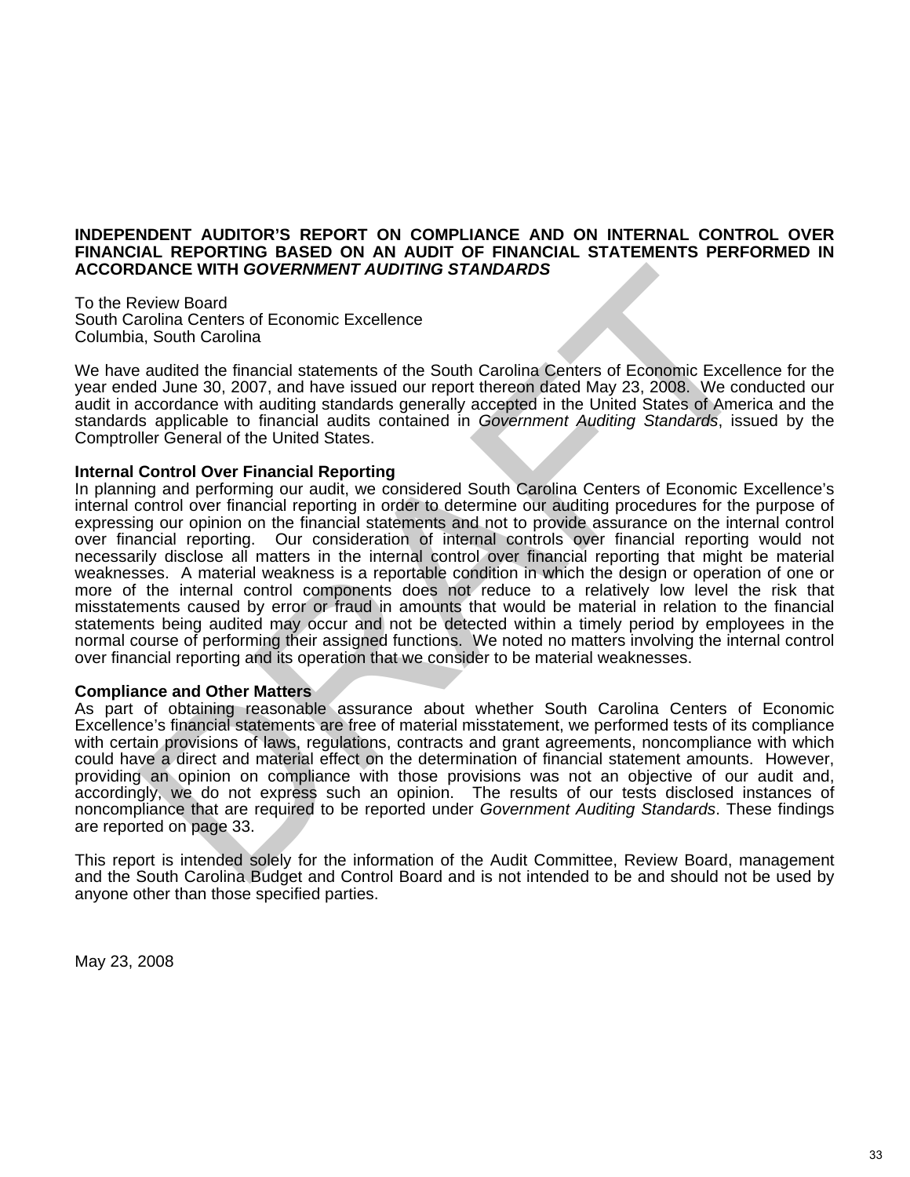**INDEPENDENT AUDITOR'S REPORT ON COMPLIANCE AND ON INTERNAL CONTROL OVER FINANCIAL REPORTING BASED ON AN AUDIT OF FINANCIAL STATEMENTS PERFORMED IN ACCORDANCE WITH *GOVERNMENT AUDITING STANDARDS***

To the Review Board
South Carolina Centers of Economic Excellence
Columbia, South Carolina

We have audited the financial statements of the South Carolina Centers of Economic Excellence for the year ended June 30, 2007, and have issued our report thereon dated May 23, 2008. We conducted our audit in accordance with auditing standards generally accepted in the United States of America and the standards applicable to financial audits contained in *Government Auditing Standards*, issued by the Comptroller General of the United States.

**Internal Control Over Financial Reporting**
In planning and performing our audit, we considered South Carolina Centers of Economic Excellence's internal control over financial reporting in order to determine our auditing procedures for the purpose of expressing our opinion on the financial statements and not to provide assurance on the internal control over financial reporting. Our consideration of internal controls over financial reporting would not necessarily disclose all matters in the internal control over financial reporting that might be material weaknesses. A material weakness is a reportable condition in which the design or operation of one or more of the internal control components does not reduce to a relatively low level the risk that misstatements caused by error or fraud in amounts that would be material in relation to the financial statements being audited may occur and not be detected within a timely period by employees in the normal course of performing their assigned functions. We noted no matters involving the internal control over financial reporting and its operation that we consider to be material weaknesses.

**Compliance and Other Matters**
As part of obtaining reasonable assurance about whether South Carolina Centers of Economic Excellence's financial statements are free of material misstatement, we performed tests of its compliance with certain provisions of laws, regulations, contracts and grant agreements, noncompliance with which could have a direct and material effect on the determination of financial statement amounts. However, providing an opinion on compliance with those provisions was not an objective of our audit and, accordingly, we do not express such an opinion. The results of our tests disclosed instances of noncompliance that are required to be reported under *Government Auditing Standards*. These findings are reported on page 33.

This report is intended solely for the information of the Audit Committee, Review Board, management and the South Carolina Budget and Control Board and is not intended to be and should not be used by anyone other than those specified parties.

May 23, 2008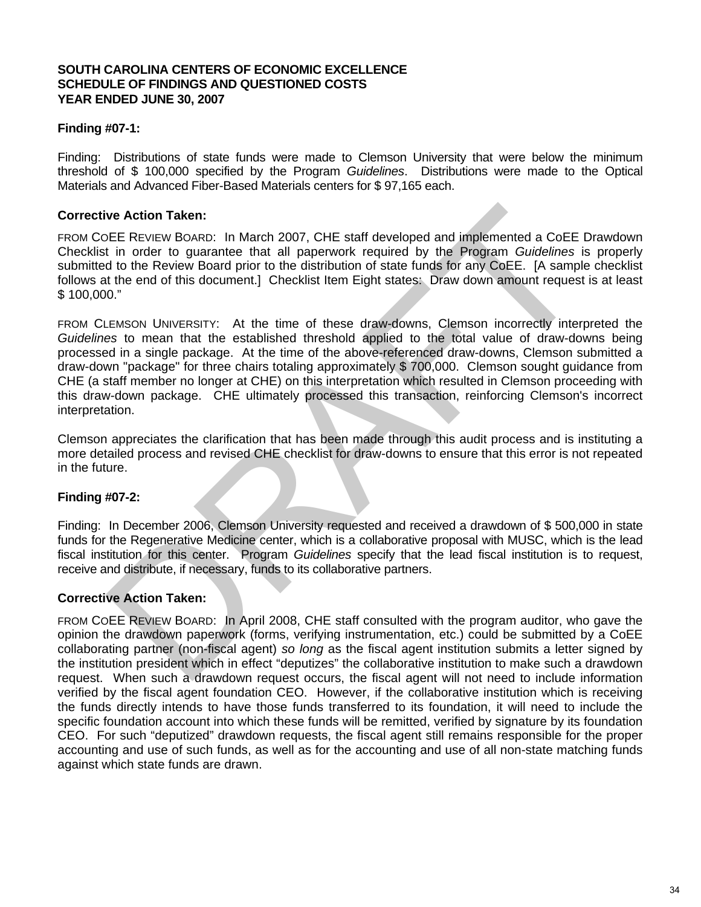**SOUTH CAROLINA CENTERS OF ECONOMIC EXCELLENCE**
**SCHEDULE OF FINDINGS AND QUESTIONED COSTS**
**YEAR ENDED JUNE 30, 2007**

**Finding #07-1:**

Finding: Distributions of state funds were made to Clemson University that were below the minimum threshold of $ 100,000 specified by the Program *Guidelines*. Distributions were made to the Optical Materials and Advanced Fiber-Based Materials centers for $ 97,165 each.

**Corrective Action Taken:**

FROM COEE REVIEW BOARD: In March 2007, CHE staff developed and implemented a CoEE Drawdown Checklist in order to guarantee that all paperwork required by the Program *Guidelines* is properly submitted to the Review Board prior to the distribution of state funds for any CoEE. [A sample checklist follows at the end of this document.] Checklist Item Eight states: Draw down amount request is at least $ 100,000."

FROM CLEMSON UNIVERSITY: At the time of these draw-downs, Clemson incorrectly interpreted the *Guidelines* to mean that the established threshold applied to the total value of draw-downs being processed in a single package. At the time of the above-referenced draw-downs, Clemson submitted a draw-down "package" for three chairs totaling approximately $ 700,000. Clemson sought guidance from CHE (a staff member no longer at CHE) on this interpretation which resulted in Clemson proceeding with this draw-down package. CHE ultimately processed this transaction, reinforcing Clemson's incorrect interpretation.

Clemson appreciates the clarification that has been made through this audit process and is instituting a more detailed process and revised CHE checklist for draw-downs to ensure that this error is not repeated in the future.

**Finding #07-2:**

Finding: In December 2006, Clemson University requested and received a drawdown of $ 500,000 in state funds for the Regenerative Medicine center, which is a collaborative proposal with MUSC, which is the lead fiscal institution for this center. Program *Guidelines* specify that the lead fiscal institution is to request, receive and distribute, if necessary, funds to its collaborative partners.

**Corrective Action Taken:**

FROM COEE REVIEW BOARD: In April 2008, CHE staff consulted with the program auditor, who gave the opinion the drawdown paperwork (forms, verifying instrumentation, etc.) could be submitted by a CoEE collaborating partner (non-fiscal agent) *so long* as the fiscal agent institution submits a letter signed by the institution president which in effect "deputizes" the collaborative institution to make such a drawdown request. When such a drawdown request occurs, the fiscal agent will not need to include information verified by the fiscal agent foundation CEO. However, if the collaborative institution which is receiving the funds directly intends to have those funds transferred to its foundation, it will need to include the specific foundation account into which these funds will be remitted, verified by signature by its foundation CEO. For such "deputized" drawdown requests, the fiscal agent still remains responsible for the proper accounting and use of such funds, as well as for the accounting and use of all non-state matching funds against which state funds are drawn.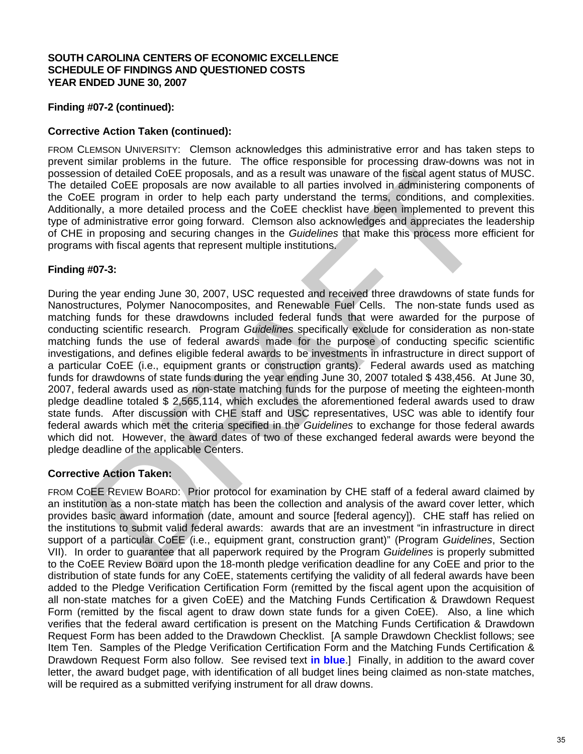**SOUTH CAROLINA CENTERS OF ECONOMIC EXCELLENCE**
**SCHEDULE OF FINDINGS AND QUESTIONED COSTS**
**YEAR ENDED JUNE 30, 2007**

**Finding #07-2 (continued):**

**Corrective Action Taken (continued):**

FROM CLEMSON UNIVERSITY: Clemson acknowledges this administrative error and has taken steps to prevent similar problems in the future. The office responsible for processing draw-downs was not in possession of detailed CoEE proposals, and as a result was unaware of the fiscal agent status of MUSC. The detailed CoEE proposals are now available to all parties involved in administering components of the CoEE program in order to help each party understand the terms, conditions, and complexities. Additionally, a more detailed process and the CoEE checklist have been implemented to prevent this type of administrative error going forward. Clemson also acknowledges and appreciates the leadership of CHE in proposing and securing changes in the *Guidelines* that make this process more efficient for programs with fiscal agents that represent multiple institutions.

**Finding #07-3:**

During the year ending June 30, 2007, USC requested and received three drawdowns of state funds for Nanostructures, Polymer Nanocomposites, and Renewable Fuel Cells. The non-state funds used as matching funds for these drawdowns included federal funds that were awarded for the purpose of conducting scientific research. Program *Guidelines* specifically exclude for consideration as non-state matching funds the use of federal awards made for the purpose of conducting specific scientific investigations, and defines eligible federal awards to be investments in infrastructure in direct support of a particular CoEE (i.e., equipment grants or construction grants). Federal awards used as matching funds for drawdowns of state funds during the year ending June 30, 2007 totaled $ 438,456. At June 30, 2007, federal awards used as non-state matching funds for the purpose of meeting the eighteen-month pledge deadline totaled $ 2,565,114, which excludes the aforementioned federal awards used to draw state funds. After discussion with CHE staff and USC representatives, USC was able to identify four federal awards which met the criteria specified in the *Guidelines* to exchange for those federal awards which did not. However, the award dates of two of these exchanged federal awards were beyond the pledge deadline of the applicable Centers.

**Corrective Action Taken:**

FROM COEE REVIEW BOARD: Prior protocol for examination by CHE staff of a federal award claimed by an institution as a non-state match has been the collection and analysis of the award cover letter, which provides basic award information (date, amount and source [federal agency]). CHE staff has relied on the institutions to submit valid federal awards: awards that are an investment "in infrastructure in direct support of a particular CoEE (i.e., equipment grant, construction grant)" (Program *Guidelines*, Section VII). In order to guarantee that all paperwork required by the Program *Guidelines* is properly submitted to the CoEE Review Board upon the 18-month pledge verification deadline for any CoEE and prior to the distribution of state funds for any CoEE, statements certifying the validity of all federal awards have been added to the Pledge Verification Certification Form (remitted by the fiscal agent upon the acquisition of all non-state matches for a given CoEE) and the Matching Funds Certification & Drawdown Request Form (remitted by the fiscal agent to draw down state funds for a given CoEE). Also, a line which verifies that the federal award certification is present on the Matching Funds Certification & Drawdown Request Form has been added to the Drawdown Checklist. [A sample Drawdown Checklist follows; see Item Ten. Samples of the Pledge Verification Certification Form and the Matching Funds Certification & Drawdown Request Form also follow. See revised text **in blue**.] Finally, in addition to the award cover letter, the award budget page, with identification of all budget lines being claimed as non-state matches, will be required as a submitted verifying instrument for all draw downs.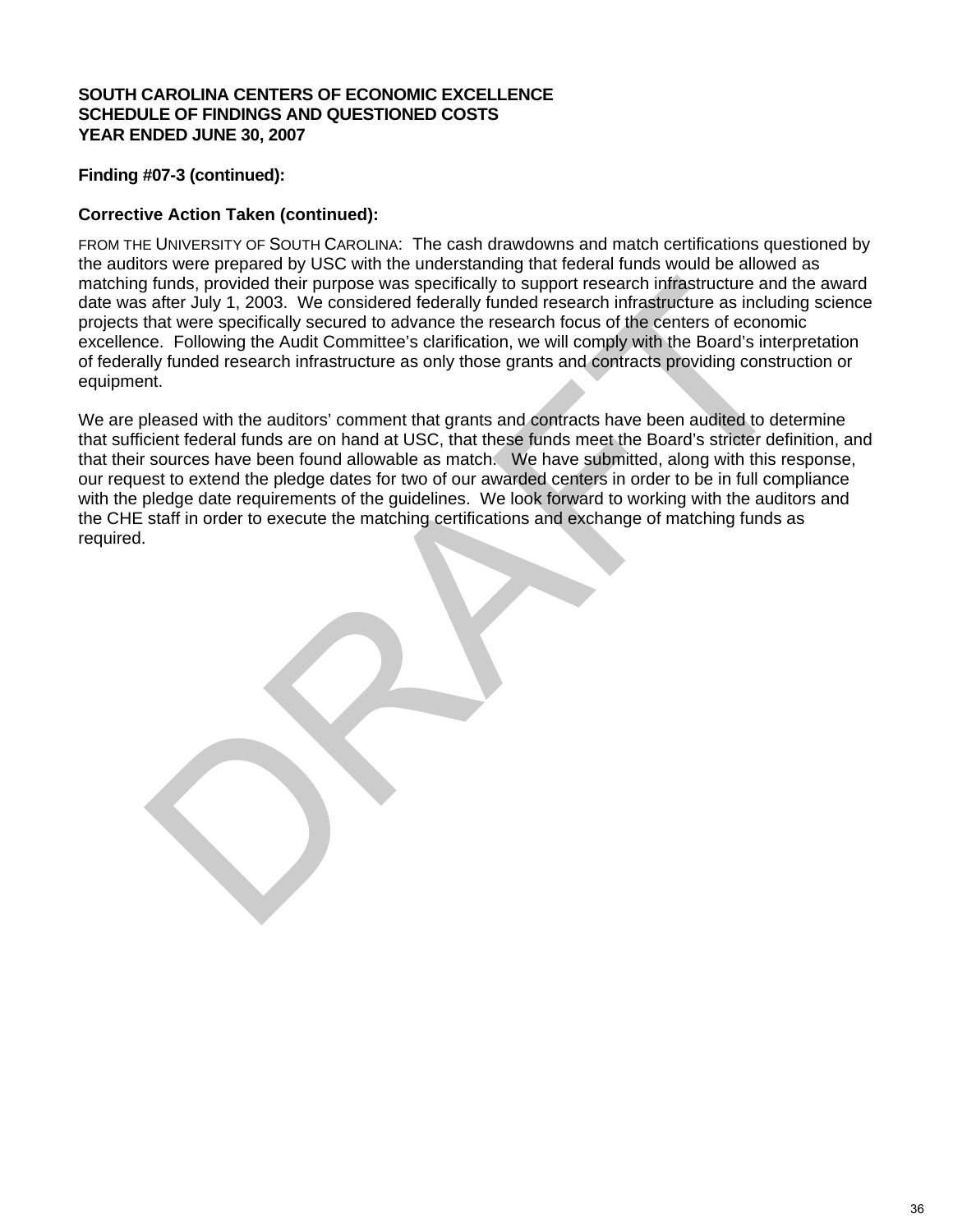**SOUTH CAROLINA CENTERS OF ECONOMIC EXCELLENCE**
**SCHEDULE OF FINDINGS AND QUESTIONED COSTS**
**YEAR ENDED JUNE 30, 2007**

**Finding #07-3 (continued):**

**Corrective Action Taken (continued):**

FROM THE UNIVERSITY OF SOUTH CAROLINA: The cash drawdowns and match certifications questioned by the auditors were prepared by USC with the understanding that federal funds would be allowed as matching funds, provided their purpose was specifically to support research infrastructure and the award date was after July 1, 2003. We considered federally funded research infrastructure as including science projects that were specifically secured to advance the research focus of the centers of economic excellence. Following the Audit Committee's clarification, we will comply with the Board's interpretation of federally funded research infrastructure as only those grants and contracts providing construction or equipment.

We are pleased with the auditors' comment that grants and contracts have been audited to determine that sufficient federal funds are on hand at USC, that these funds meet the Board's stricter definition, and that their sources have been found allowable as match. We have submitted, along with this response, our request to extend the pledge dates for two of our awarded centers in order to be in full compliance with the pledge date requirements of the guidelines. We look forward to working with the auditors and the CHE staff in order to execute the matching certifications and exchange of matching funds as required.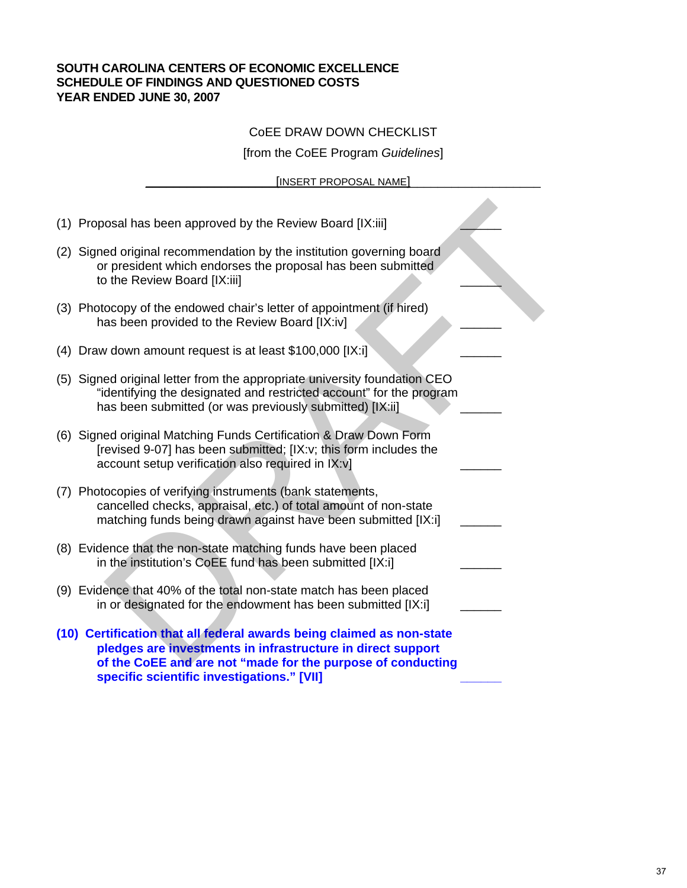**SOUTH CAROLINA CENTERS OF ECONOMIC EXCELLENCE**
**SCHEDULE OF FINDINGS AND QUESTIONED COSTS**
**YEAR ENDED JUNE 30, 2007**

CoEE DRAW DOWN CHECKLIST

[from the CoEE Program *Guidelines*]

[INSERT PROPOSAL NAME]

(1) Proposal has been approved by the Review Board [IX:iii] ______

(2) Signed original recommendation by the institution governing board or president which endorses the proposal has been submitted to the Review Board [IX:iii] ______

(3) Photocopy of the endowed chair's letter of appointment (if hired) has been provided to the Review Board [IX:iv] ______

(4) Draw down amount request is at least $100,000 [IX:i] ______

(5) Signed original letter from the appropriate university foundation CEO "identifying the designated and restricted account" for the program has been submitted (or was previously submitted) [IX:ii] ______

(6) Signed original Matching Funds Certification & Draw Down Form [revised 9-07] has been submitted; [IX:v; this form includes the account setup verification also required in IX:v] ______

(7) Photocopies of verifying instruments (bank statements, cancelled checks, appraisal, etc.) of total amount of non-state matching funds being drawn against have been submitted [IX:i] ______

(8) Evidence that the non-state matching funds have been placed in the institution's CoEE fund has been submitted [IX:i] ______

(9) Evidence that 40% of the total non-state match has been placed in or designated for the endowment has been submitted [IX:i] ______

**(10) Certification that all federal awards being claimed as non-state pledges are investments in infrastructure in direct support of the CoEE and are not "made for the purpose of conducting specific scientific investigations." [VII]** ______

DRAFT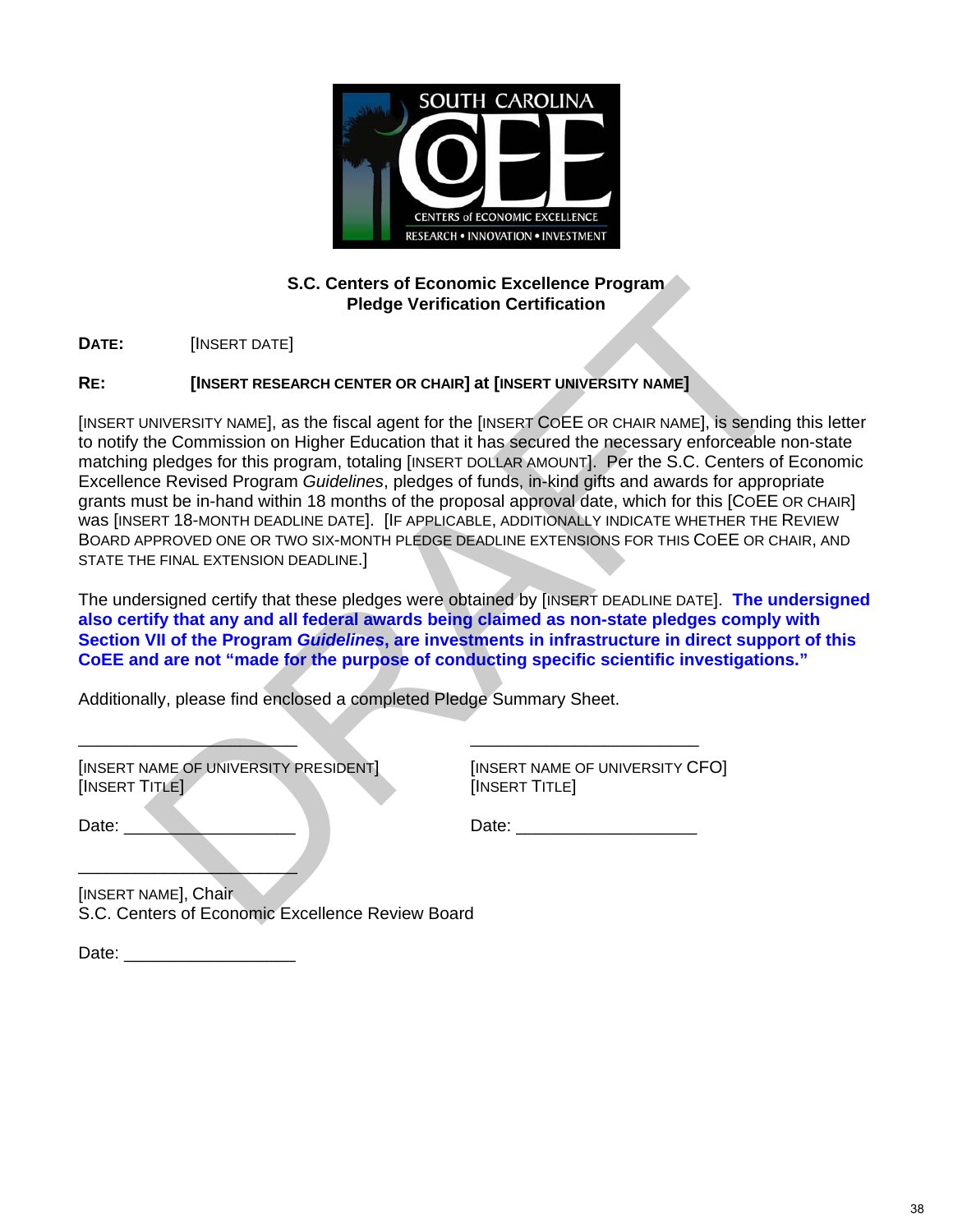**S.C. Centers of Economic Excellence Program**
**Pledge Verification Certification**

**DATE:** [INSERT DATE]

**RE:** **[INSERT RESEARCH CENTER OR CHAIR] at [INSERT UNIVERSITY NAME]**

[INSERT UNIVERSITY NAME], as the fiscal agent for the [INSERT COEE OR CHAIR NAME], is sending this letter to notify the Commission on Higher Education that it has secured the necessary enforceable non-state matching pledges for this program, totaling [INSERT DOLLAR AMOUNT]. Per the S.C. Centers of Economic Excellence Revised Program *Guidelines*, pledges of funds, in-kind gifts and awards for appropriate grants must be in-hand within 18 months of the proposal approval date, which for this [COEE OR CHAIR] was [INSERT 18-MONTH DEADLINE DATE]. [IF APPLICABLE, ADDITIONALLY INDICATE WHETHER THE REVIEW BOARD APPROVED ONE OR TWO SIX-MONTH PLEDGE DEADLINE EXTENSIONS FOR THIS COEE OR CHAIR, AND STATE THE FINAL EXTENSION DEADLINE.]

The undersigned certify that these pledges were obtained by [INSERT DEADLINE DATE]. **The undersigned also certify that any and all federal awards being claimed as non-state pledges comply with Section VII of the Program *Guidelines*, are investments in infrastructure in direct support of this CoEE and are not "made for the purpose of conducting specific scientific investigations."**

Additionally, please find enclosed a completed Pledge Summary Sheet.

| | |
|---|---|
| ______________________ | ______________________ |
| [INSERT NAME OF UNIVERSITY PRESIDENT] | [INSERT NAME OF UNIVERSITY CFO] |
| [INSERT TITLE] | [INSERT TITLE] |
| Date: __________________ | Date: __________________ |

______________________
[INSERT NAME], Chair
S.C. Centers of Economic Excellence Review Board

Date: __________________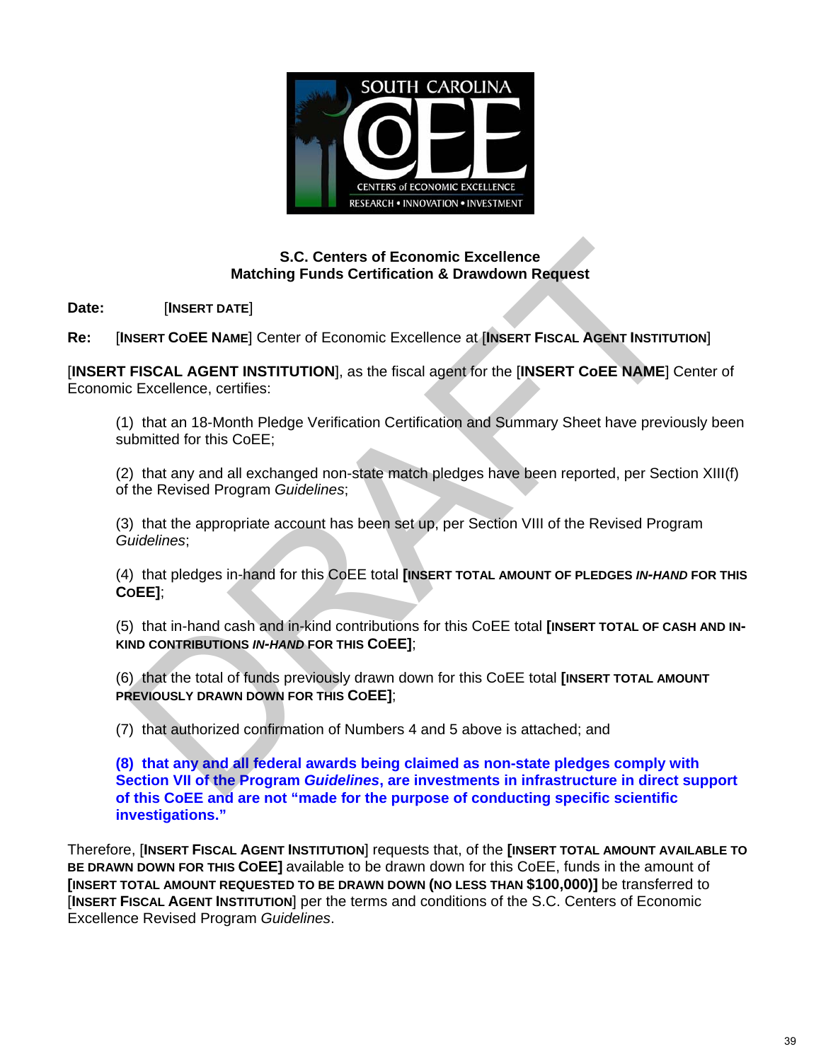**S.C. Centers of Economic Excellence**
**Matching Funds Certification & Drawdown Request**

**Date:** [INSERT DATE]

**Re:** [INSERT COEE NAME] Center of Economic Excellence at [INSERT FISCAL AGENT INSTITUTION]

[**INSERT FISCAL AGENT INSTITUTION**], as the fiscal agent for the [**INSERT CoEE NAME**] Center of Economic Excellence, certifies:

(1) that an 18-Month Pledge Verification Certification and Summary Sheet have previously been submitted for this CoEE;

(2) that any and all exchanged non-state match pledges have been reported, per Section XIII(f) of the Revised Program *Guidelines*;

(3) that the appropriate account has been set up, per Section VIII of the Revised Program *Guidelines*;

(4) that pledges in-hand for this CoEE total **[INSERT TOTAL AMOUNT OF PLEDGES *IN-HAND* FOR THIS COEE]**;

(5) that in-hand cash and in-kind contributions for this CoEE total **[INSERT TOTAL OF CASH AND IN-KIND CONTRIBUTIONS *IN-HAND* FOR THIS COEE]**;

(6) that the total of funds previously drawn down for this CoEE total **[INSERT TOTAL AMOUNT PREVIOUSLY DRAWN DOWN FOR THIS COEE]**;

(7) that authorized confirmation of Numbers 4 and 5 above is attached; and

**(8) that any and all federal awards being claimed as non-state pledges comply with Section VII of the Program *Guidelines*, are investments in infrastructure in direct support of this CoEE and are not "made for the purpose of conducting specific scientific investigations."**

Therefore, [**INSERT FISCAL AGENT INSTITUTION**] requests that, of the **[INSERT TOTAL AMOUNT AVAILABLE TO BE DRAWN DOWN FOR THIS COEE]** available to be drawn down for this CoEE, funds in the amount of **[INSERT TOTAL AMOUNT REQUESTED TO BE DRAWN DOWN (NO LESS THAN $100,000)]** be transferred to [**INSERT FISCAL AGENT INSTITUTION**] per the terms and conditions of the S.C. Centers of Economic Excellence Revised Program *Guidelines*.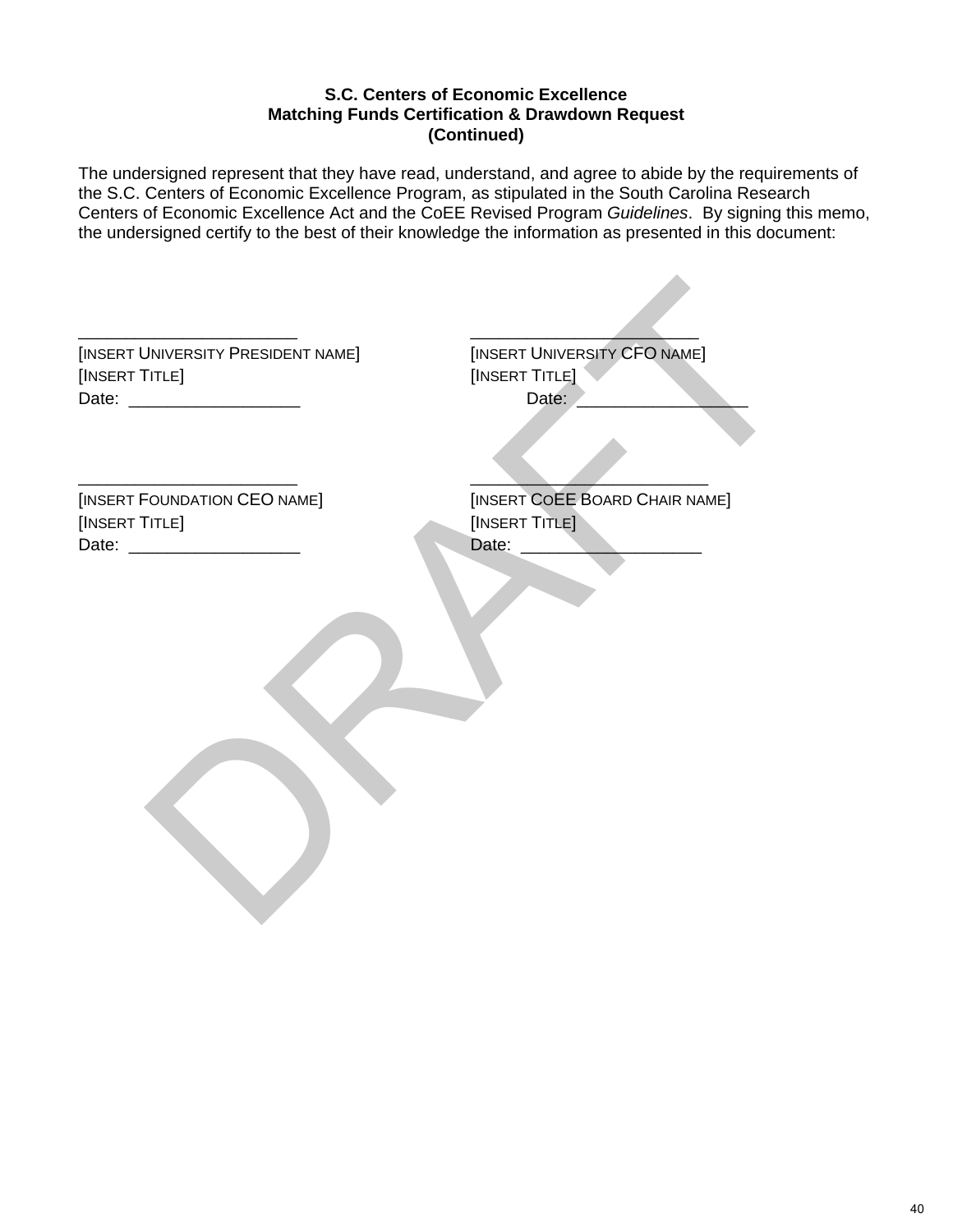**S.C. Centers of Economic Excellence**
**Matching Funds Certification & Drawdown Request**
**(Continued)**

The undersigned represent that they have read, understand, and agree to abide by the requirements of the S.C. Centers of Economic Excellence Program, as stipulated in the South Carolina Research Centers of Economic Excellence Act and the CoEE Revised Program *Guidelines*. By signing this memo, the undersigned certify to the best of their knowledge the information as presented in this document:

______________________
[INSERT UNIVERSITY PRESIDENT NAME]
[INSERT TITLE]
Date: _________________

______________________
[INSERT UNIVERSITY CFO NAME]
[INSERT TITLE]
Date: _________________

______________________
[INSERT FOUNDATION CEO NAME]
[INSERT TITLE]
Date: _________________

______________________
[INSERT COEE BOARD CHAIR NAME]
[INSERT TITLE]
Date: _________________

DRAFT